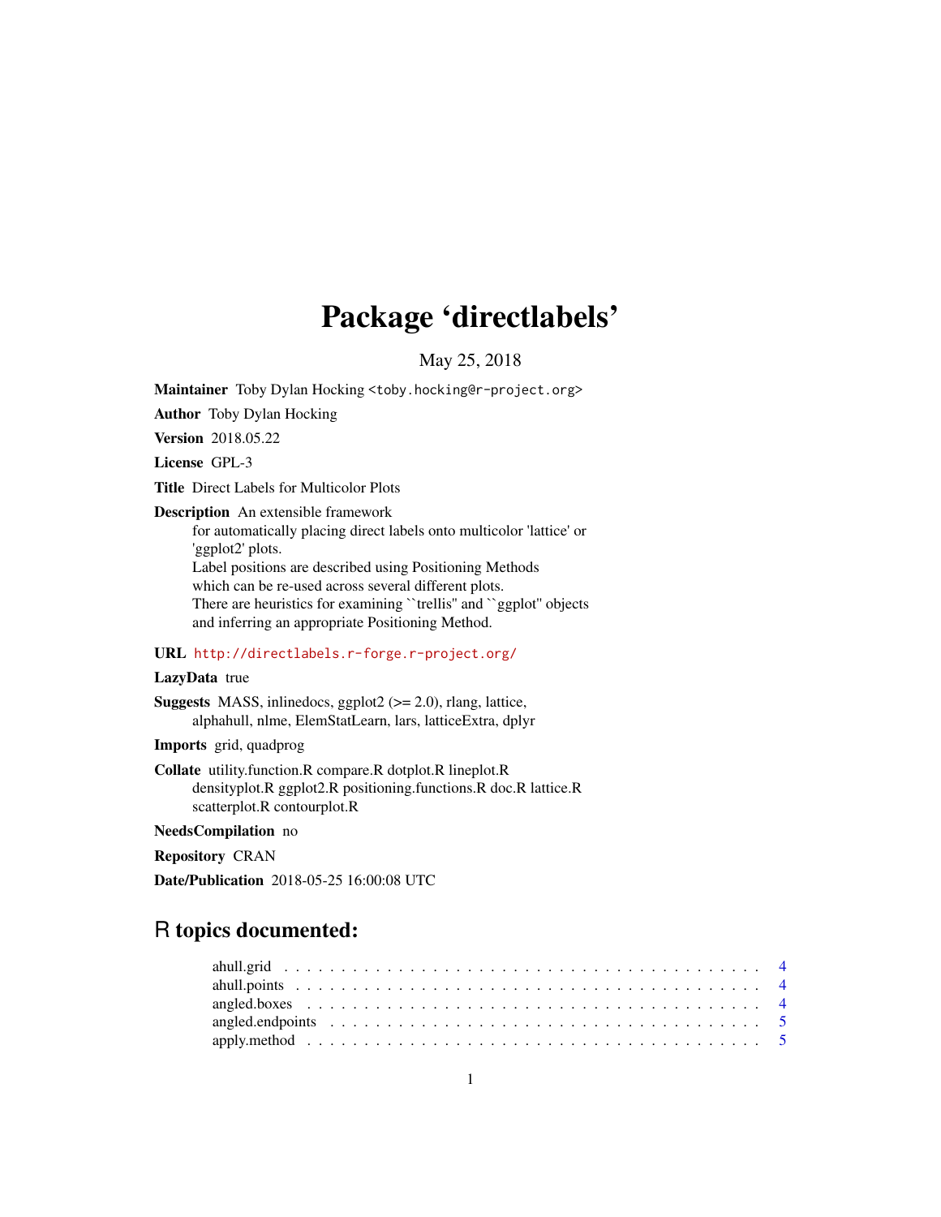# Package 'directlabels'

May 25, 2018

**Maintainer** Toby Dylan Hocking <toby.hocking@r-project.org>

**Author** Toby Dylan Hocking

**Version** 2018.05.22

**License** GPL-3

**Title** Direct Labels for Multicolor Plots

**Description** An extensible framework
for automatically placing direct labels onto multicolor 'lattice' or
'ggplot2' plots.
Label positions are described using Positioning Methods
which can be re-used across several different plots.
There are heuristics for examining ``trellis'' and ``ggplot'' objects
and inferring an appropriate Positioning Method.

**URL** http://directlabels.r-forge.r-project.org/

**LazyData** true

**Suggests** MASS, inlinedocs, ggplot2 (>= 2.0), rlang, lattice,
alphahull, nlme, ElemStatLearn, lars, latticeExtra, dplyr

**Imports** grid, quadprog

**Collate** utility.function.R compare.R dotplot.R lineplot.R
densityplot.R ggplot2.R positioning.functions.R doc.R lattice.R
scatterplot.R contourplot.R

**NeedsCompilation** no

**Repository** CRAN

**Date/Publication** 2018-05-25 16:00:08 UTC

## R topics documented:

ahull.grid . . . . . . . . . . . . . . . . . . . . . . . . . . . . . . . . . . . . . . . . 4
ahull.points . . . . . . . . . . . . . . . . . . . . . . . . . . . . . . . . . . . . . . . 4
angled.boxes . . . . . . . . . . . . . . . . . . . . . . . . . . . . . . . . . . . . . . 4
angled.endpoints . . . . . . . . . . . . . . . . . . . . . . . . . . . . . . . . . . . . 5
apply.method . . . . . . . . . . . . . . . . . . . . . . . . . . . . . . . . . . . . . . 5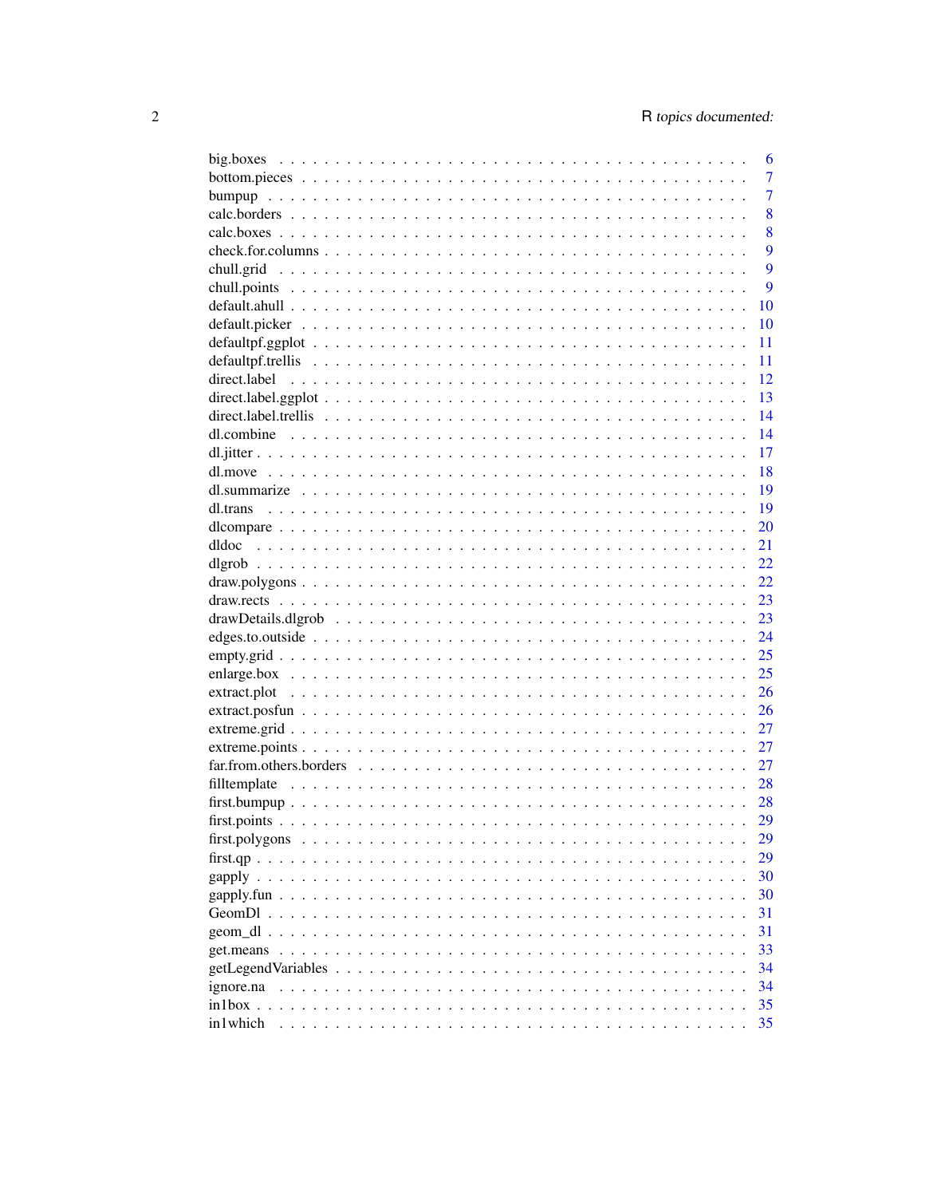| | |
|---|---|
| big.boxes | 6 |
| bottom.pieces | 7 |
| bumpup | 7 |
| calc.borders | 8 |
| calc.boxes | 8 |
| check.for.columns | 9 |
| chull.grid | 9 |
| chull.points | 9 |
| default.ahull | 10 |
| default.picker | 10 |
| defaultpf.ggplot | 11 |
| defaultpf.trellis | 11 |
| direct.label | 12 |
| direct.label.ggplot | 13 |
| direct.label.trellis | 14 |
| dl.combine | 14 |
| dl.jitter | 17 |
| dl.move | 18 |
| dl.summarize | 19 |
| dl.trans | 19 |
| dlcompare | 20 |
| dldoc | 21 |
| dlgrob | 22 |
| draw.polygons | 22 |
| draw.rects | 23 |
| drawDetails.dlgrob | 23 |
| edges.to.outside | 24 |
| empty.grid | 25 |
| enlarge.box | 25 |
| extract.plot | 26 |
| extract.posfun | 26 |
| extreme.grid | 27 |
| extreme.points | 27 |
| far.from.others.borders | 27 |
| filltemplate | 28 |
| first.bumpup | 28 |
| first.points | 29 |
| first.polygons | 29 |
| first.qp | 29 |
| gapply | 30 |
| gapply.fun | 30 |
| GeomDl | 31 |
| geom_dl | 31 |
| get.means | 33 |
| getLegendVariables | 34 |
| ignore.na | 34 |
| in1box | 35 |
| in1which | 35 |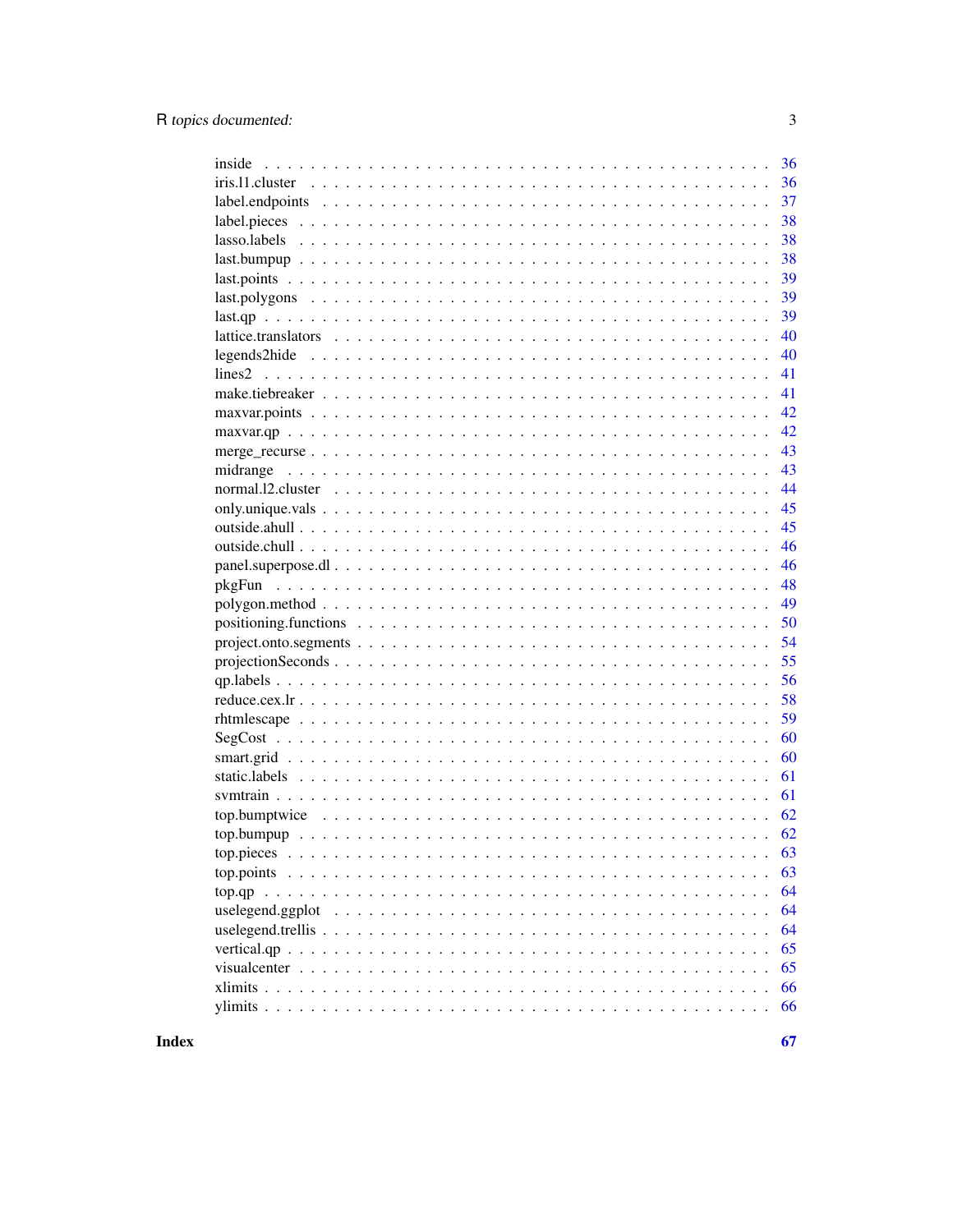| | |
|---|---|
| inside | 36 |
| iris.l1.cluster | 36 |
| label.endpoints | 37 |
| label.pieces | 38 |
| lasso.labels | 38 |
| last.bumpup | 38 |
| last.points | 39 |
| last.polygons | 39 |
| last.qp | 39 |
| lattice.translators | 40 |
| legends2hide | 40 |
| lines2 | 41 |
| make.tiebreaker | 41 |
| maxvar.points | 42 |
| maxvar.qp | 42 |
| merge_recurse | 43 |
| midrange | 43 |
| normal.l2.cluster | 44 |
| only.unique.vals | 45 |
| outside.ahull | 45 |
| outside.chull | 46 |
| panel.superpose.dl | 46 |
| pkgFun | 48 |
| polygon.method | 49 |
| positioning.functions | 50 |
| project.onto.segments | 54 |
| projectionSeconds | 55 |
| qp.labels | 56 |
| reduce.cex.lr | 58 |
| rhtmlescape | 59 |
| SegCost | 60 |
| smart.grid | 60 |
| static.labels | 61 |
| svmtrain | 61 |
| top.bumptwice | 62 |
| top.bumpup | 62 |
| top.pieces | 63 |
| top.points | 63 |
| top.qp | 64 |
| uselegend.ggplot | 64 |
| uselegend.trellis | 64 |
| vertical.qp | 65 |
| visualcenter | 65 |
| xlimits | 66 |
| ylimits | 66 |

**Index** **67**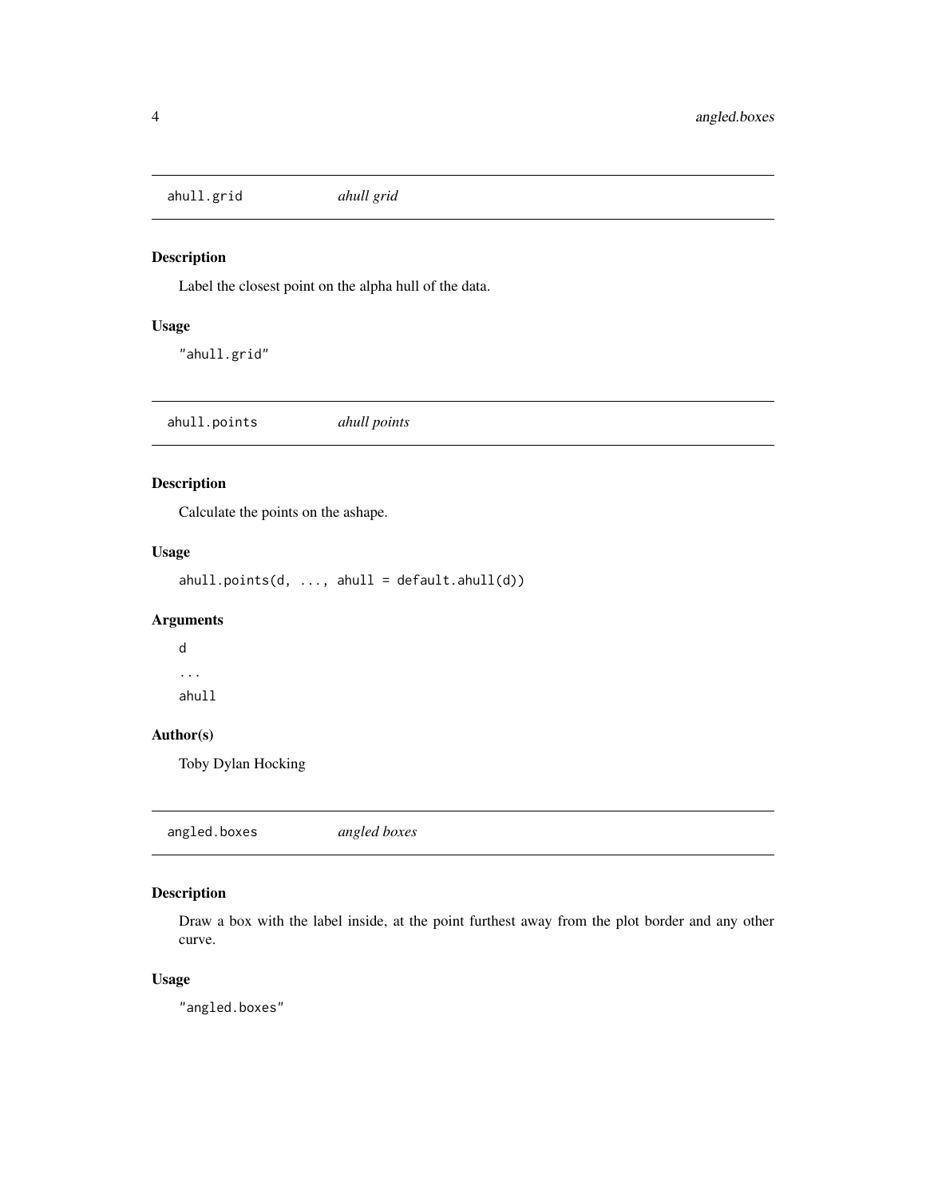## ahull.grid *ahull grid*

### Description

Label the closest point on the alpha hull of the data.

### Usage

```
"ahull.grid"
```

## ahull.points *ahull points*

### Description

Calculate the points on the ashape.

### Usage

```
ahull.points(d, ..., ahull = default.ahull(d))
```

### Arguments

`d`

`...`

`ahull`

### Author(s)

Toby Dylan Hocking

## angled.boxes *angled boxes*

### Description

Draw a box with the label inside, at the point furthest away from the plot border and any other curve.

### Usage

```
"angled.boxes"
```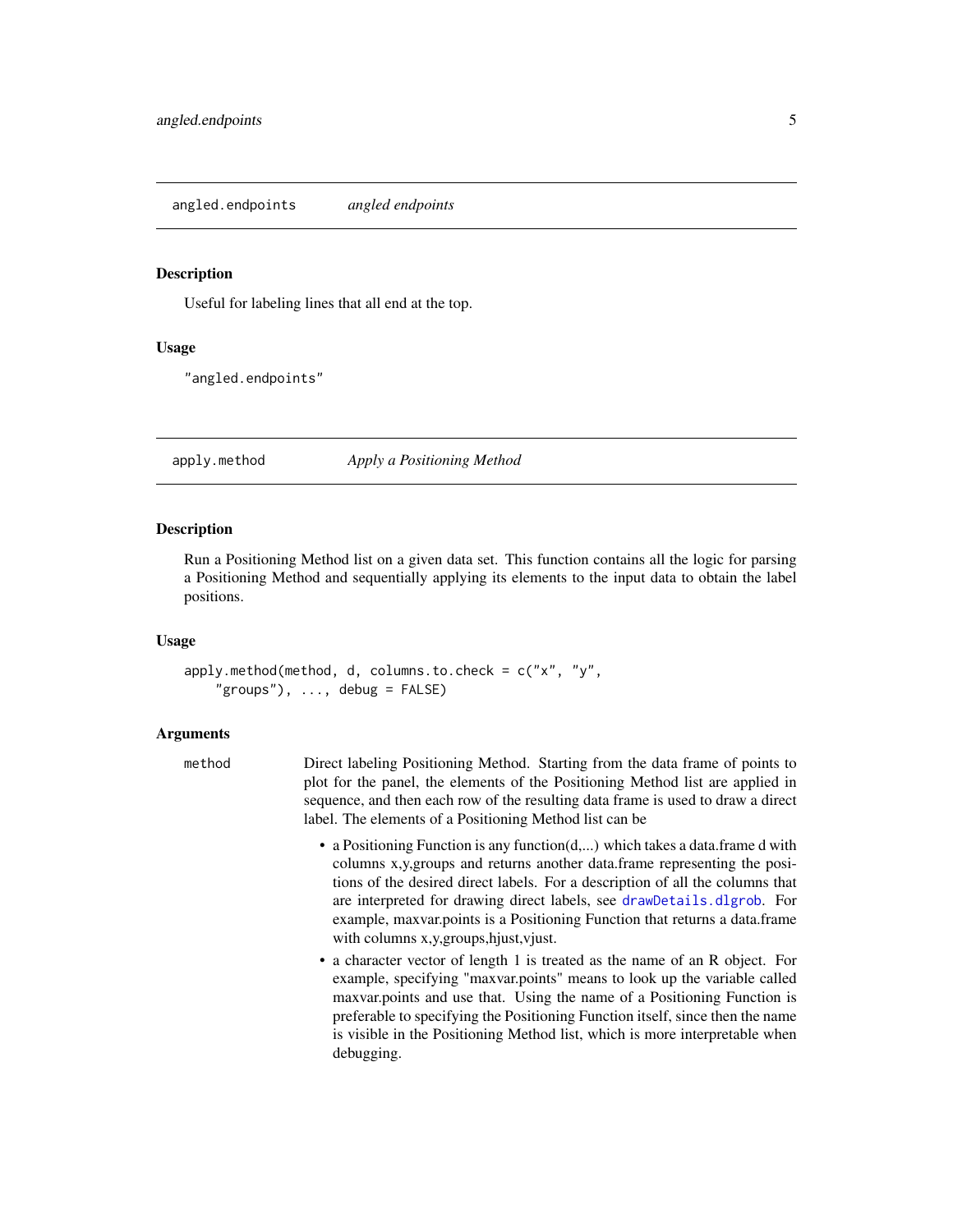## angled.endpoints — *angled endpoints*

### Description

Useful for labeling lines that all end at the top.

### Usage

```
"angled.endpoints"
```

## apply.method — *Apply a Positioning Method*

### Description

Run a Positioning Method list on a given data set. This function contains all the logic for parsing a Positioning Method and sequentially applying its elements to the input data to obtain the label positions.

### Usage

```
apply.method(method, d, columns.to.check = c("x", "y",
    "groups"), ..., debug = FALSE)
```

### Arguments

`method` — Direct labeling Positioning Method. Starting from the data frame of points to plot for the panel, the elements of the Positioning Method list are applied in sequence, and then each row of the resulting data frame is used to draw a direct label. The elements of a Positioning Method list can be

- a Positioning Function is any function(d,...) which takes a data.frame d with columns x,y,groups and returns another data.frame representing the positions of the desired direct labels. For a description of all the columns that are interpreted for drawing direct labels, see `drawDetails.dlgrob`. For example, maxvar.points is a Positioning Function that returns a data.frame with columns x,y,groups,hjust,vjust.
- a character vector of length 1 is treated as the name of an R object. For example, specifying "maxvar.points" means to look up the variable called maxvar.points and use that. Using the name of a Positioning Function is preferable to specifying the Positioning Function itself, since then the name is visible in the Positioning Method list, which is more interpretable when debugging.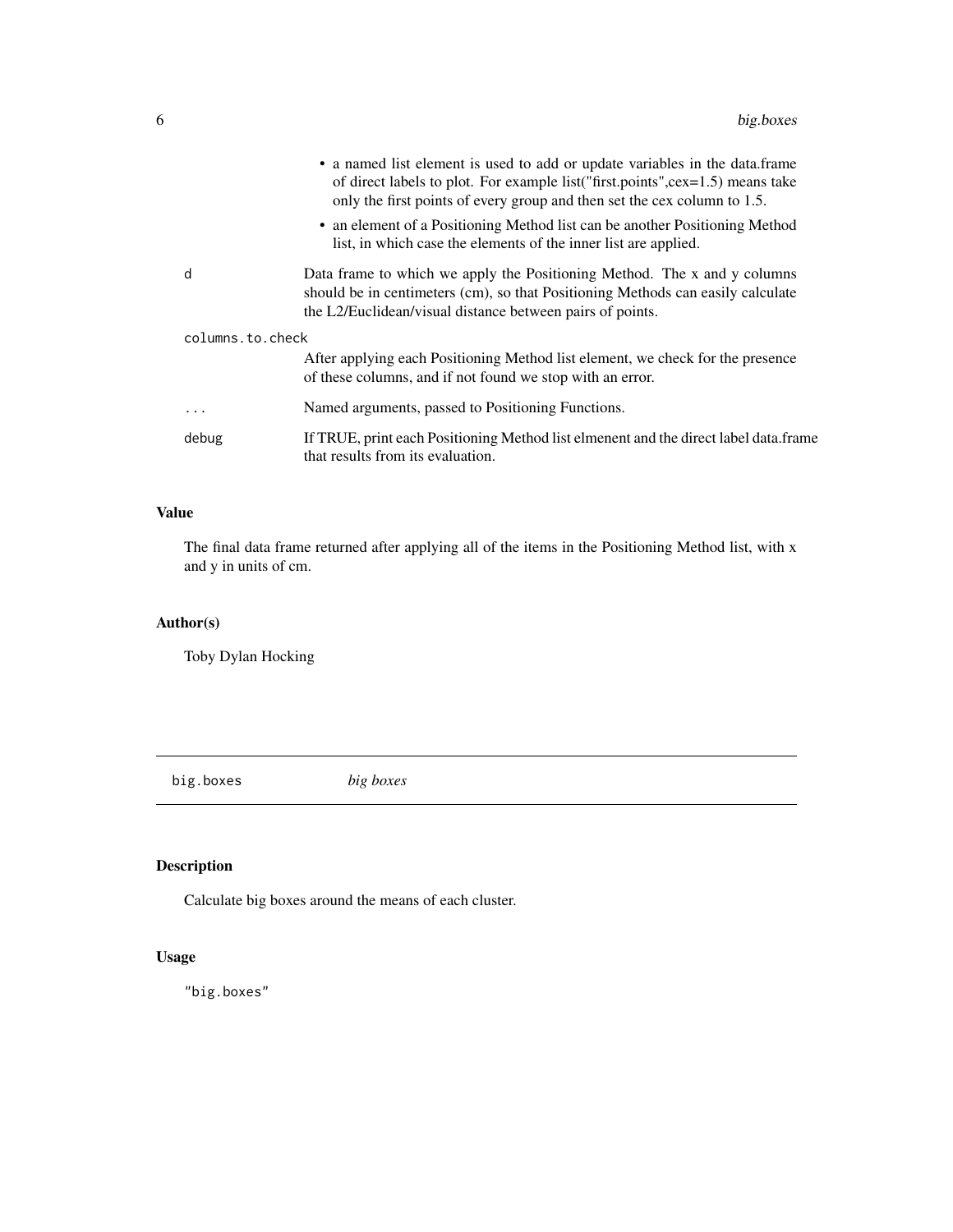- a named list element is used to add or update variables in the data.frame of direct labels to plot. For example list("first.points",cex=1.5) means take only the first points of every group and then set the cex column to 1.5.
- an element of a Positioning Method list can be another Positioning Method list, in which case the elements of the inner list are applied.

| | |
|---|---|
| d | Data frame to which we apply the Positioning Method. The x and y columns should be in centimeters (cm), so that Positioning Methods can easily calculate the L2/Euclidean/visual distance between pairs of points. |
| columns.to.check | After applying each Positioning Method list element, we check for the presence of these columns, and if not found we stop with an error. |
| ... | Named arguments, passed to Positioning Functions. |
| debug | If TRUE, print each Positioning Method list elmenent and the direct label data.frame that results from its evaluation. |

## Value

The final data frame returned after applying all of the items in the Positioning Method list, with x and y in units of cm.

## Author(s)

Toby Dylan Hocking

---

# big.boxes *big boxes*

## Description

Calculate big boxes around the means of each cluster.

## Usage

```
"big.boxes"
```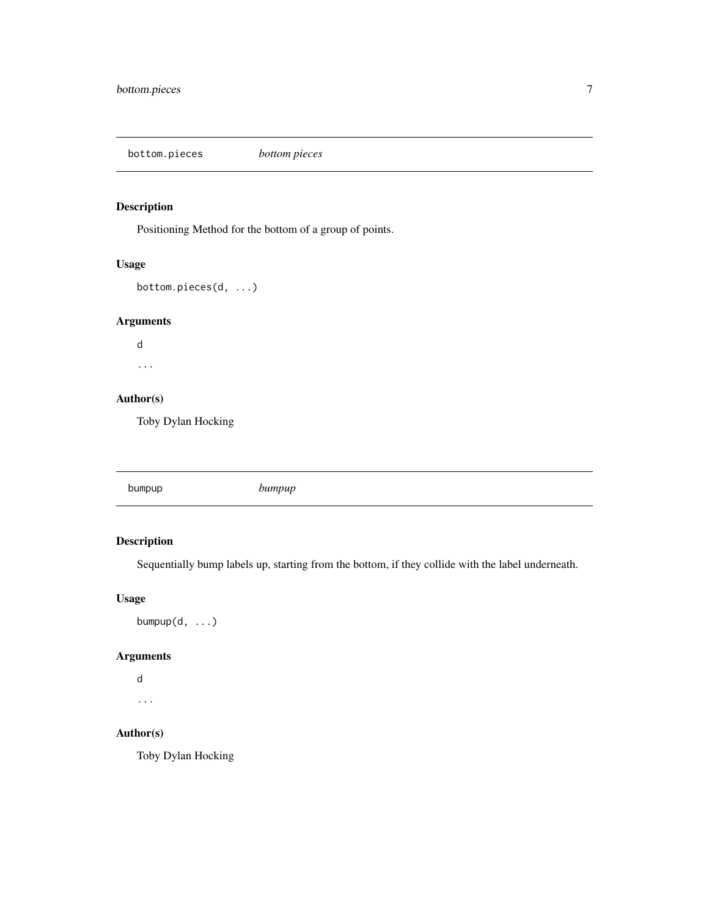## bottom.pieces *bottom pieces*

### Description

Positioning Method for the bottom of a group of points.

### Usage

```
bottom.pieces(d, ...)
```

### Arguments

d

...

### Author(s)

Toby Dylan Hocking

## bumpup *bumpup*

### Description

Sequentially bump labels up, starting from the bottom, if they collide with the label underneath.

### Usage

```
bumpup(d, ...)
```

### Arguments

d

...

### Author(s)

Toby Dylan Hocking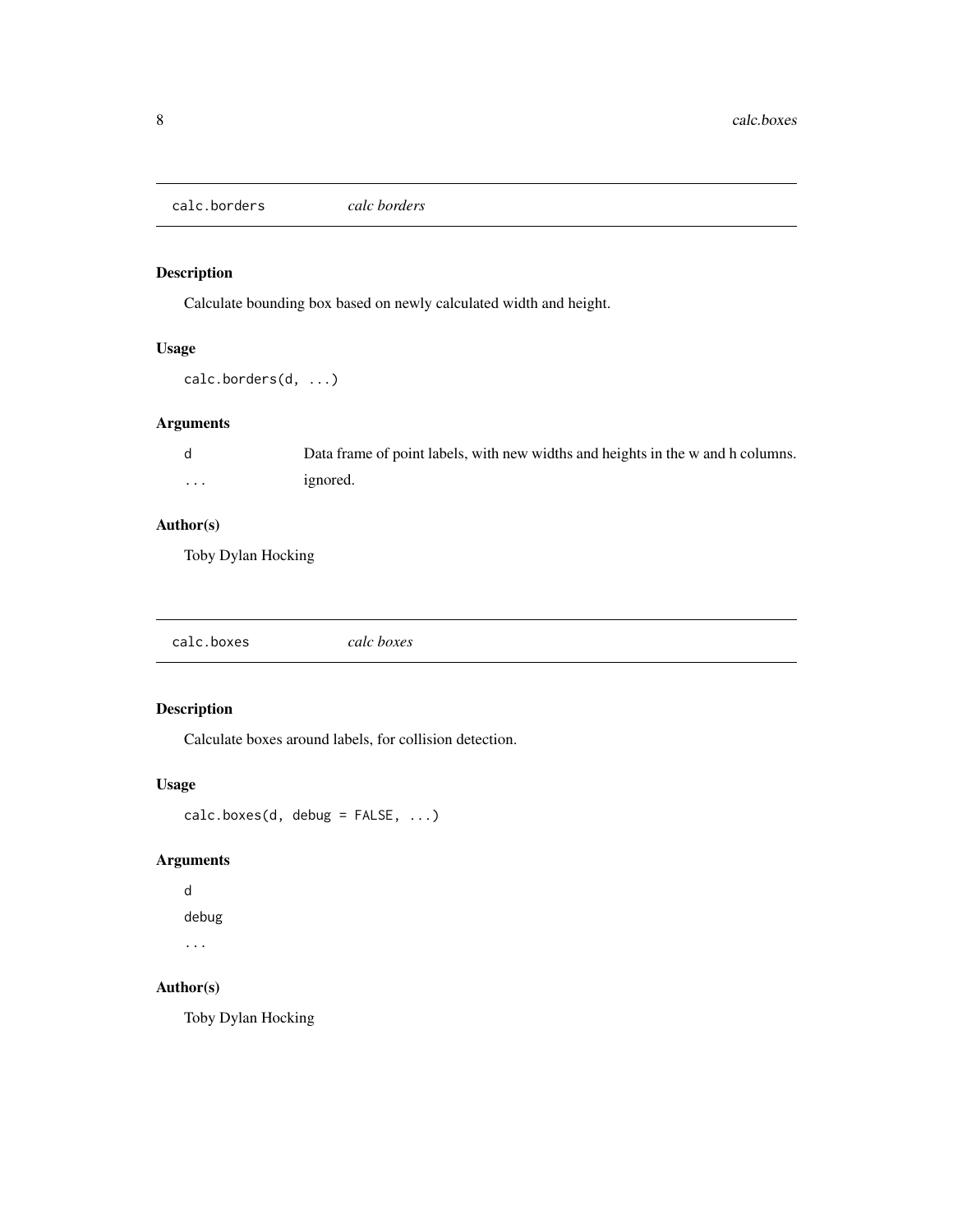## calc.borders *calc borders*

### Description

Calculate bounding box based on newly calculated width and height.

### Usage

```
calc.borders(d, ...)
```

### Arguments

| | |
|---|---|
| d | Data frame of point labels, with new widths and heights in the w and h columns. |
| ... | ignored. |

### Author(s)

Toby Dylan Hocking

## calc.boxes *calc boxes*

### Description

Calculate boxes around labels, for collision detection.

### Usage

```
calc.boxes(d, debug = FALSE, ...)
```

### Arguments

d

debug

...

### Author(s)

Toby Dylan Hocking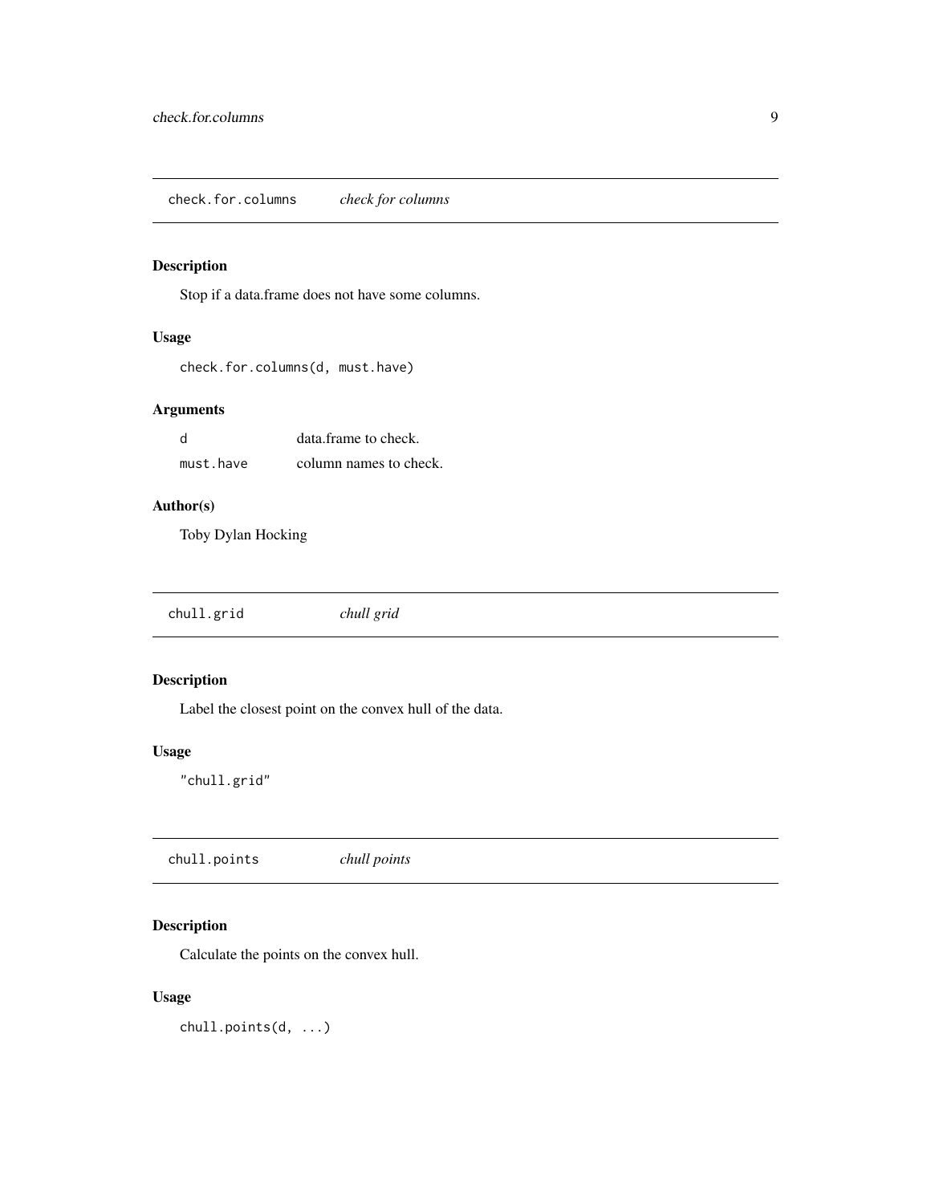## check.for.columns *check for columns*

### Description

Stop if a data.frame does not have some columns.

### Usage

```
check.for.columns(d, must.have)
```

### Arguments

| | |
|---|---|
| d | data.frame to check. |
| must.have | column names to check. |

### Author(s)

Toby Dylan Hocking

## chull.grid *chull grid*

### Description

Label the closest point on the convex hull of the data.

### Usage

```
"chull.grid"
```

## chull.points *chull points*

### Description

Calculate the points on the convex hull.

### Usage

```
chull.points(d, ...)
```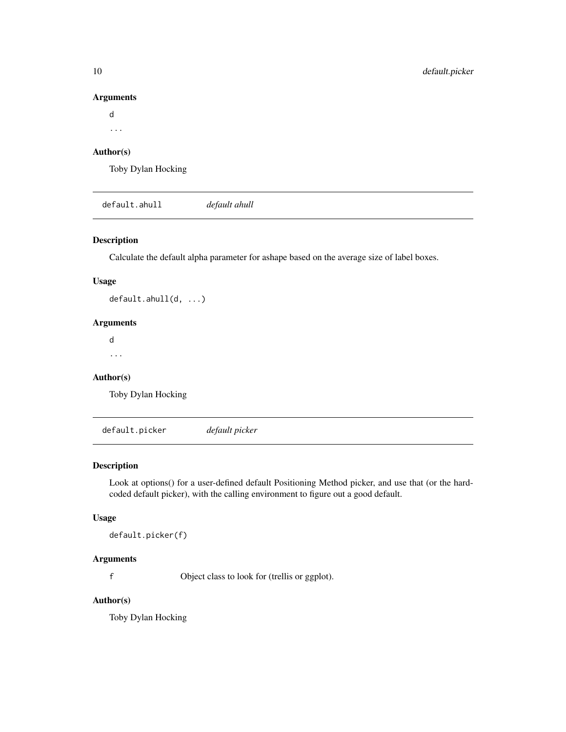## Arguments

d

...

## Author(s)

Toby Dylan Hocking

---

`default.ahull` *default ahull*

---

## Description

Calculate the default alpha parameter for ashape based on the average size of label boxes.

## Usage

```
default.ahull(d, ...)
```

## Arguments

d

...

## Author(s)

Toby Dylan Hocking

---

`default.picker` *default picker*

---

## Description

Look at options() for a user-defined default Positioning Method picker, and use that (or the hard-coded default picker), with the calling environment to figure out a good default.

## Usage

```
default.picker(f)
```

## Arguments

| | |
|---|---|
| f | Object class to look for (trellis or ggplot). |

## Author(s)

Toby Dylan Hocking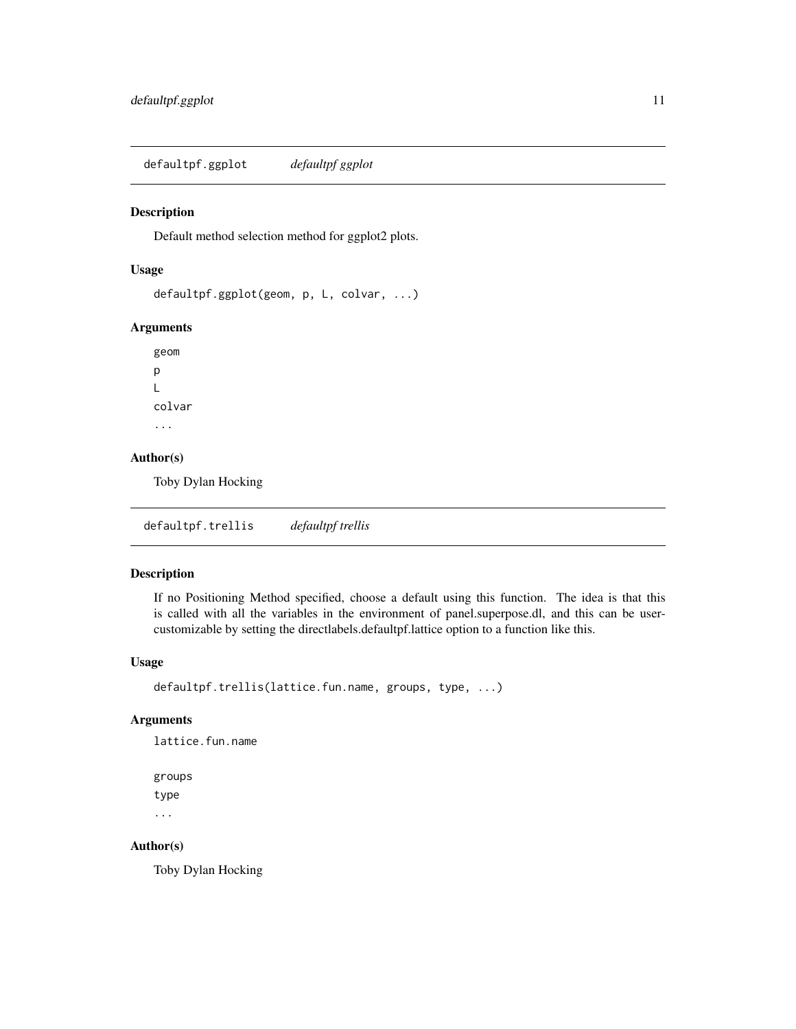## defaultpf.ggplot *defaultpf ggplot*

### Description

Default method selection method for ggplot2 plots.

### Usage

```
defaultpf.ggplot(geom, p, L, colvar, ...)
```

### Arguments

```
geom
p
L
colvar
...
```

### Author(s)

Toby Dylan Hocking

## defaultpf.trellis *defaultpf trellis*

### Description

If no Positioning Method specified, choose a default using this function. The idea is that this is called with all the variables in the environment of panel.superpose.dl, and this can be user-customizable by setting the directlabels.defaultpf.lattice option to a function like this.

### Usage

```
defaultpf.trellis(lattice.fun.name, groups, type, ...)
```

### Arguments

```
lattice.fun.name

groups
type
...
```

### Author(s)

Toby Dylan Hocking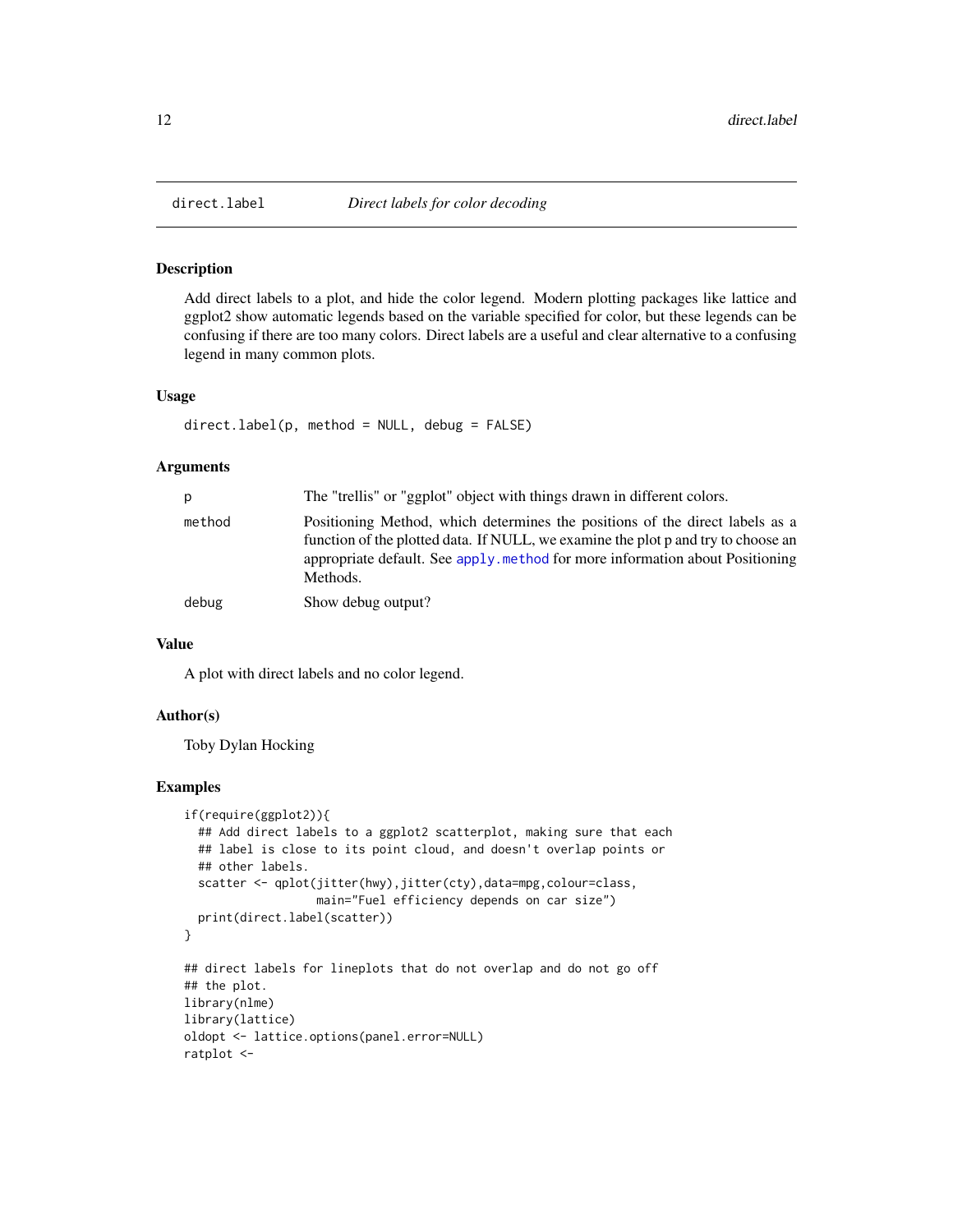## direct.label — *Direct labels for color decoding*

### Description

Add direct labels to a plot, and hide the color legend. Modern plotting packages like lattice and ggplot2 show automatic legends based on the variable specified for color, but these legends can be confusing if there are too many colors. Direct labels are a useful and clear alternative to a confusing legend in many common plots.

### Usage

```
direct.label(p, method = NULL, debug = FALSE)
```

### Arguments

| | |
|---|---|
| p | The "trellis" or "ggplot" object with things drawn in different colors. |
| method | Positioning Method, which determines the positions of the direct labels as a function of the plotted data. If NULL, we examine the plot p and try to choose an appropriate default. See apply.method for more information about Positioning Methods. |
| debug | Show debug output? |

### Value

A plot with direct labels and no color legend.

### Author(s)

Toby Dylan Hocking

### Examples

```
if(require(ggplot2)){
  ## Add direct labels to a ggplot2 scatterplot, making sure that each
  ## label is close to its point cloud, and doesn't overlap points or
  ## other labels.
  scatter <- qplot(jitter(hwy),jitter(cty),data=mpg,colour=class,
                   main="Fuel efficiency depends on car size")
  print(direct.label(scatter))
}

## direct labels for lineplots that do not overlap and do not go off
## the plot.
library(nlme)
library(lattice)
oldopt <- lattice.options(panel.error=NULL)
ratplot <-
```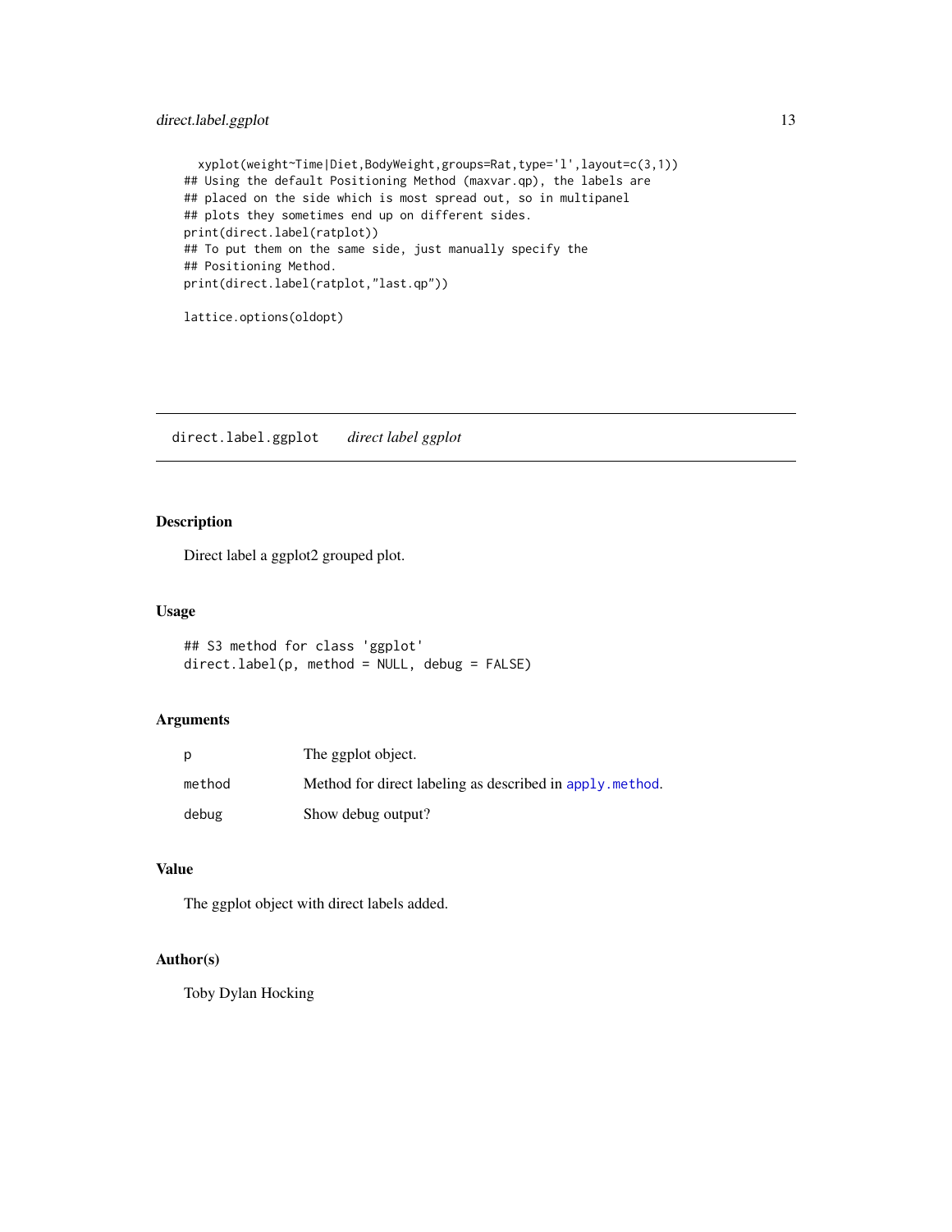```
  xyplot(weight~Time|Diet,BodyWeight,groups=Rat,type='l',layout=c(3,1))
## Using the default Positioning Method (maxvar.qp), the labels are
## placed on the side which is most spread out, so in multipanel
## plots they sometimes end up on different sides.
print(direct.label(ratplot))
## To put them on the same side, just manually specify the
## Positioning Method.
print(direct.label(ratplot,"last.qp"))

lattice.options(oldopt)
```

## direct.label.ggplot *direct label ggplot*

### Description

Direct label a ggplot2 grouped plot.

### Usage

```
## S3 method for class 'ggplot'
direct.label(p, method = NULL, debug = FALSE)
```

### Arguments

| | |
|---|---|
| p | The ggplot object. |
| method | Method for direct labeling as described in apply.method. |
| debug | Show debug output? |

### Value

The ggplot object with direct labels added.

### Author(s)

Toby Dylan Hocking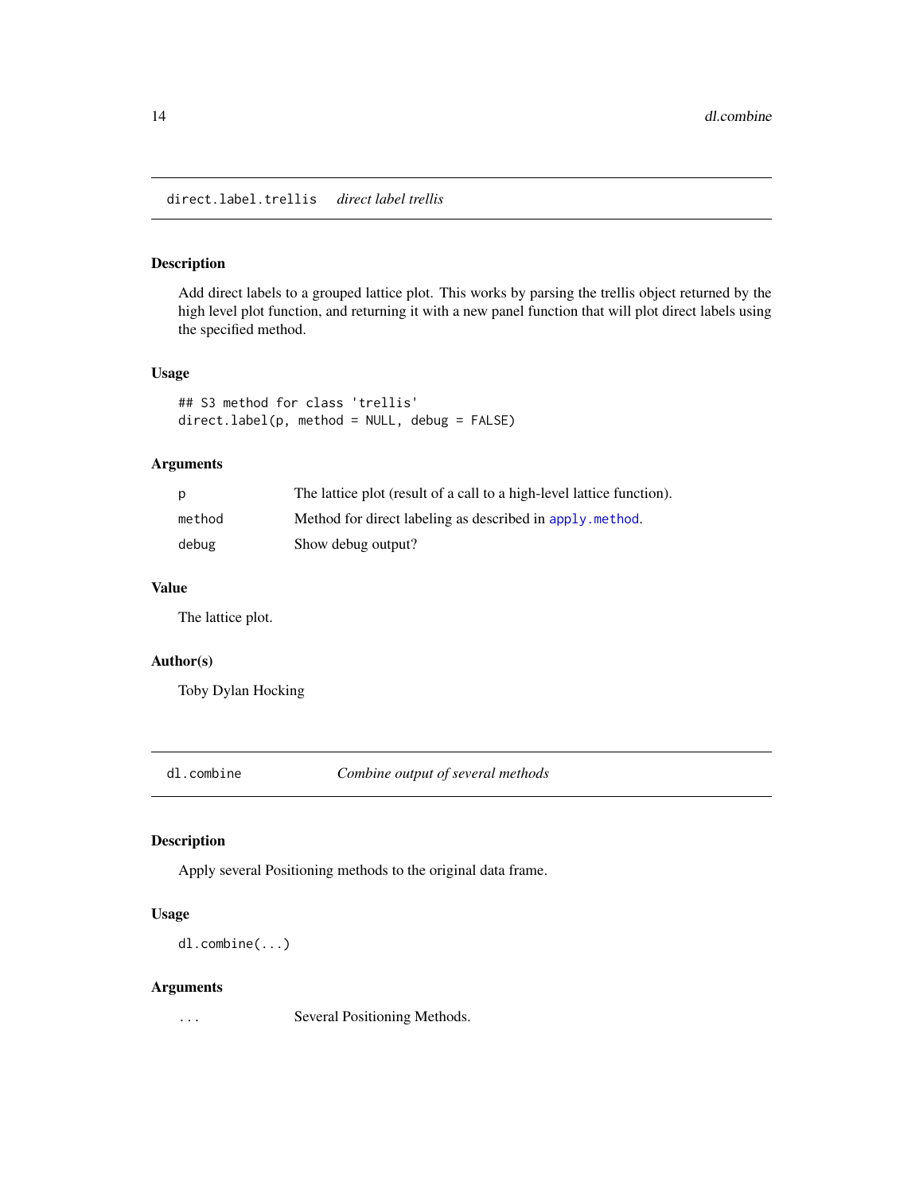## direct.label.trellis *direct label trellis*

### Description

Add direct labels to a grouped lattice plot. This works by parsing the trellis object returned by the high level plot function, and returning it with a new panel function that will plot direct labels using the specified method.

### Usage

```
## S3 method for class 'trellis'
direct.label(p, method = NULL, debug = FALSE)
```

### Arguments

| | |
|---|---|
| p | The lattice plot (result of a call to a high-level lattice function). |
| method | Method for direct labeling as described in apply.method. |
| debug | Show debug output? |

### Value

The lattice plot.

### Author(s)

Toby Dylan Hocking

## dl.combine *Combine output of several methods*

### Description

Apply several Positioning methods to the original data frame.

### Usage

```
dl.combine(...)
```

### Arguments

| | |
|---|---|
| ... | Several Positioning Methods. |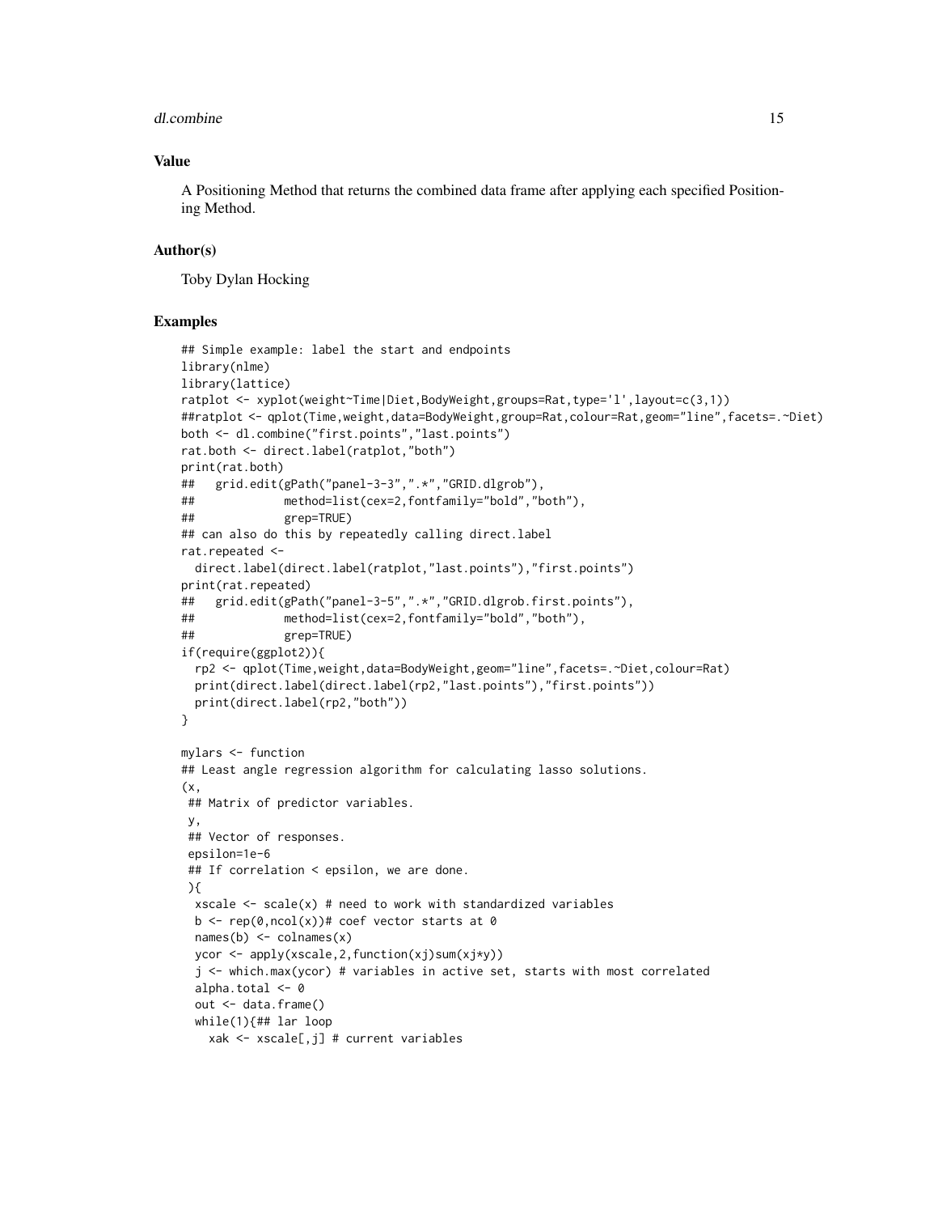### Value

A Positioning Method that returns the combined data frame after applying each specified Positioning Method.

### Author(s)

Toby Dylan Hocking

### Examples

```
## Simple example: label the start and endpoints
library(nlme)
library(lattice)
ratplot <- xyplot(weight~Time|Diet,BodyWeight,groups=Rat,type='l',layout=c(3,1))
##ratplot <- qplot(Time,weight,data=BodyWeight,group=Rat,colour=Rat,geom="line",facets=.~Diet)
both <- dl.combine("first.points","last.points")
rat.both <- direct.label(ratplot,"both")
print(rat.both)
##   grid.edit(gPath("panel-3-3",".*","GRID.dlgrob"),
##             method=list(cex=2,fontfamily="bold","both"),
##             grep=TRUE)
## can also do this by repeatedly calling direct.label
rat.repeated <-
  direct.label(direct.label(ratplot,"last.points"),"first.points")
print(rat.repeated)
##   grid.edit(gPath("panel-3-5",".*","GRID.dlgrob.first.points"),
##             method=list(cex=2,fontfamily="bold","both"),
##             grep=TRUE)
if(require(ggplot2)){
  rp2 <- qplot(Time,weight,data=BodyWeight,geom="line",facets=.~Diet,colour=Rat)
  print(direct.label(direct.label(rp2,"last.points"),"first.points"))
  print(direct.label(rp2,"both"))
}

mylars <- function
## Least angle regression algorithm for calculating lasso solutions.
(x,
 ## Matrix of predictor variables.
 y,
 ## Vector of responses.
 epsilon=1e-6
 ## If correlation < epsilon, we are done.
 ){
  xscale <- scale(x) # need to work with standardized variables
  b <- rep(0,ncol(x))# coef vector starts at 0
  names(b) <- colnames(x)
  ycor <- apply(xscale,2,function(xj)sum(xj*y))
  j <- which.max(ycor) # variables in active set, starts with most correlated
  alpha.total <- 0
  out <- data.frame()
  while(1){## lar loop
    xak <- xscale[,j] # current variables
```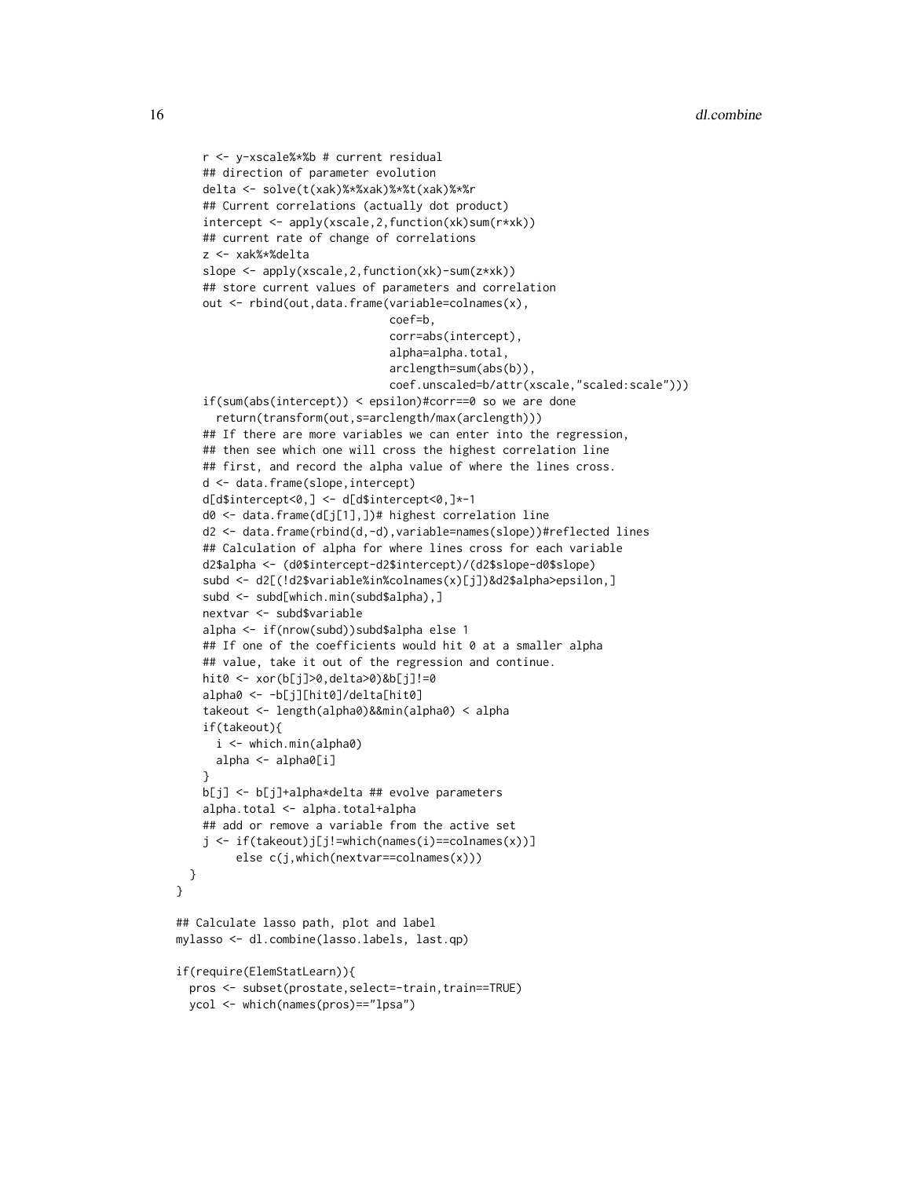```
    r <- y-xscale%*%b # current residual
    ## direction of parameter evolution
    delta <- solve(t(xak)%*%xak)%*%t(xak)%*%r
    ## Current correlations (actually dot product)
    intercept <- apply(xscale,2,function(xk)sum(r*xk))
    ## current rate of change of correlations
    z <- xak%*%delta
    slope <- apply(xscale,2,function(xk)-sum(z*xk))
    ## store current values of parameters and correlation
    out <- rbind(out,data.frame(variable=colnames(x),
                                coef=b,
                                corr=abs(intercept),
                                alpha=alpha.total,
                                arclength=sum(abs(b)),
                                coef.unscaled=b/attr(xscale,"scaled:scale")))
    if(sum(abs(intercept)) < epsilon)#corr==0 so we are done
      return(transform(out,s=arclength/max(arclength)))
    ## If there are more variables we can enter into the regression,
    ## then see which one will cross the highest correlation line
    ## first, and record the alpha value of where the lines cross.
    d <- data.frame(slope,intercept)
    d[d$intercept<0,] <- d[d$intercept<0,]*-1
    d0 <- data.frame(d[j[1],])# highest correlation line
    d2 <- data.frame(rbind(d,-d),variable=names(slope))#reflected lines
    ## Calculation of alpha for where lines cross for each variable
    d2$alpha <- (d0$intercept-d2$intercept)/(d2$slope-d0$slope)
    subd <- d2[(!d2$variable%in%colnames(x)[j])&d2$alpha>epsilon,]
    subd <- subd[which.min(subd$alpha),]
    nextvar <- subd$variable
    alpha <- if(nrow(subd))subd$alpha else 1
    ## If one of the coefficients would hit 0 at a smaller alpha
    ## value, take it out of the regression and continue.
    hit0 <- xor(b[j]>0,delta>0)&b[j]!=0
    alpha0 <- -b[j][hit0]/delta[hit0]
    takeout <- length(alpha0)&&min(alpha0) < alpha
    if(takeout){
      i <- which.min(alpha0)
      alpha <- alpha0[i]
    }
    b[j] <- b[j]+alpha*delta ## evolve parameters
    alpha.total <- alpha.total+alpha
    ## add or remove a variable from the active set
    j <- if(takeout)j[j!=which(names(i)==colnames(x))]
         else c(j,which(nextvar==colnames(x)))
  }
}

## Calculate lasso path, plot and label
mylasso <- dl.combine(lasso.labels, last.qp)

if(require(ElemStatLearn)){
  pros <- subset(prostate,select=-train,train==TRUE)
  ycol <- which(names(pros)=="lpsa")
```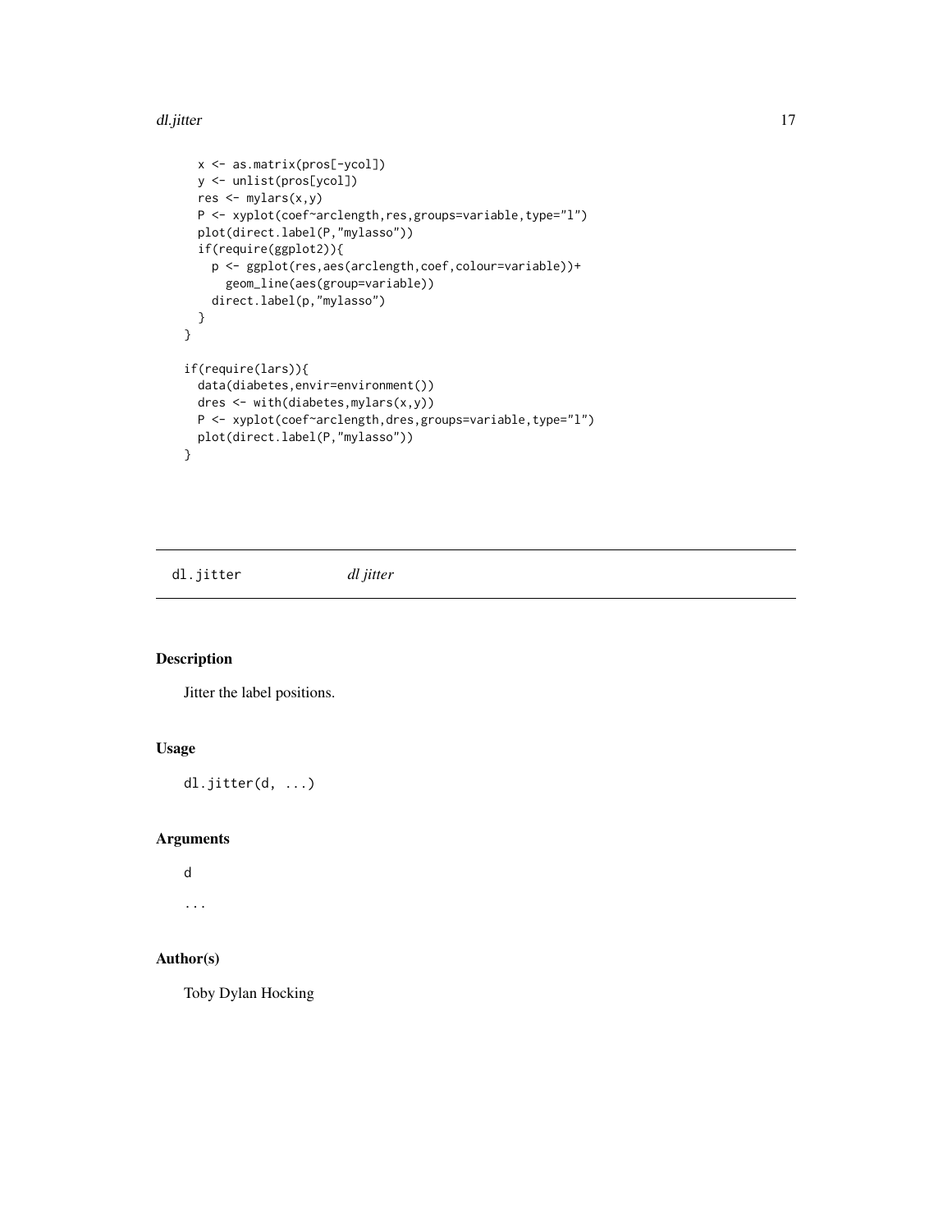```
  x <- as.matrix(pros[-ycol])
  y <- unlist(pros[ycol])
  res <- mylars(x,y)
  P <- xyplot(coef~arclength,res,groups=variable,type="l")
  plot(direct.label(P,"mylasso"))
  if(require(ggplot2)){
    p <- ggplot(res,aes(arclength,coef,colour=variable))+
      geom_line(aes(group=variable))
    direct.label(p,"mylasso")
  }
}

if(require(lars)){
  data(diabetes,envir=environment())
  dres <- with(diabetes,mylars(x,y))
  P <- xyplot(coef~arclength,dres,groups=variable,type="l")
  plot(direct.label(P,"mylasso"))
}
```

---

## dl.jitter *dl jitter*

---

### Description

Jitter the label positions.

### Usage

```
dl.jitter(d, ...)
```

### Arguments

`d`

`...`

### Author(s)

Toby Dylan Hocking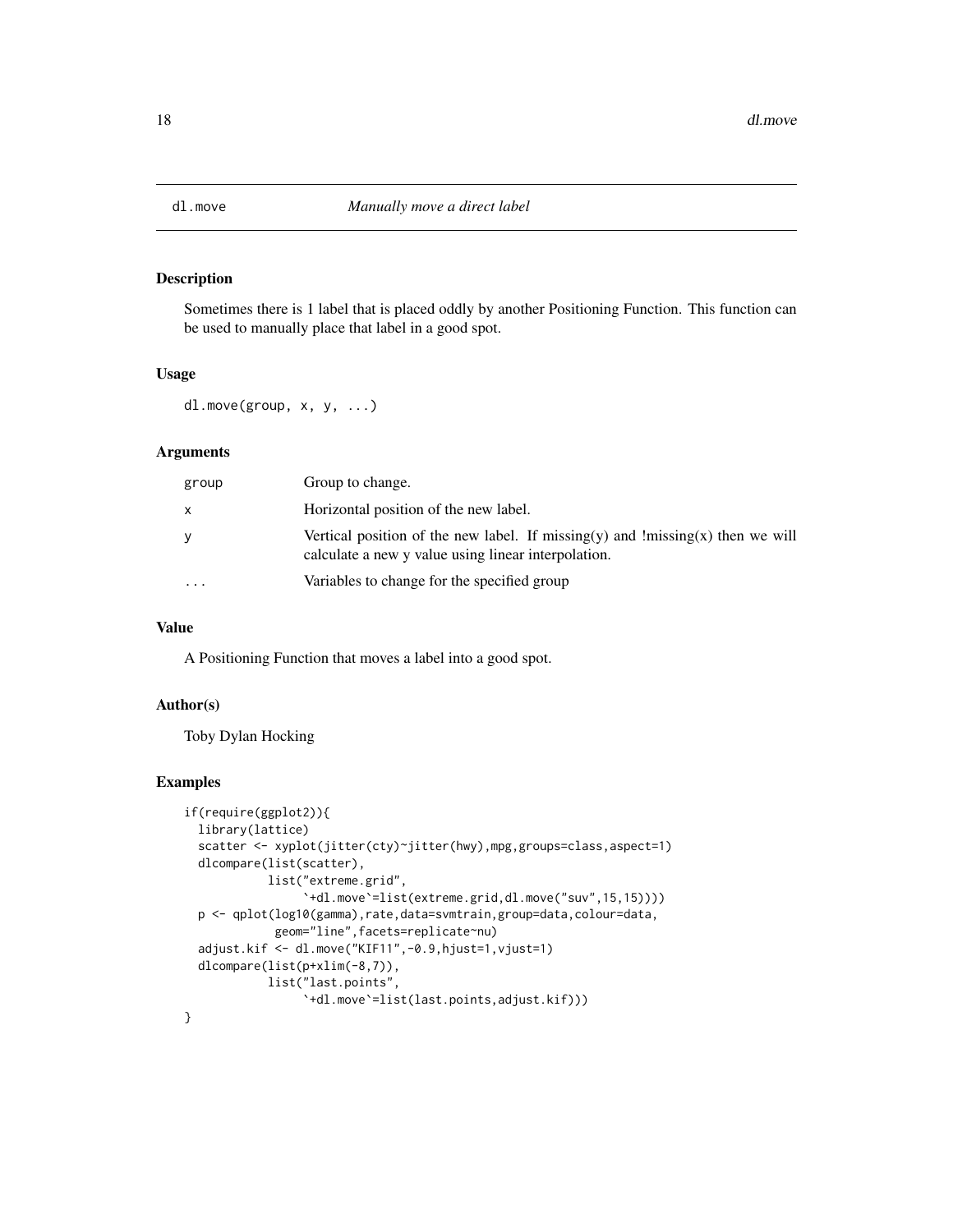# dl.move — *Manually move a direct label*

## Description

Sometimes there is 1 label that is placed oddly by another Positioning Function. This function can be used to manually place that label in a good spot.

## Usage

```
dl.move(group, x, y, ...)
```

## Arguments

| | |
|---|---|
| group | Group to change. |
| x | Horizontal position of the new label. |
| y | Vertical position of the new label. If missing(y) and !missing(x) then we will calculate a new y value using linear interpolation. |
| ... | Variables to change for the specified group |

## Value

A Positioning Function that moves a label into a good spot.

## Author(s)

Toby Dylan Hocking

## Examples

```
if(require(ggplot2)){
  library(lattice)
  scatter <- xyplot(jitter(cty)~jitter(hwy),mpg,groups=class,aspect=1)
  dlcompare(list(scatter),
            list("extreme.grid",
                 `+dl.move`=list(extreme.grid,dl.move("suv",15,15))))
  p <- qplot(log10(gamma),rate,data=svmtrain,group=data,colour=data,
             geom="line",facets=replicate~nu)
  adjust.kif <- dl.move("KIF11",-0.9,hjust=1,vjust=1)
  dlcompare(list(p+xlim(-8,7)),
            list("last.points",
                 `+dl.move`=list(last.points,adjust.kif)))
}
```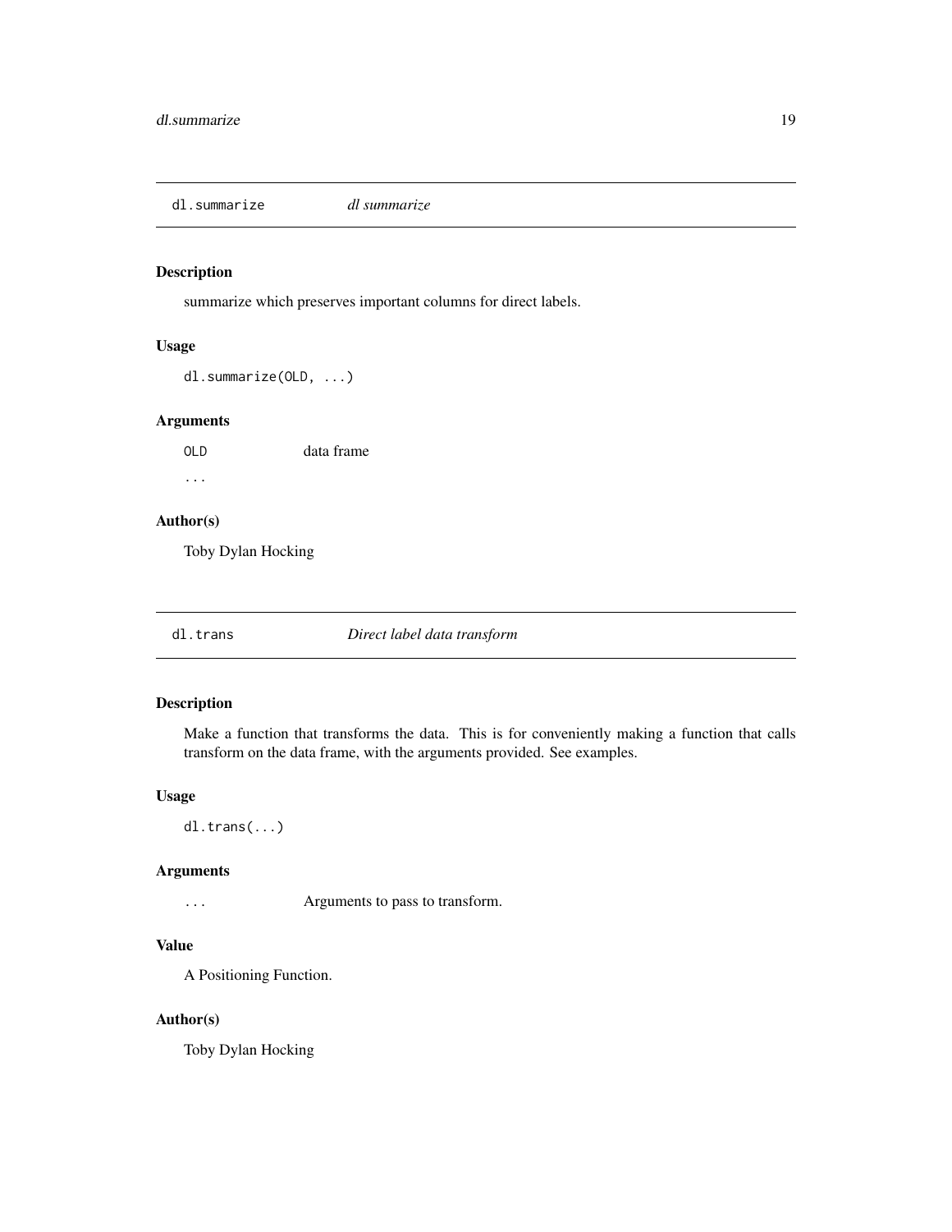## dl.summarize *dl summarize*

### Description

summarize which preserves important columns for direct labels.

### Usage

```
dl.summarize(OLD, ...)
```

### Arguments

| | |
|---|---|
| `OLD` | data frame |
| `...` | |

### Author(s)

Toby Dylan Hocking

## dl.trans *Direct label data transform*

### Description

Make a function that transforms the data. This is for conveniently making a function that calls transform on the data frame, with the arguments provided. See examples.

### Usage

```
dl.trans(...)
```

### Arguments

| | |
|---|---|
| `...` | Arguments to pass to transform. |

### Value

A Positioning Function.

### Author(s)

Toby Dylan Hocking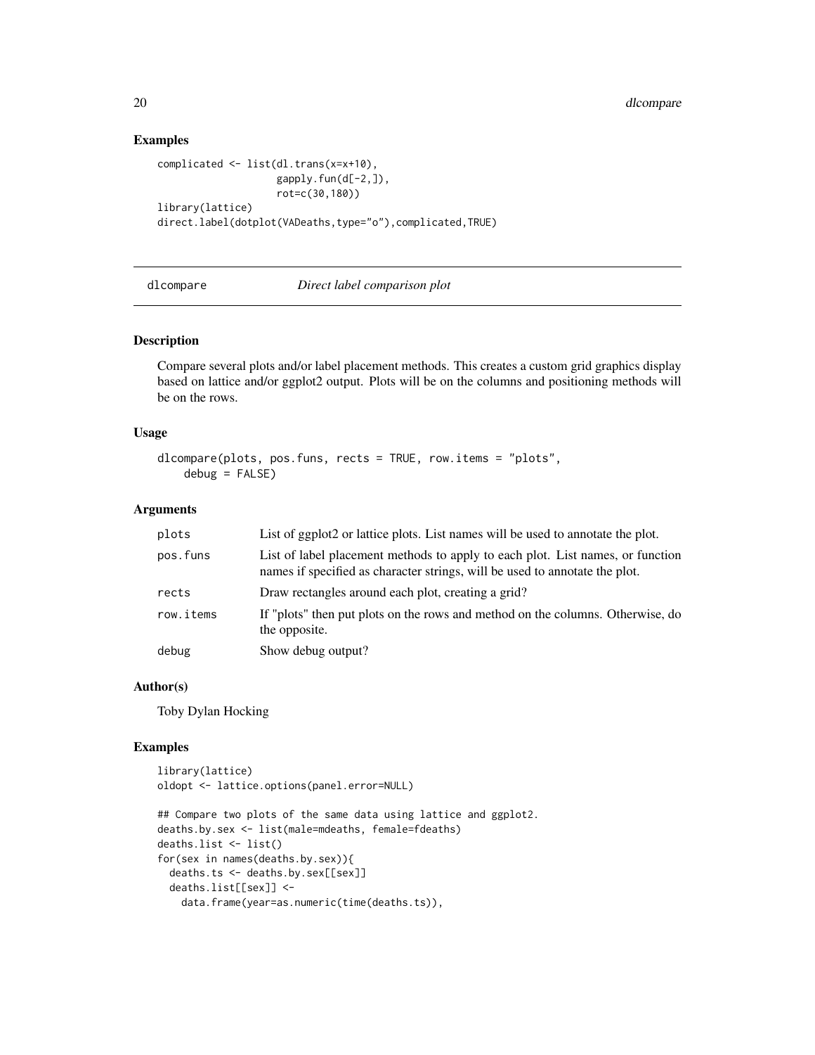## Examples

```
complicated <- list(dl.trans(x=x+10),
                    gapply.fun(d[-2,]),
                    rot=c(30,180))
library(lattice)
direct.label(dotplot(VADeaths,type="o"),complicated,TRUE)
```

---

# dlcompare *Direct label comparison plot*

---

## Description

Compare several plots and/or label placement methods. This creates a custom grid graphics display based on lattice and/or ggplot2 output. Plots will be on the columns and positioning methods will be on the rows.

## Usage

```
dlcompare(plots, pos.funs, rects = TRUE, row.items = "plots",
    debug = FALSE)
```

## Arguments

| | |
|---|---|
| plots | List of ggplot2 or lattice plots. List names will be used to annotate the plot. |
| pos.funs | List of label placement methods to apply to each plot. List names, or function names if specified as character strings, will be used to annotate the plot. |
| rects | Draw rectangles around each plot, creating a grid? |
| row.items | If "plots" then put plots on the rows and method on the columns. Otherwise, do the opposite. |
| debug | Show debug output? |

## Author(s)

Toby Dylan Hocking

## Examples

```
library(lattice)
oldopt <- lattice.options(panel.error=NULL)

## Compare two plots of the same data using lattice and ggplot2.
deaths.by.sex <- list(male=mdeaths, female=fdeaths)
deaths.list <- list()
for(sex in names(deaths.by.sex)){
  deaths.ts <- deaths.by.sex[[sex]]
  deaths.list[[sex]] <-
    data.frame(year=as.numeric(time(deaths.ts)),
```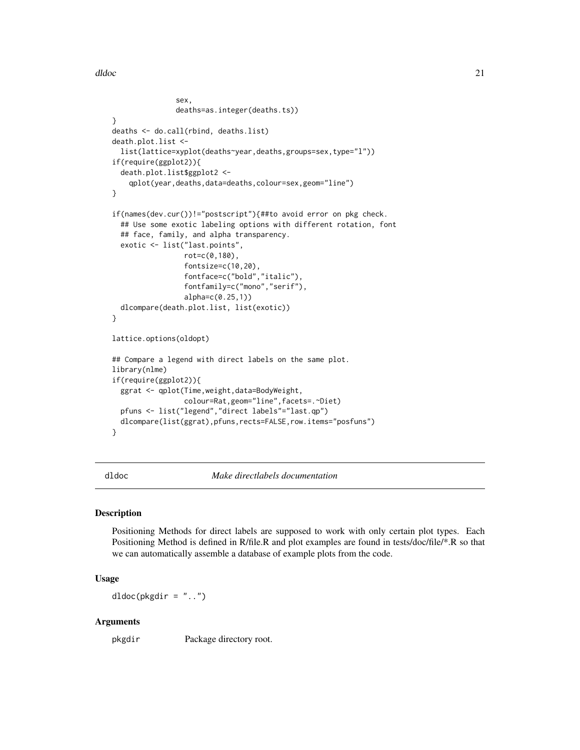```
                sex,
                deaths=as.integer(deaths.ts))
}
deaths <- do.call(rbind, deaths.list)
death.plot.list <-
  list(lattice=xyplot(deaths~year,deaths,groups=sex,type="l"))
if(require(ggplot2)){
  death.plot.list$ggplot2 <-
    qplot(year,deaths,data=deaths,colour=sex,geom="line")
}

if(names(dev.cur())!="postscript"){##to avoid error on pkg check.
  ## Use some exotic labeling options with different rotation, font
  ## face, family, and alpha transparency.
  exotic <- list("last.points",
                 rot=c(0,180),
                 fontsize=c(10,20),
                 fontface=c("bold","italic"),
                 fontfamily=c("mono","serif"),
                 alpha=c(0.25,1))
  dlcompare(death.plot.list, list(exotic))
}

lattice.options(oldopt)

## Compare a legend with direct labels on the same plot.
library(nlme)
if(require(ggplot2)){
  ggrat <- qplot(Time,weight,data=BodyWeight,
                 colour=Rat,geom="line",facets=.~Diet)
  pfuns <- list("legend","direct labels"="last.qp")
  dlcompare(list(ggrat),pfuns,rects=FALSE,row.items="posfuns")
}
```

## dldoc *Make directlabels documentation*

### Description

Positioning Methods for direct labels are supposed to work with only certain plot types. Each Positioning Method is defined in R/file.R and plot examples are found in tests/doc/file/*.R so that we can automatically assemble a database of example plots from the code.

### Usage

```
dldoc(pkgdir = "..")
```

### Arguments

| | |
|---|---|
| pkgdir | Package directory root. |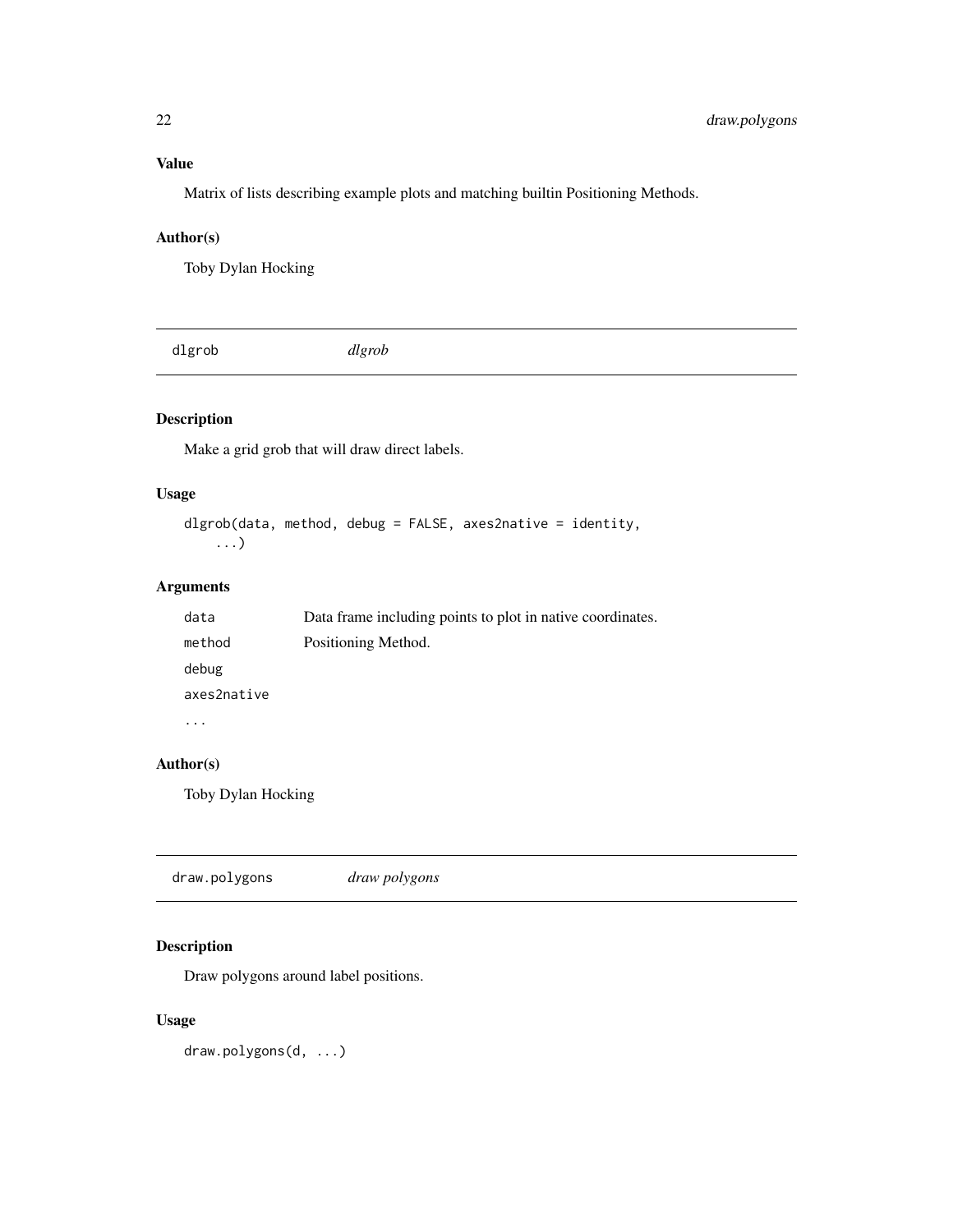### Value

Matrix of lists describing example plots and matching builtin Positioning Methods.

### Author(s)

Toby Dylan Hocking

---

## dlgrob — *dlgrob*

### Description

Make a grid grob that will draw direct labels.

### Usage

```
dlgrob(data, method, debug = FALSE, axes2native = identity,
    ...)
```

### Arguments

| | |
|---|---|
| data | Data frame including points to plot in native coordinates. |
| method | Positioning Method. |
| debug | |
| axes2native | |
| ... | |

### Author(s)

Toby Dylan Hocking

---

## draw.polygons — *draw polygons*

### Description

Draw polygons around label positions.

### Usage

```
draw.polygons(d, ...)
```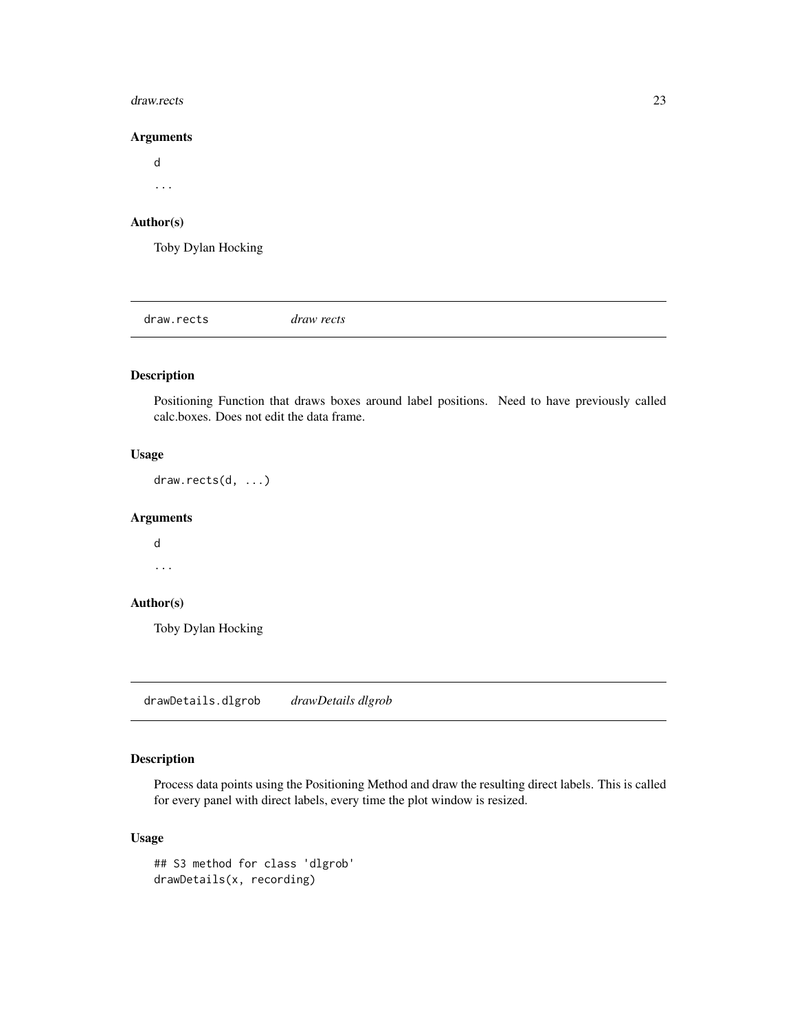### Arguments

`d`

`...`

### Author(s)

Toby Dylan Hocking

## draw.rects *draw rects*

### Description

Positioning Function that draws boxes around label positions. Need to have previously called calc.boxes. Does not edit the data frame.

### Usage

```
draw.rects(d, ...)
```

### Arguments

`d`

`...`

### Author(s)

Toby Dylan Hocking

## drawDetails.dlgrob *drawDetails dlgrob*

### Description

Process data points using the Positioning Method and draw the resulting direct labels. This is called for every panel with direct labels, every time the plot window is resized.

### Usage

```
## S3 method for class 'dlgrob'
drawDetails(x, recording)
```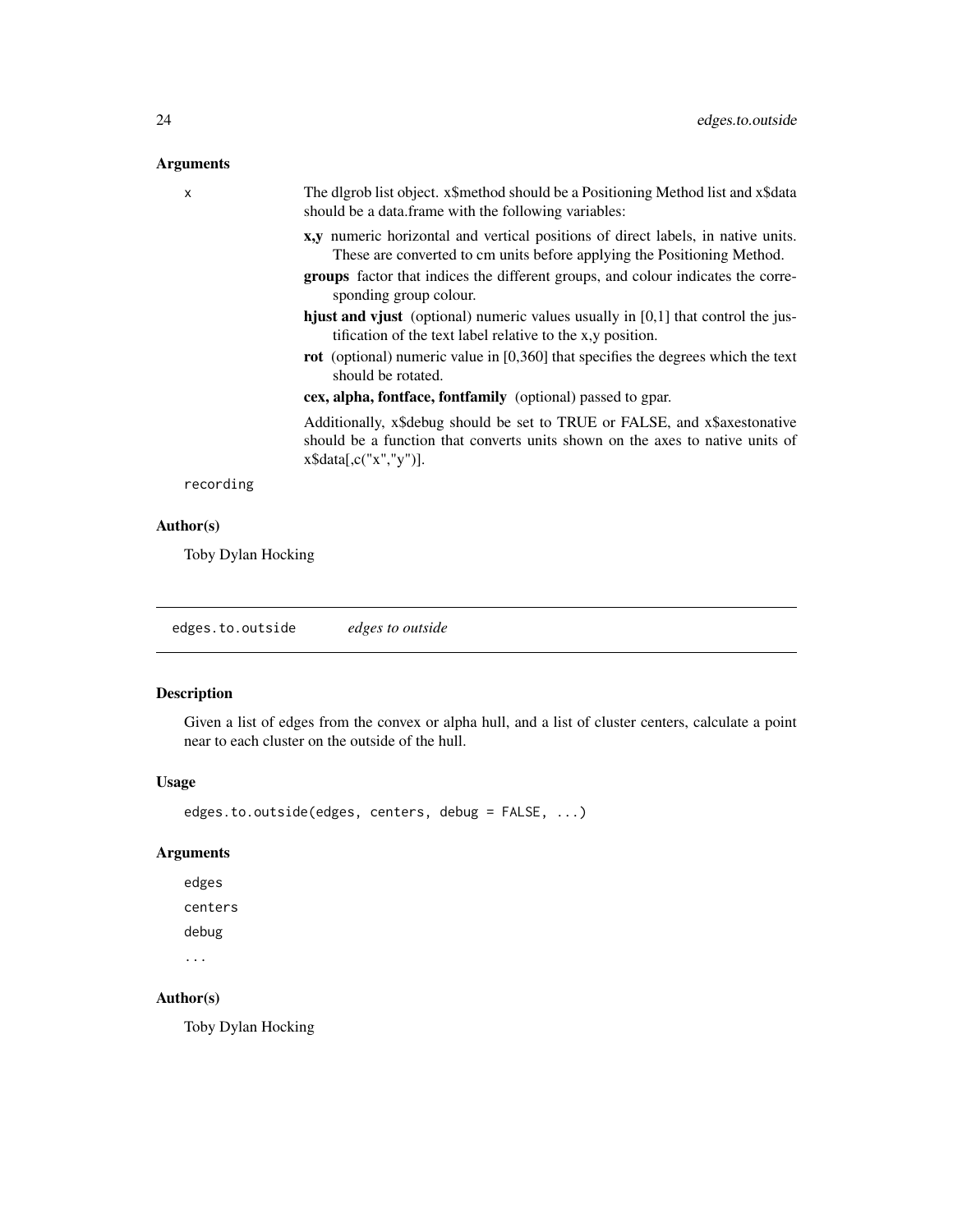### Arguments

x — The dlgrob list object. x$method should be a Positioning Method list and x$data should be a data.frame with the following variables:

- **x,y** numeric horizontal and vertical positions of direct labels, in native units. These are converted to cm units before applying the Positioning Method.
- **groups** factor that indices the different groups, and colour indicates the corresponding group colour.
- **hjust and vjust** (optional) numeric values usually in [0,1] that control the justification of the text label relative to the x,y position.
- **rot** (optional) numeric value in [0,360] that specifies the degrees which the text should be rotated.
- **cex, alpha, fontface, fontfamily** (optional) passed to gpar.

Additionally, x$debug should be set to TRUE or FALSE, and x$axestonative should be a function that converts units shown on the axes to native units of x$data[,c("x","y")].

recording

### Author(s)

Toby Dylan Hocking

---

## edges.to.outside — *edges to outside*

### Description

Given a list of edges from the convex or alpha hull, and a list of cluster centers, calculate a point near to each cluster on the outside of the hull.

### Usage

```
edges.to.outside(edges, centers, debug = FALSE, ...)
```

### Arguments

edges

centers

debug

...

### Author(s)

Toby Dylan Hocking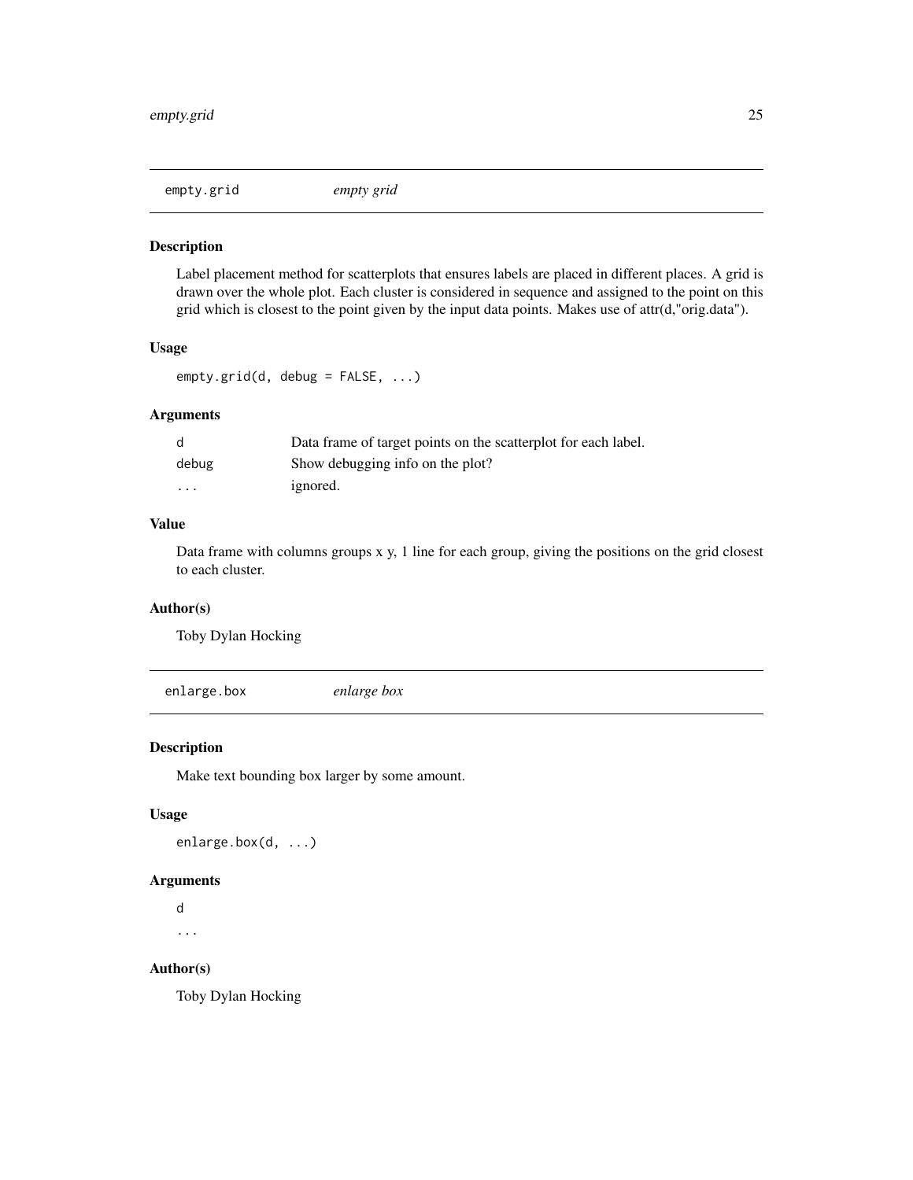## empty.grid *empty grid*

### Description

Label placement method for scatterplots that ensures labels are placed in different places. A grid is drawn over the whole plot. Each cluster is considered in sequence and assigned to the point on this grid which is closest to the point given by the input data points. Makes use of attr(d,"orig.data").

### Usage

```
empty.grid(d, debug = FALSE, ...)
```

### Arguments

| | |
|---|---|
| `d` | Data frame of target points on the scatterplot for each label. |
| `debug` | Show debugging info on the plot? |
| `...` | ignored. |

### Value

Data frame with columns groups x y, 1 line for each group, giving the positions on the grid closest to each cluster.

### Author(s)

Toby Dylan Hocking

## enlarge.box *enlarge box*

### Description

Make text bounding box larger by some amount.

### Usage

```
enlarge.box(d, ...)
```

### Arguments

`d`

`...`

### Author(s)

Toby Dylan Hocking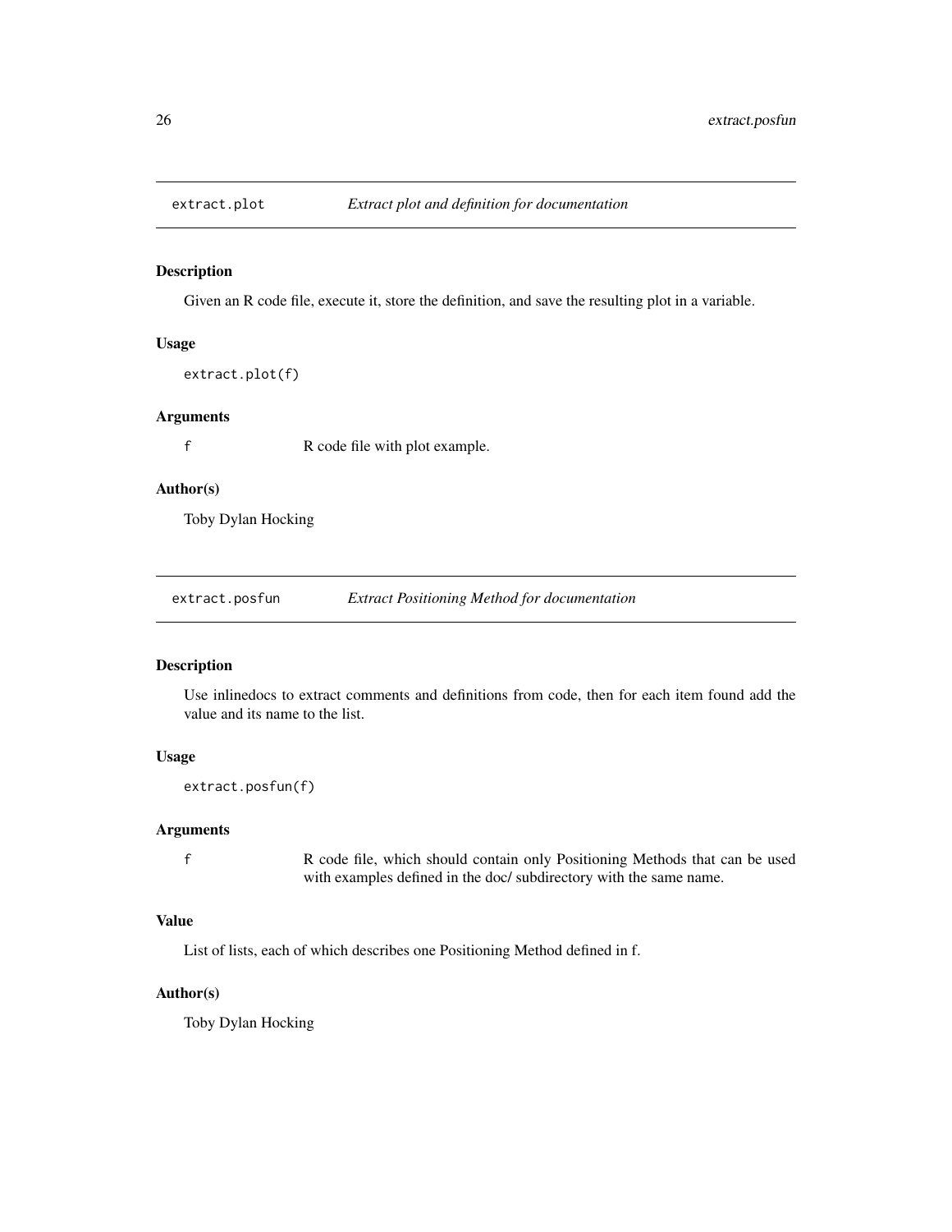## extract.plot *Extract plot and definition for documentation*

### Description

Given an R code file, execute it, store the definition, and save the resulting plot in a variable.

### Usage

```
extract.plot(f)
```

### Arguments

| | |
|---|---|
| f | R code file with plot example. |

### Author(s)

Toby Dylan Hocking

## extract.posfun *Extract Positioning Method for documentation*

### Description

Use inlinedocs to extract comments and definitions from code, then for each item found add the value and its name to the list.

### Usage

```
extract.posfun(f)
```

### Arguments

| | |
|---|---|
| f | R code file, which should contain only Positioning Methods that can be used with examples defined in the doc/ subdirectory with the same name. |

### Value

List of lists, each of which describes one Positioning Method defined in f.

### Author(s)

Toby Dylan Hocking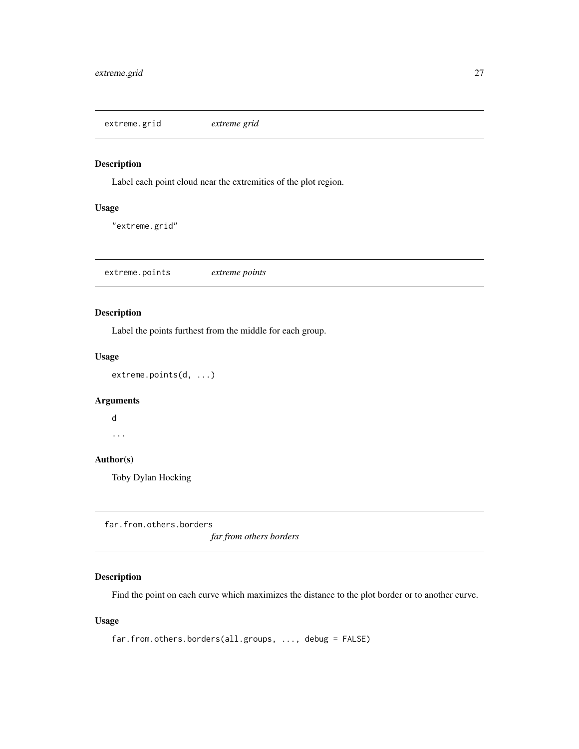## extreme.grid — *extreme grid*

### Description

Label each point cloud near the extremities of the plot region.

### Usage

```
"extreme.grid"
```

## extreme.points — *extreme points*

### Description

Label the points furthest from the middle for each group.

### Usage

```
extreme.points(d, ...)
```

### Arguments

`d`

`...`

### Author(s)

Toby Dylan Hocking

## far.from.others.borders — *far from others borders*

### Description

Find the point on each curve which maximizes the distance to the plot border or to another curve.

### Usage

```
far.from.others.borders(all.groups, ..., debug = FALSE)
```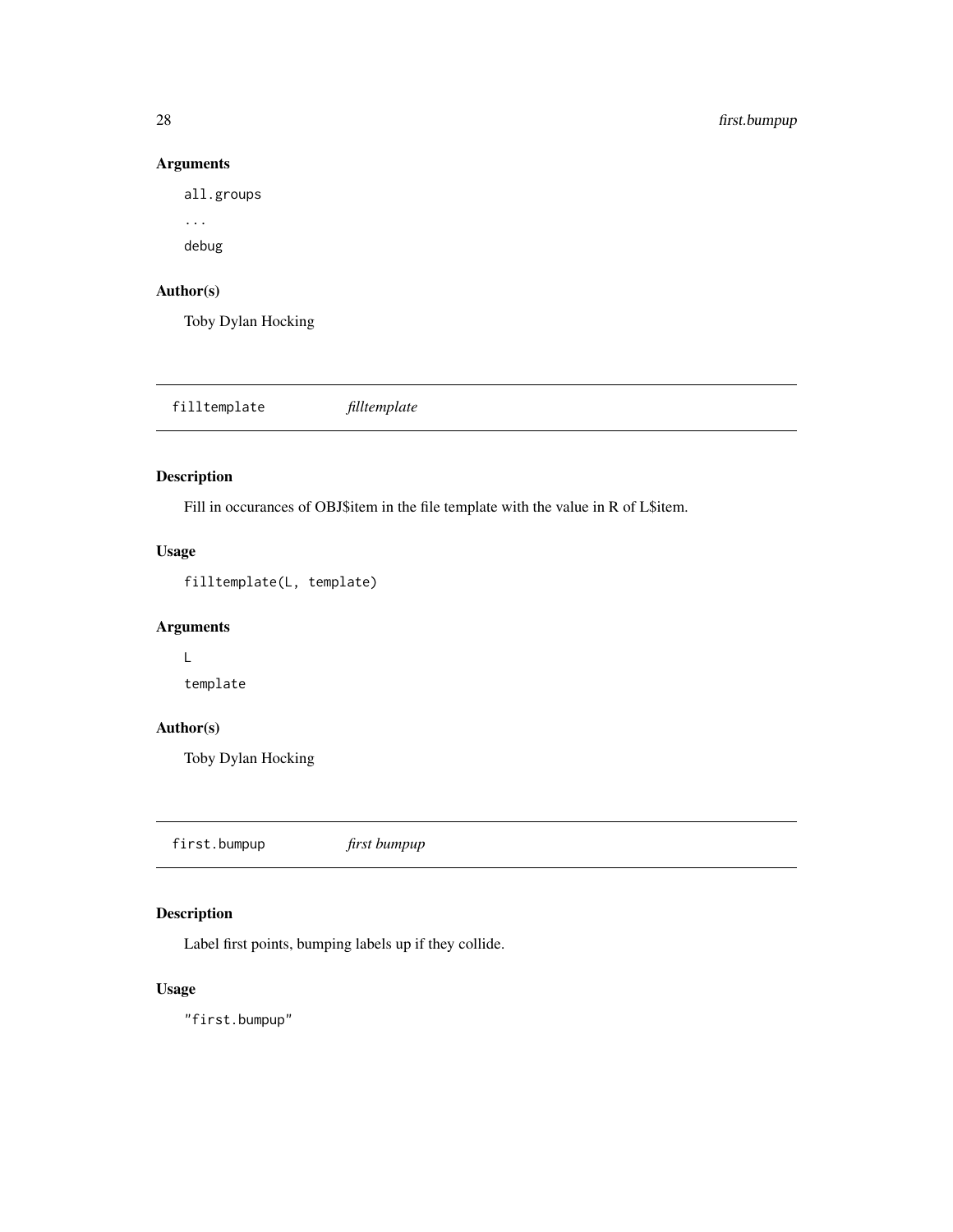### Arguments

`all.groups`

`...`

`debug`

### Author(s)

Toby Dylan Hocking

---

## filltemplate — *filltemplate*

---

### Description

Fill in occurances of OBJ$item in the file template with the value in R of L$item.

### Usage

```
filltemplate(L, template)
```

### Arguments

`L`

`template`

### Author(s)

Toby Dylan Hocking

---

## first.bumpup — *first bumpup*

---

### Description

Label first points, bumping labels up if they collide.

### Usage

```
"first.bumpup"
```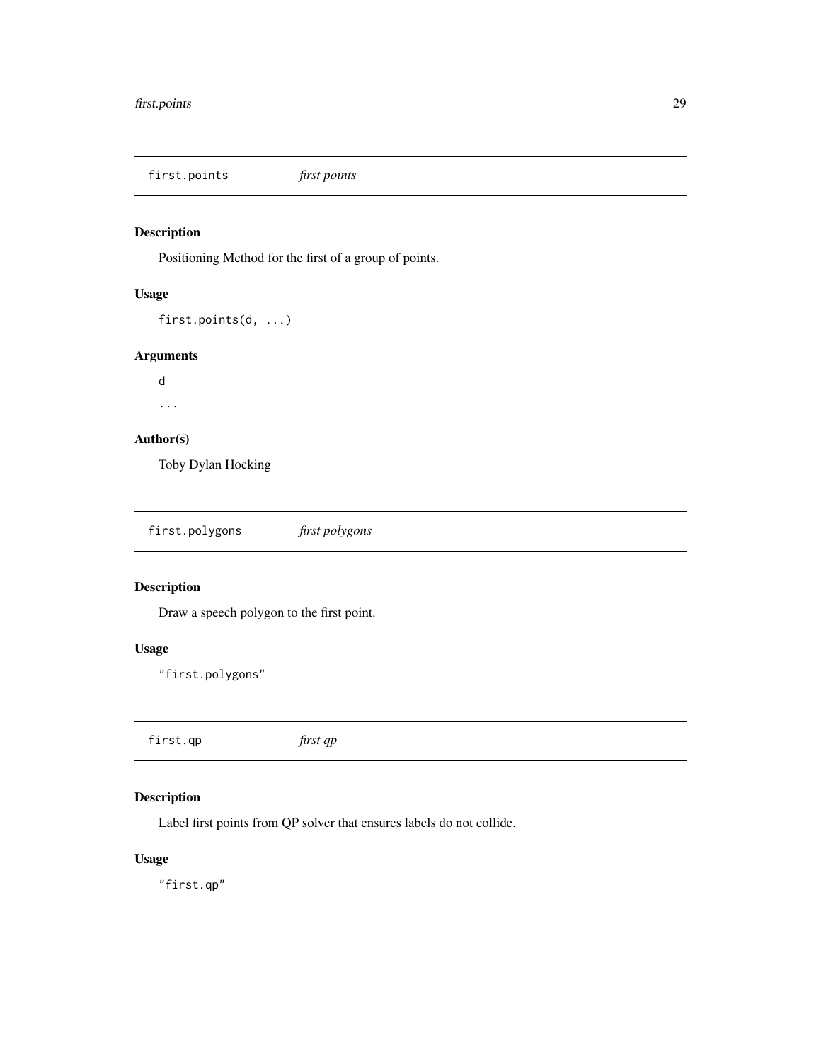## first.points *first points*

### Description

Positioning Method for the first of a group of points.

### Usage

```
first.points(d, ...)
```

### Arguments

`d`

`...`

### Author(s)

Toby Dylan Hocking

## first.polygons *first polygons*

### Description

Draw a speech polygon to the first point.

### Usage

```
"first.polygons"
```

## first.qp *first qp*

### Description

Label first points from QP solver that ensures labels do not collide.

### Usage

```
"first.qp"
```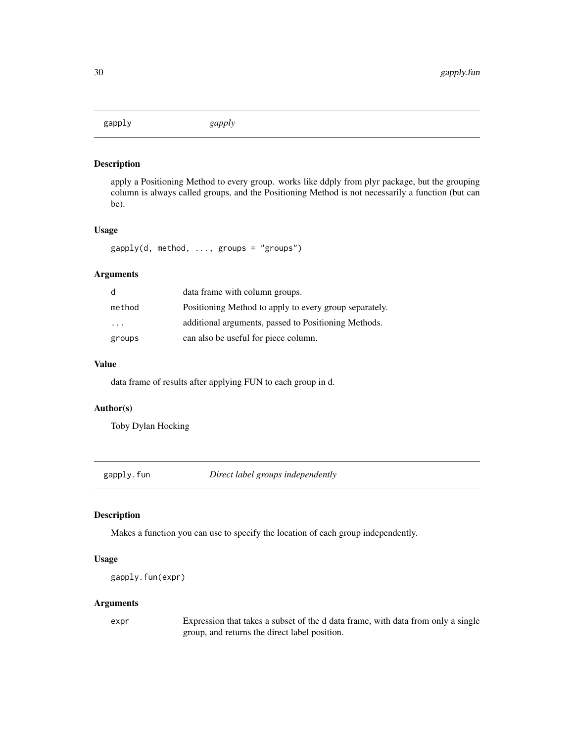## gapply — *gapply*

### Description

apply a Positioning Method to every group. works like ddply from plyr package, but the grouping column is always called groups, and the Positioning Method is not necessarily a function (but can be).

### Usage

```
gapply(d, method, ..., groups = "groups")
```

### Arguments

| | |
|---|---|
| `d` | data frame with column groups. |
| `method` | Positioning Method to apply to every group separately. |
| `...` | additional arguments, passed to Positioning Methods. |
| `groups` | can also be useful for piece column. |

### Value

data frame of results after applying FUN to each group in d.

### Author(s)

Toby Dylan Hocking

## gapply.fun — *Direct label groups independently*

### Description

Makes a function you can use to specify the location of each group independently.

### Usage

```
gapply.fun(expr)
```

### Arguments

| | |
|---|---|
| `expr` | Expression that takes a subset of the d data frame, with data from only a single group, and returns the direct label position. |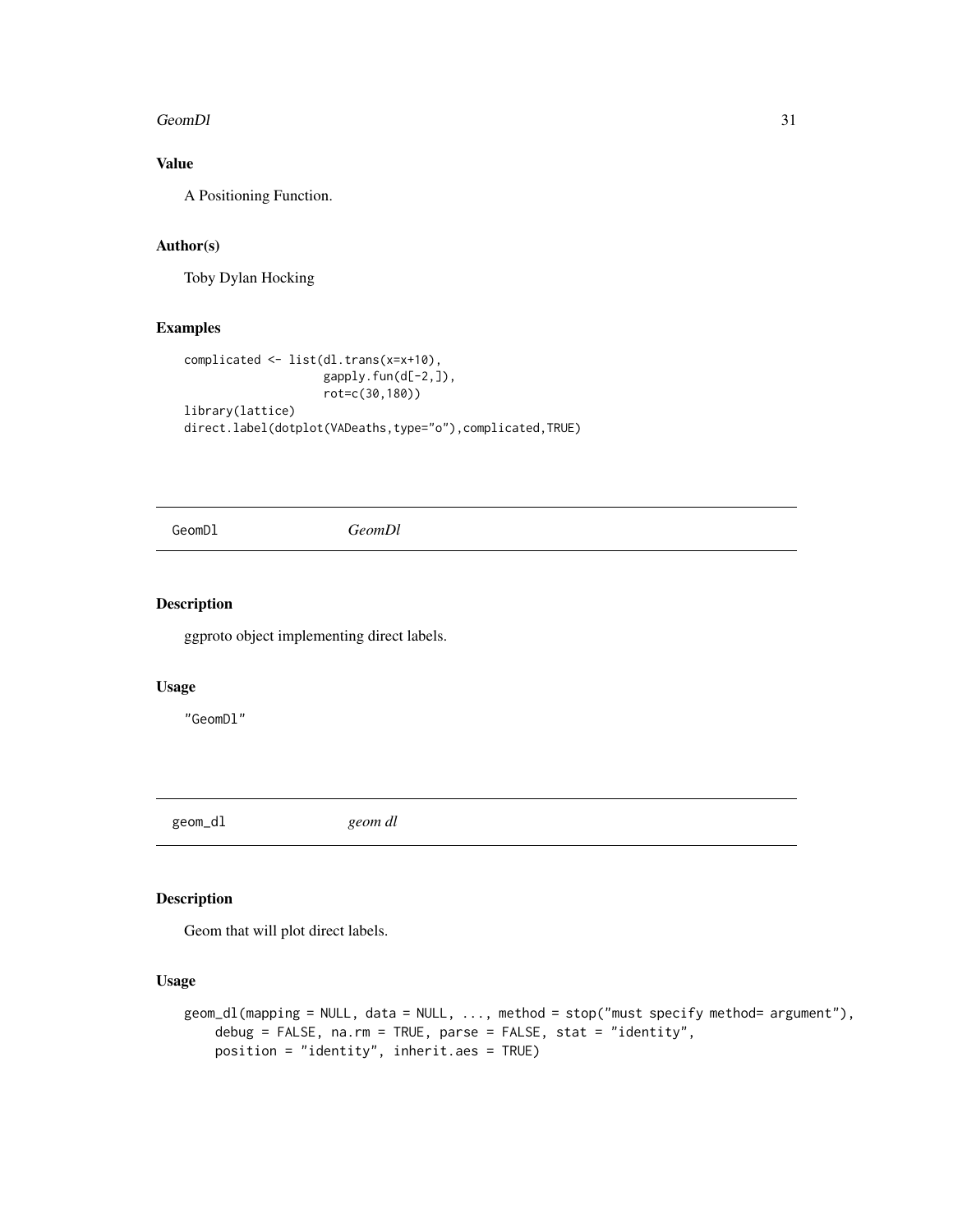### Value

A Positioning Function.

### Author(s)

Toby Dylan Hocking

### Examples

```
complicated <- list(dl.trans(x=x+10),
                    gapply.fun(d[-2,]),
                    rot=c(30,180))
library(lattice)
direct.label(dotplot(VADeaths,type="o"),complicated,TRUE)
```

---

## GeomDl    *GeomDl*

### Description

ggproto object implementing direct labels.

### Usage

```
"GeomDl"
```

---

## geom_dl    *geom dl*

### Description

Geom that will plot direct labels.

### Usage

```
geom_dl(mapping = NULL, data = NULL, ..., method = stop("must specify method= argument"),
    debug = FALSE, na.rm = TRUE, parse = FALSE, stat = "identity",
    position = "identity", inherit.aes = TRUE)
```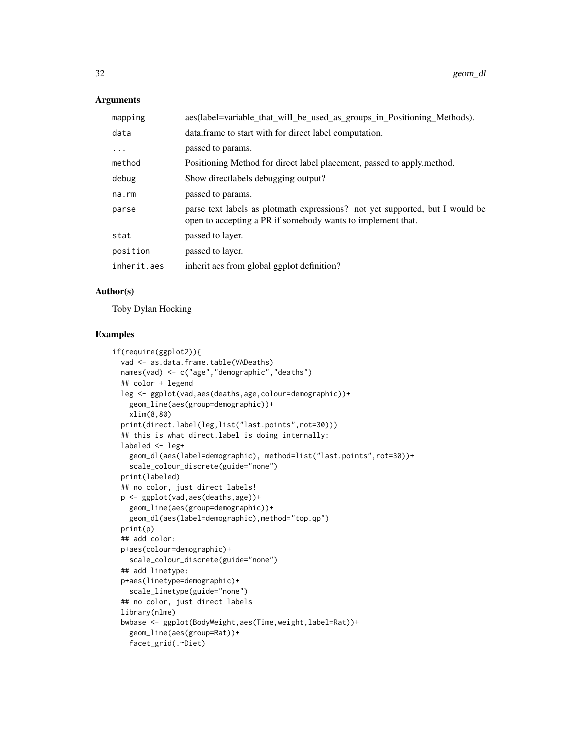### Arguments

| | |
|---|---|
| mapping | aes(label=variable_that_will_be_used_as_groups_in_Positioning_Methods). |
| data | data.frame to start with for direct label computation. |
| ... | passed to params. |
| method | Positioning Method for direct label placement, passed to apply.method. |
| debug | Show directlabels debugging output? |
| na.rm | passed to params. |
| parse | parse text labels as plotmath expressions? not yet supported, but I would be open to accepting a PR if somebody wants to implement that. |
| stat | passed to layer. |
| position | passed to layer. |
| inherit.aes | inherit aes from global ggplot definition? |

### Author(s)

Toby Dylan Hocking

### Examples

```
if(require(ggplot2)){
  vad <- as.data.frame.table(VADeaths)
  names(vad) <- c("age","demographic","deaths")
  ## color + legend
  leg <- ggplot(vad,aes(deaths,age,colour=demographic))+
    geom_line(aes(group=demographic))+
    xlim(8,80)
  print(direct.label(leg,list("last.points",rot=30)))
  ## this is what direct.label is doing internally:
  labeled <- leg+
    geom_dl(aes(label=demographic), method=list("last.points",rot=30))+
    scale_colour_discrete(guide="none")
  print(labeled)
  ## no color, just direct labels!
  p <- ggplot(vad,aes(deaths,age))+
    geom_line(aes(group=demographic))+
    geom_dl(aes(label=demographic),method="top.qp")
  print(p)
  ## add color:
  p+aes(colour=demographic)+
    scale_colour_discrete(guide="none")
  ## add linetype:
  p+aes(linetype=demographic)+
    scale_linetype(guide="none")
  ## no color, just direct labels
  library(nlme)
  bwbase <- ggplot(BodyWeight,aes(Time,weight,label=Rat))+
    geom_line(aes(group=Rat))+
    facet_grid(.~Diet)
```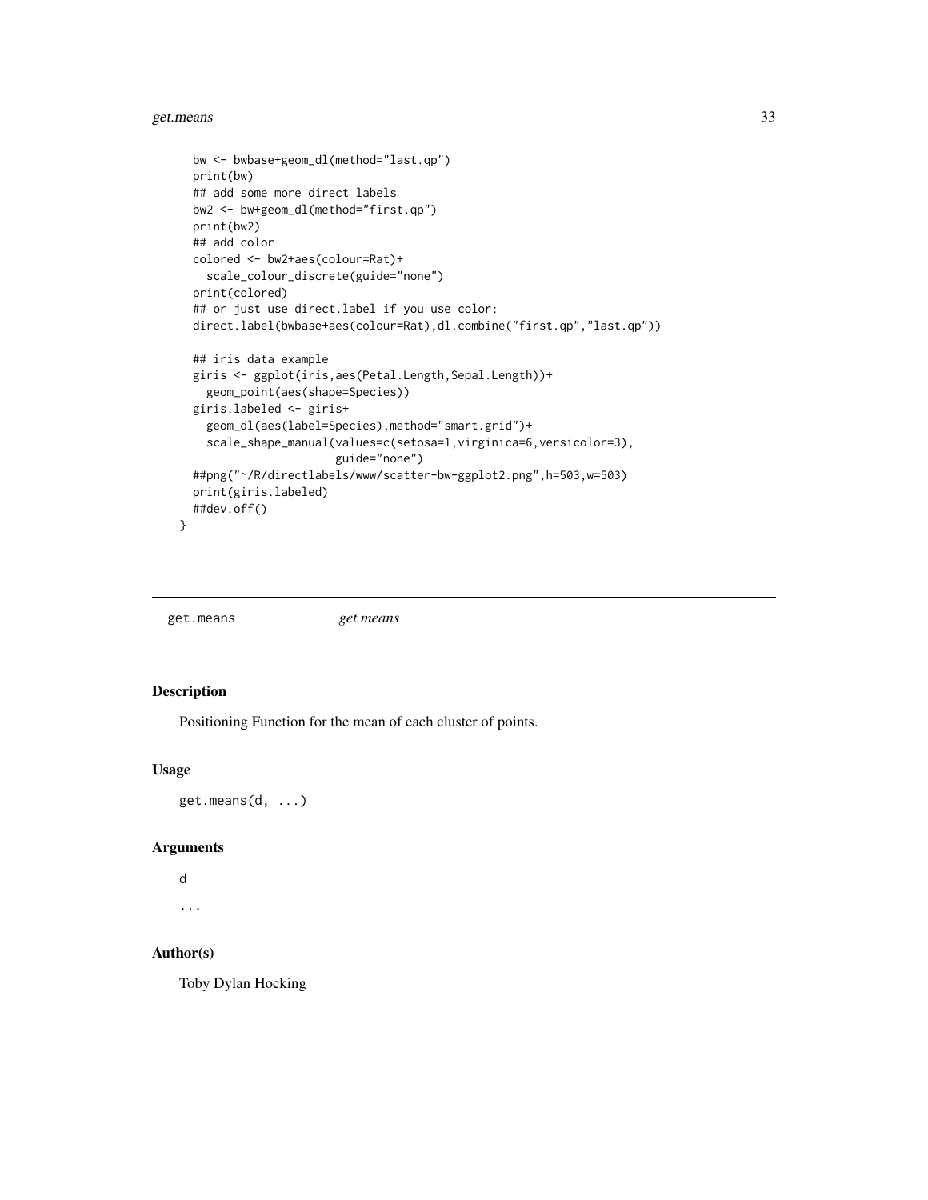```
  bw <- bwbase+geom_dl(method="last.qp")
  print(bw)
  ## add some more direct labels
  bw2 <- bw+geom_dl(method="first.qp")
  print(bw2)
  ## add color
  colored <- bw2+aes(colour=Rat)+
    scale_colour_discrete(guide="none")
  print(colored)
  ## or just use direct.label if you use color:
  direct.label(bwbase+aes(colour=Rat),dl.combine("first.qp","last.qp"))

  ## iris data example
  giris <- ggplot(iris,aes(Petal.Length,Sepal.Length))+
    geom_point(aes(shape=Species))
  giris.labeled <- giris+
    geom_dl(aes(label=Species),method="smart.grid")+
    scale_shape_manual(values=c(setosa=1,virginica=6,versicolor=3),
                       guide="none")
  ##png("~/R/directlabels/www/scatter-bw-ggplot2.png",h=503,w=503)
  print(giris.labeled)
  ##dev.off()
}
```

---

`get.means` *get means*

---

## Description

Positioning Function for the mean of each cluster of points.

## Usage

```
get.means(d, ...)
```

## Arguments

d

...

## Author(s)

Toby Dylan Hocking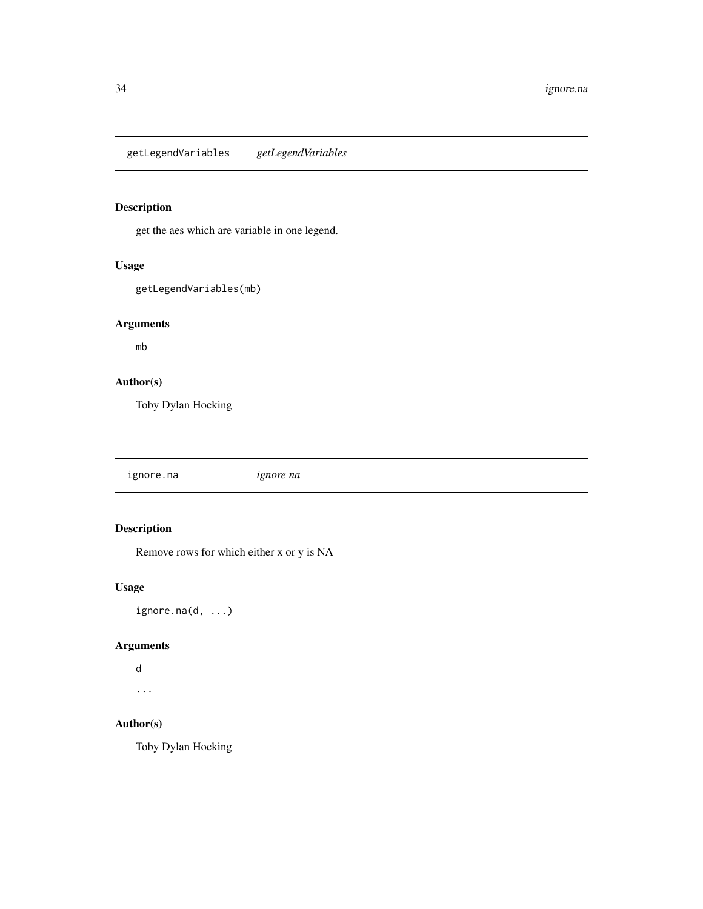## getLegendVariables *getLegendVariables*

### Description

get the aes which are variable in one legend.

### Usage

```
getLegendVariables(mb)
```

### Arguments

mb

### Author(s)

Toby Dylan Hocking

## ignore.na *ignore na*

### Description

Remove rows for which either x or y is NA

### Usage

```
ignore.na(d, ...)
```

### Arguments

d

...

### Author(s)

Toby Dylan Hocking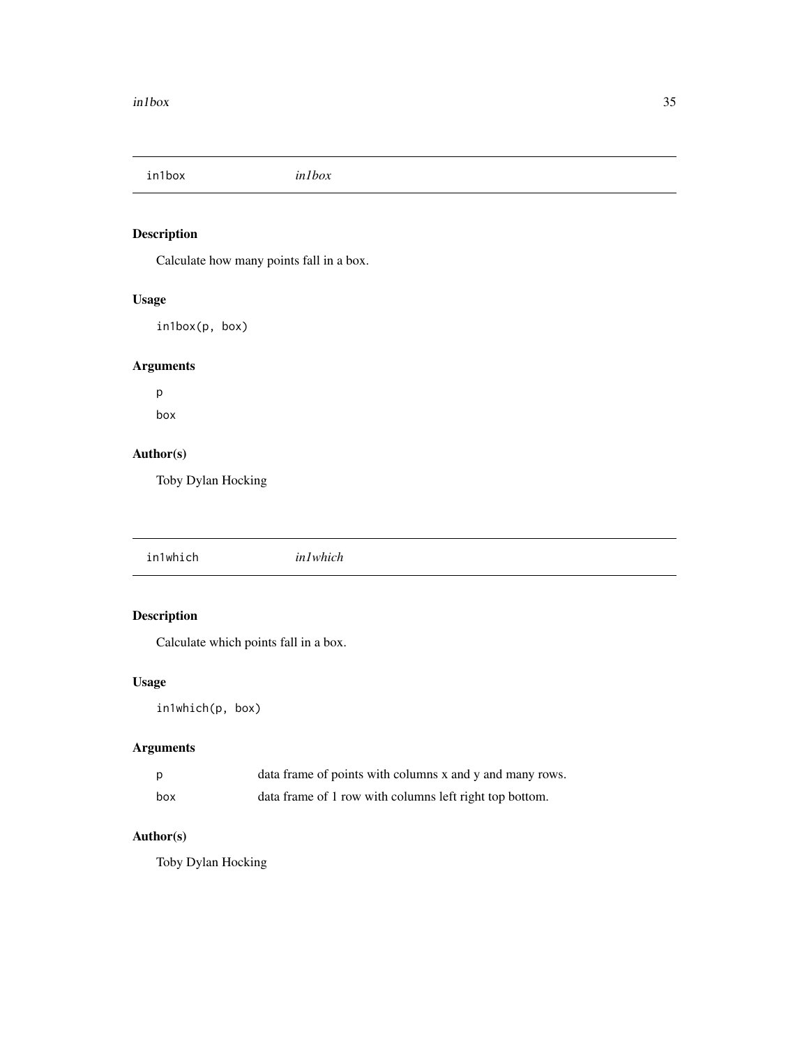## in1box *in1box*

### Description

Calculate how many points fall in a box.

### Usage

```
in1box(p, box)
```

### Arguments

`p`

`box`

### Author(s)

Toby Dylan Hocking

## in1which *in1which*

### Description

Calculate which points fall in a box.

### Usage

```
in1which(p, box)
```

### Arguments

| | |
|---|---|
| `p` | data frame of points with columns x and y and many rows. |
| `box` | data frame of 1 row with columns left right top bottom. |

### Author(s)

Toby Dylan Hocking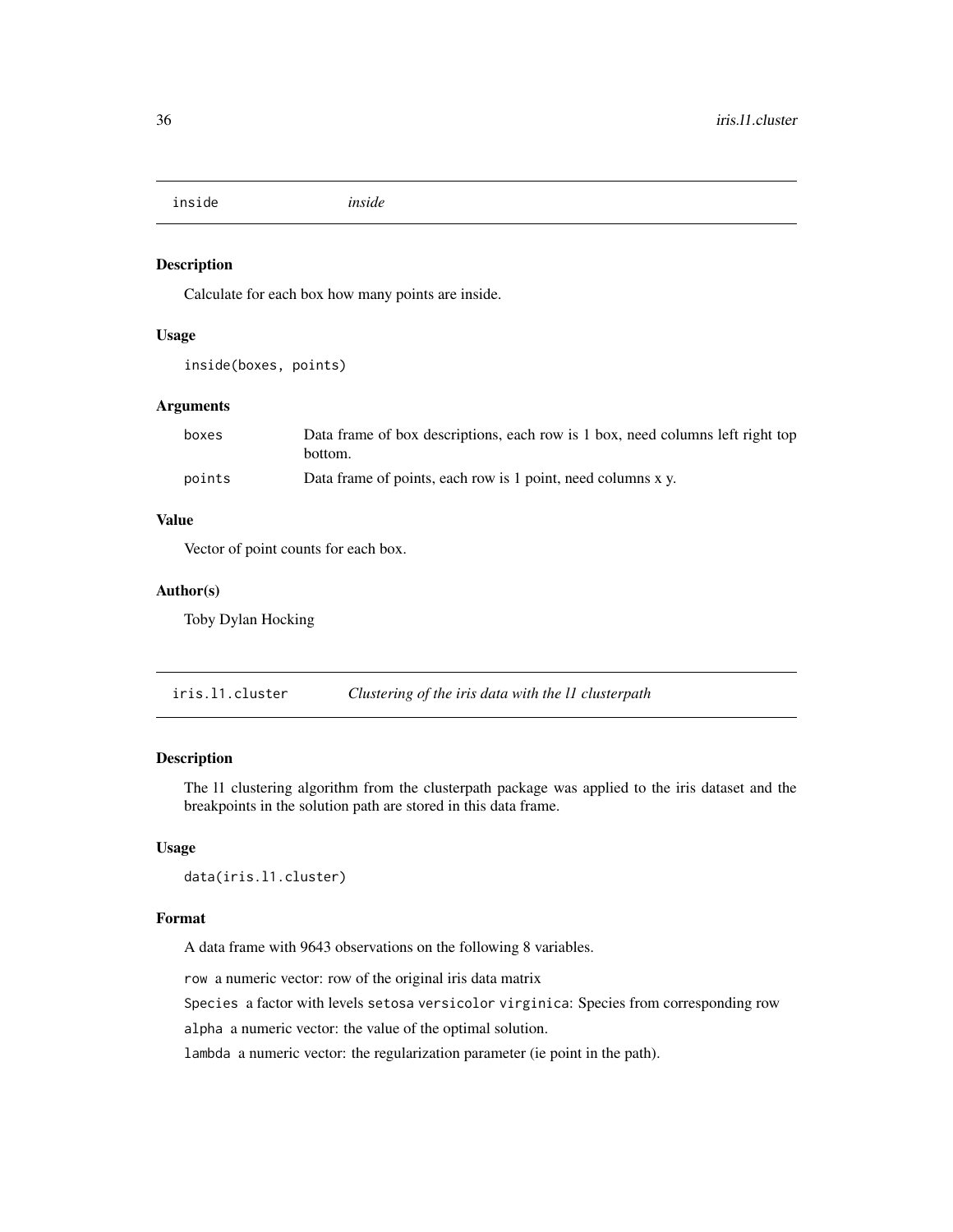## inside

*inside*

### Description

Calculate for each box how many points are inside.

### Usage

```
inside(boxes, points)
```

### Arguments

| | |
|---|---|
| boxes | Data frame of box descriptions, each row is 1 box, need columns left right top bottom. |
| points | Data frame of points, each row is 1 point, need columns x y. |

### Value

Vector of point counts for each box.

### Author(s)

Toby Dylan Hocking

## iris.l1.cluster

*Clustering of the iris data with the l1 clusterpath*

### Description

The l1 clustering algorithm from the clusterpath package was applied to the iris dataset and the breakpoints in the solution path are stored in this data frame.

### Usage

```
data(iris.l1.cluster)
```

### Format

A data frame with 9643 observations on the following 8 variables.

`row` a numeric vector: row of the original iris data matrix

`Species` a factor with levels `setosa` `versicolor` `virginica`: Species from corresponding row

`alpha` a numeric vector: the value of the optimal solution.

`lambda` a numeric vector: the regularization parameter (ie point in the path).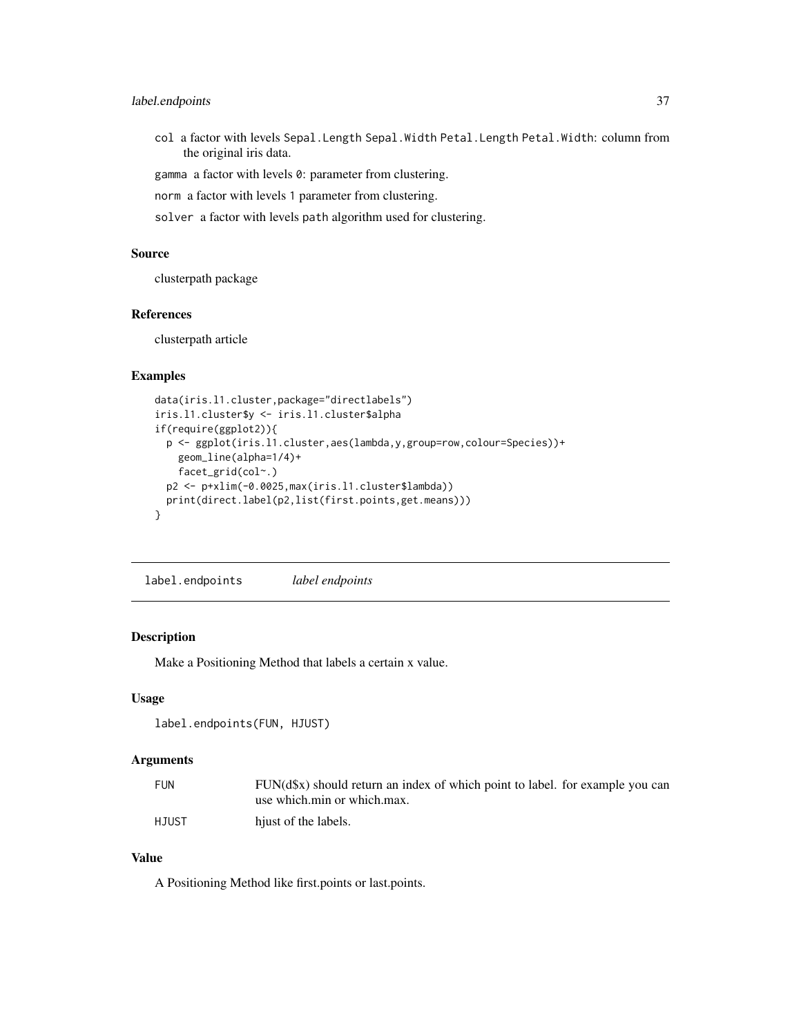col a factor with levels Sepal.Length Sepal.Width Petal.Length Petal.Width: column from the original iris data.

gamma a factor with levels 0: parameter from clustering.

norm a factor with levels 1 parameter from clustering.

solver a factor with levels path algorithm used for clustering.

### Source

clusterpath package

### References

clusterpath article

### Examples

```
data(iris.l1.cluster,package="directlabels")
iris.l1.cluster$y <- iris.l1.cluster$alpha
if(require(ggplot2)){
  p <- ggplot(iris.l1.cluster,aes(lambda,y,group=row,colour=Species))+
    geom_line(alpha=1/4)+
    facet_grid(col~.)
  p2 <- p+xlim(-0.0025,max(iris.l1.cluster$lambda))
  print(direct.label(p2,list(first.points,get.means)))
}
```

---

## label.endpoints *label endpoints*

### Description

Make a Positioning Method that labels a certain x value.

### Usage

```
label.endpoints(FUN, HJUST)
```

### Arguments

| | |
|---|---|
| FUN | FUN(d$x) should return an index of which point to label. for example you can use which.min or which.max. |
| HJUST | hjust of the labels. |

### Value

A Positioning Method like first.points or last.points.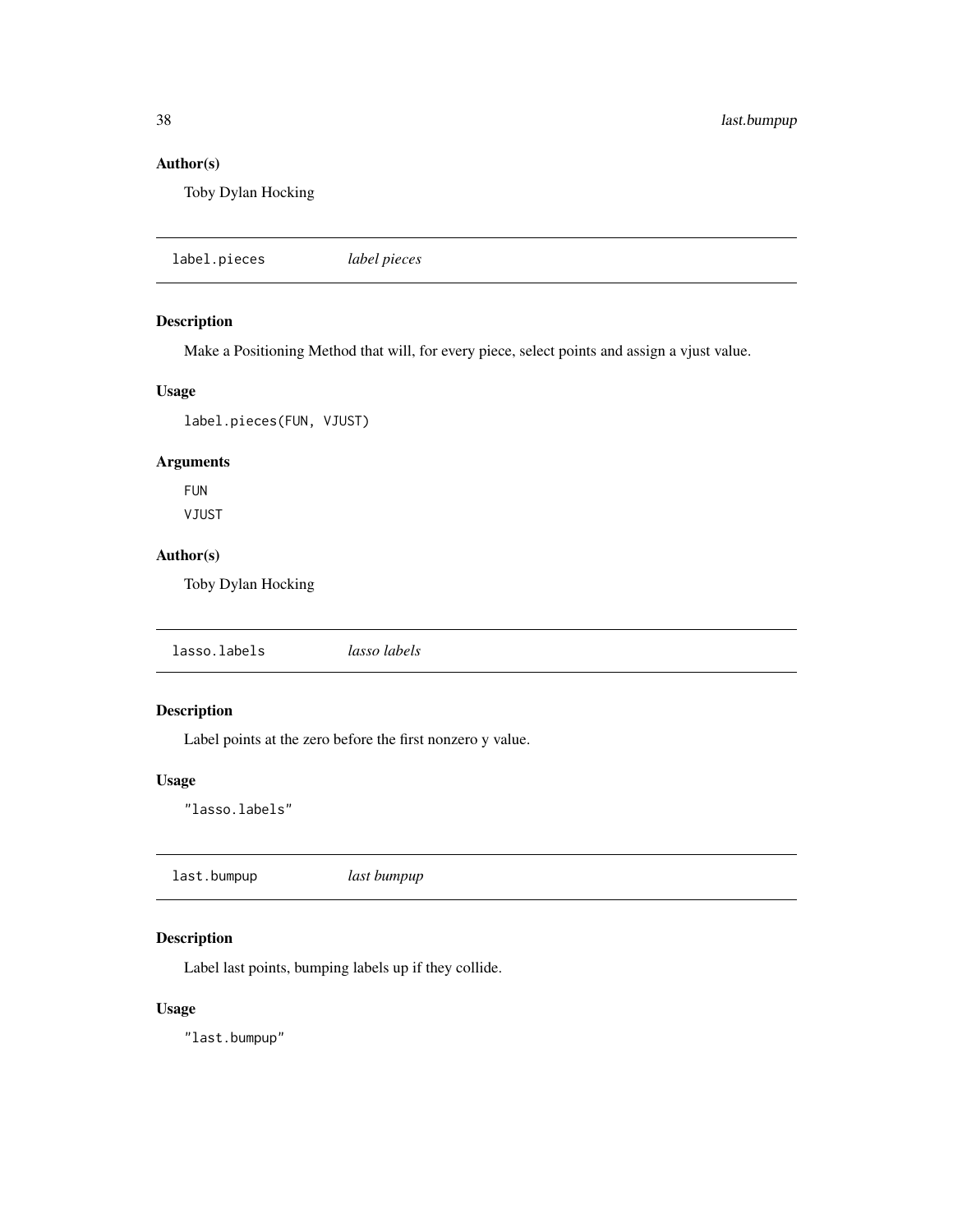## Author(s)

Toby Dylan Hocking

---

`label.pieces` *label pieces*

---

## Description

Make a Positioning Method that will, for every piece, select points and assign a vjust value.

## Usage

```
label.pieces(FUN, VJUST)
```

## Arguments

FUN

VJUST

## Author(s)

Toby Dylan Hocking

---

`lasso.labels` *lasso labels*

---

## Description

Label points at the zero before the first nonzero y value.

## Usage

```
"lasso.labels"
```

---

`last.bumpup` *last bumpup*

---

## Description

Label last points, bumping labels up if they collide.

## Usage

```
"last.bumpup"
```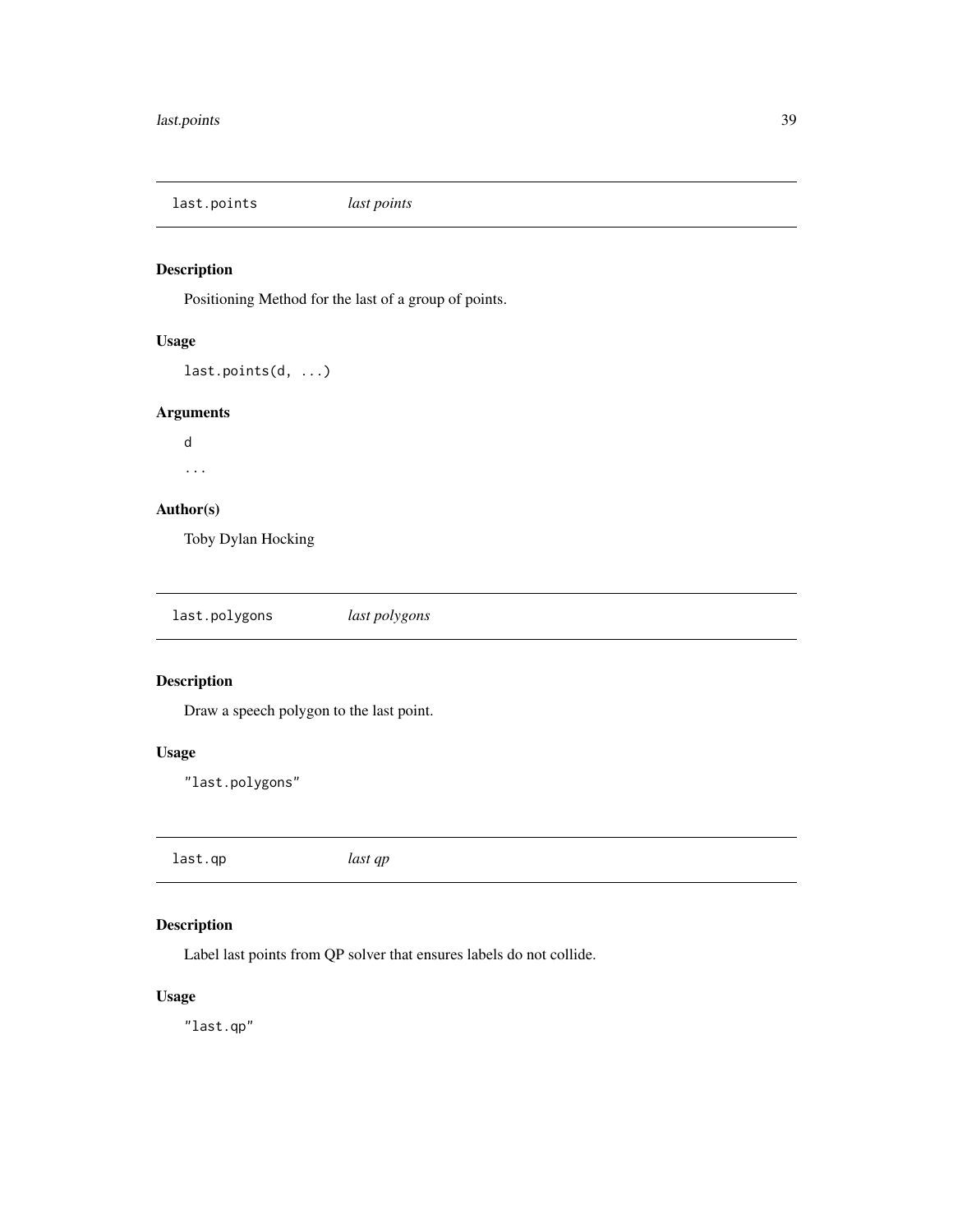## last.points *last points*

### Description

Positioning Method for the last of a group of points.

### Usage

```
last.points(d, ...)
```

### Arguments

d

...

### Author(s)

Toby Dylan Hocking

## last.polygons *last polygons*

### Description

Draw a speech polygon to the last point.

### Usage

```
"last.polygons"
```

## last.qp *last qp*

### Description

Label last points from QP solver that ensures labels do not collide.

### Usage

```
"last.qp"
```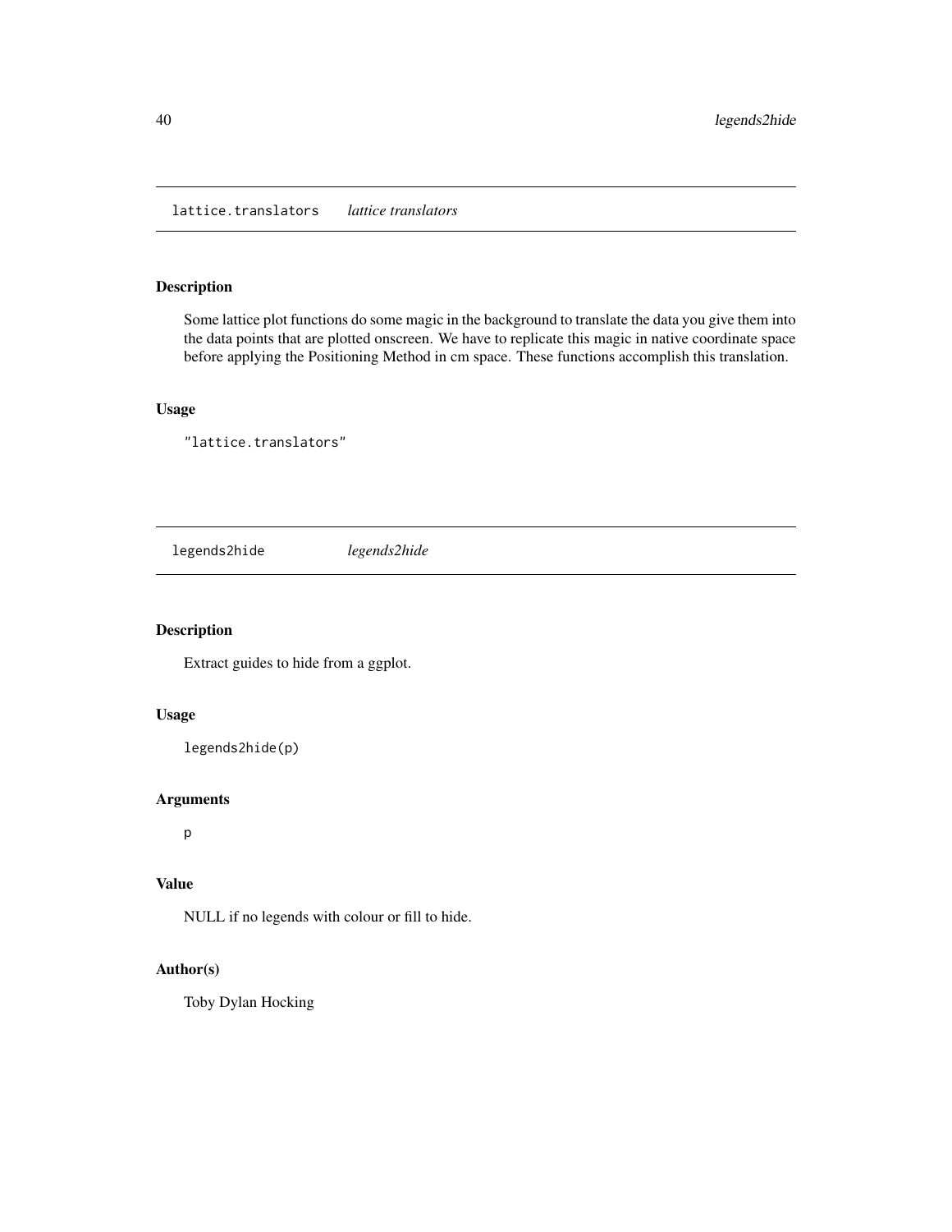## lattice.translators *lattice translators*

### Description

Some lattice plot functions do some magic in the background to translate the data you give them into the data points that are plotted onscreen. We have to replicate this magic in native coordinate space before applying the Positioning Method in cm space. These functions accomplish this translation.

### Usage

```
"lattice.translators"
```

## legends2hide *legends2hide*

### Description

Extract guides to hide from a ggplot.

### Usage

```
legends2hide(p)
```

### Arguments

p

### Value

NULL if no legends with colour or fill to hide.

### Author(s)

Toby Dylan Hocking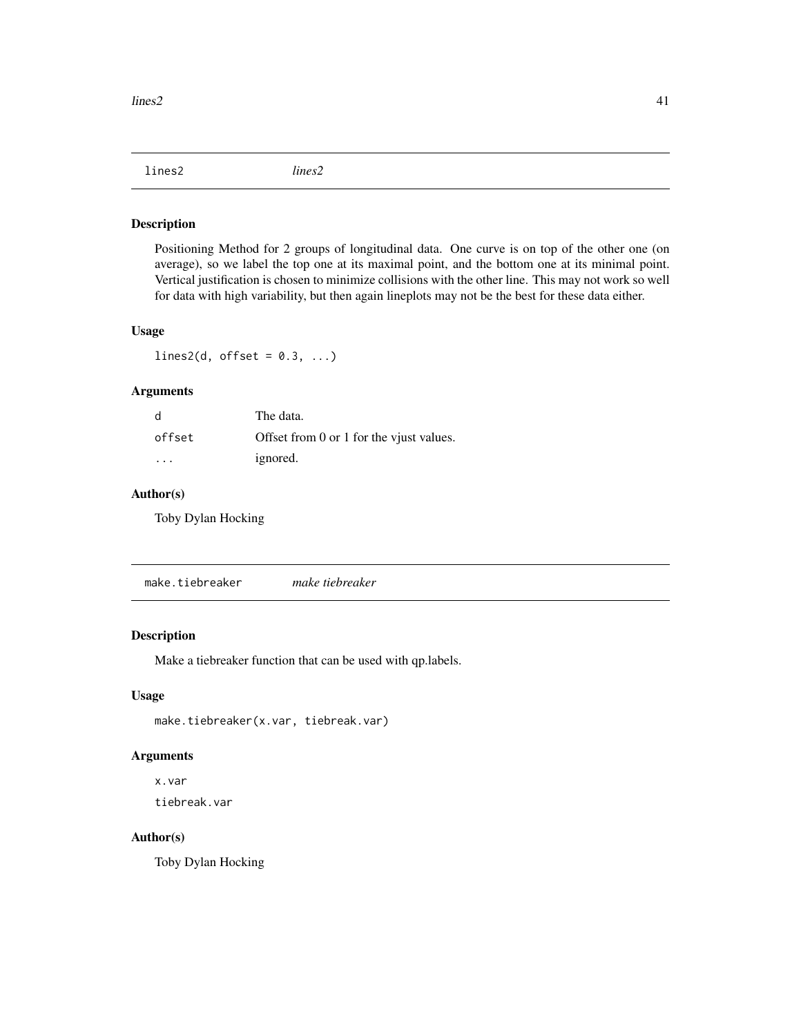## lines2 *lines2*

### Description

Positioning Method for 2 groups of longitudinal data. One curve is on top of the other one (on average), so we label the top one at its maximal point, and the bottom one at its minimal point. Vertical justification is chosen to minimize collisions with the other line. This may not work so well for data with high variability, but then again lineplots may not be the best for these data either.

### Usage

```
lines2(d, offset = 0.3, ...)
```

### Arguments

| | |
|---|---|
| `d` | The data. |
| `offset` | Offset from 0 or 1 for the vjust values. |
| `...` | ignored. |

### Author(s)

Toby Dylan Hocking

## make.tiebreaker *make tiebreaker*

### Description

Make a tiebreaker function that can be used with qp.labels.

### Usage

```
make.tiebreaker(x.var, tiebreak.var)
```

### Arguments

`x.var`

`tiebreak.var`

### Author(s)

Toby Dylan Hocking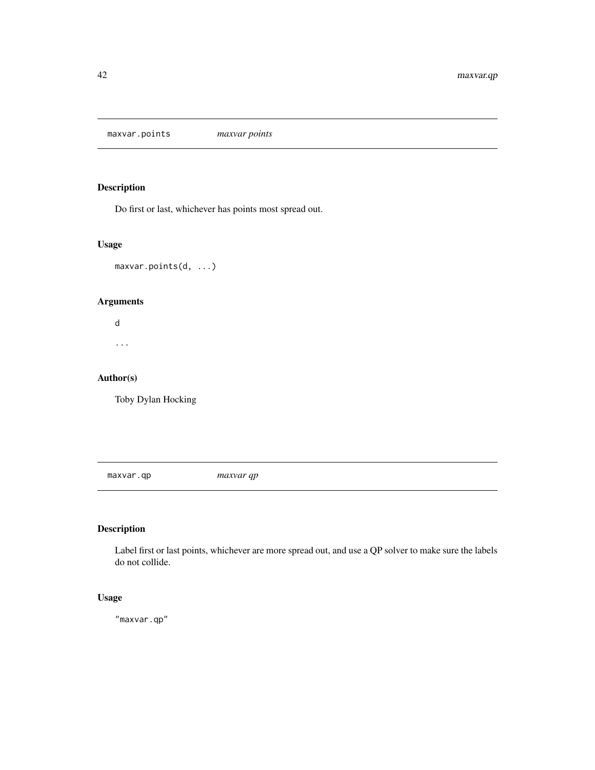## maxvar.points *maxvar points*

### Description

Do first or last, whichever has points most spread out.

### Usage

```
maxvar.points(d, ...)
```

### Arguments

`d`

`...`

### Author(s)

Toby Dylan Hocking

## maxvar.qp *maxvar qp*

### Description

Label first or last points, whichever are more spread out, and use a QP solver to make sure the labels do not collide.

### Usage

```
"maxvar.qp"
```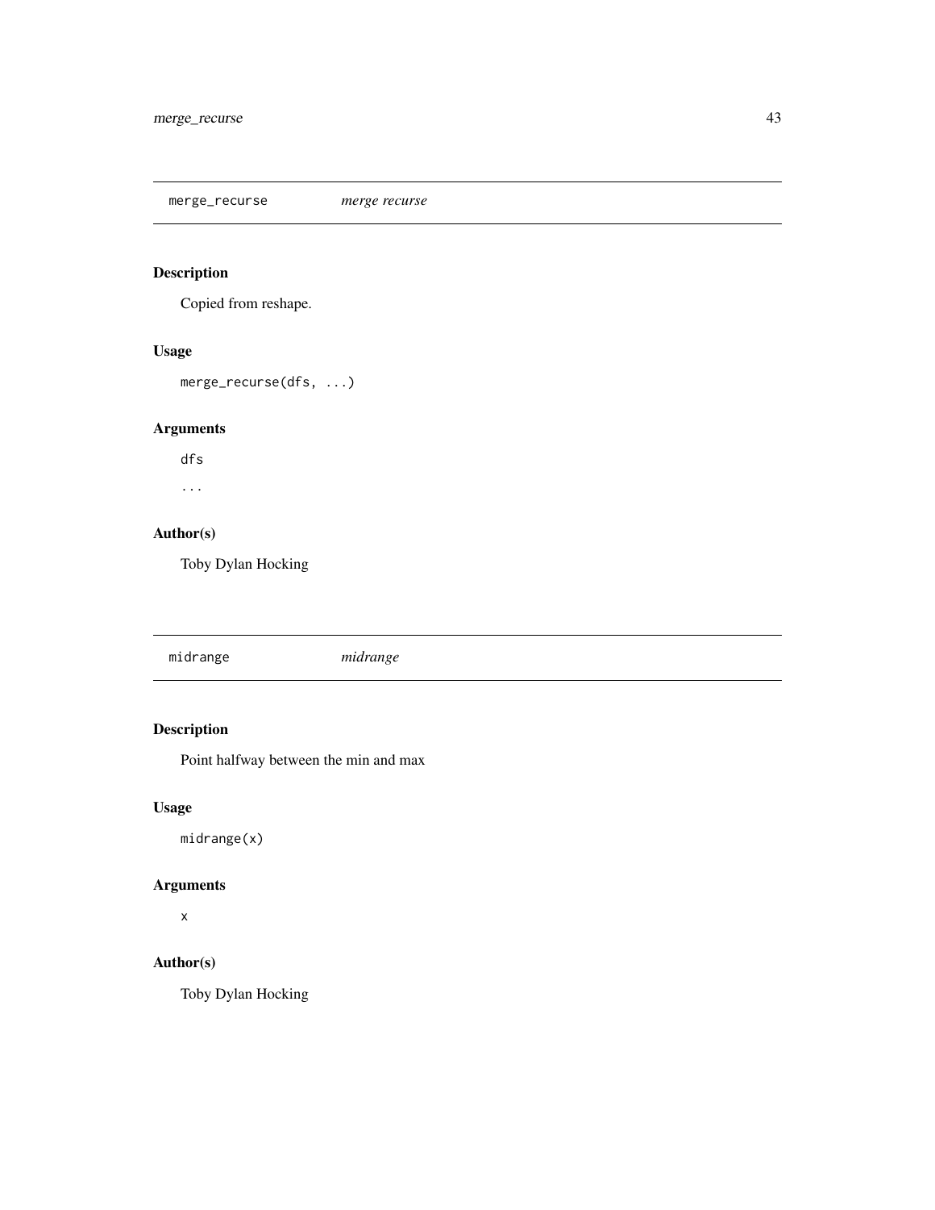## merge_recurse    *merge recurse*

### Description

Copied from reshape.

### Usage

```
merge_recurse(dfs, ...)
```

### Arguments

`dfs`

`...`

### Author(s)

Toby Dylan Hocking

## midrange    *midrange*

### Description

Point halfway between the min and max

### Usage

```
midrange(x)
```

### Arguments

`x`

### Author(s)

Toby Dylan Hocking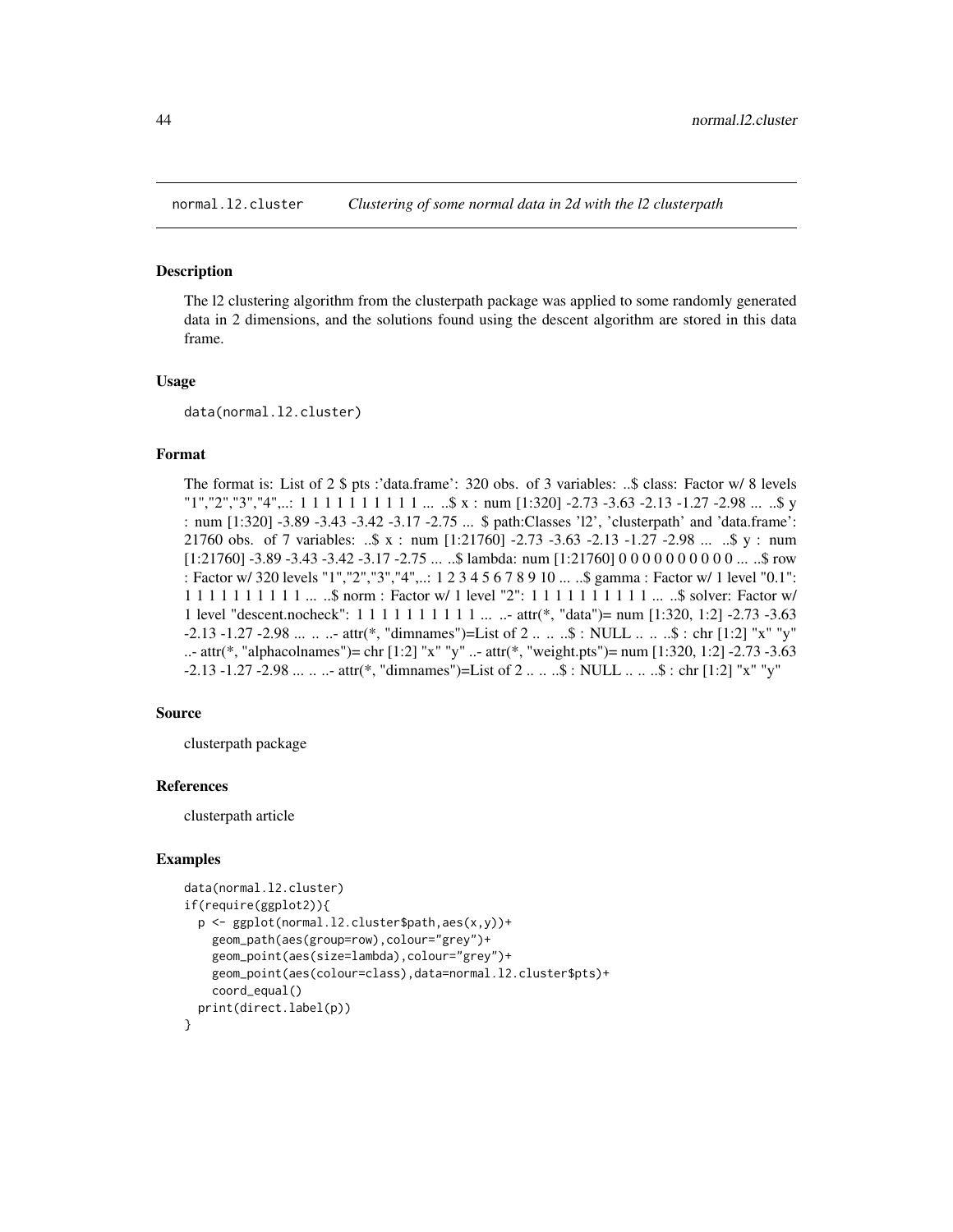`normal.l2.cluster` *Clustering of some normal data in 2d with the l2 clusterpath*

## Description

The l2 clustering algorithm from the clusterpath package was applied to some randomly generated data in 2 dimensions, and the solutions found using the descent algorithm are stored in this data frame.

## Usage

```
data(normal.l2.cluster)
```

## Format

The format is: List of 2 $ pts :'data.frame': 320 obs. of 3 variables: ..$ class: Factor w/ 8 levels "1","2","3","4",..: 1 1 1 1 1 1 1 1 1 1 ... ..$ x : num [1:320] -2.73 -3.63 -2.13 -1.27 -2.98 ... ..$ y : num [1:320] -3.89 -3.43 -3.42 -3.17 -2.75 ... $ path:Classes 'l2', 'clusterpath' and 'data.frame': 21760 obs. of 7 variables: ..$ x : num [1:21760] -2.73 -3.63 -2.13 -1.27 -2.98 ... ..$ y : num [1:21760] -3.89 -3.43 -3.42 -3.17 -2.75 ... ..$ lambda: num [1:21760] 0 0 0 0 0 0 0 0 0 0 ... ..$ row : Factor w/ 320 levels "1","2","3","4",..: 1 2 3 4 5 6 7 8 9 10 ... ..$ gamma : Factor w/ 1 level "0.1": 1 1 1 1 1 1 1 1 1 1 ... ..$ norm : Factor w/ 1 level "2": 1 1 1 1 1 1 1 1 1 1 ... ..$ solver: Factor w/ 1 level "descent.nocheck": 1 1 1 1 1 1 1 1 1 1 ... ..- attr(*, "data")= num [1:320, 1:2] -2.73 -3.63 -2.13 -1.27 -2.98 ... .. ..- attr(*, "dimnames")=List of 2 .. .. ..$ : NULL .. .. ..$ : chr [1:2] "x" "y" ..- attr(*, "alphacolnames")= chr [1:2] "x" "y" ..- attr(*, "weight.pts")= num [1:320, 1:2] -2.73 -3.63 -2.13 -1.27 -2.98 ... .. ..- attr(*, "dimnames")=List of 2 .. .. ..$ : NULL .. .. ..$ : chr [1:2] "x" "y"

## Source

clusterpath package

## References

clusterpath article

## Examples

```
data(normal.l2.cluster)
if(require(ggplot2)){
  p <- ggplot(normal.l2.cluster$path,aes(x,y))+
    geom_path(aes(group=row),colour="grey")+
    geom_point(aes(size=lambda),colour="grey")+
    geom_point(aes(colour=class),data=normal.l2.cluster$pts)+
    coord_equal()
  print(direct.label(p))
}
```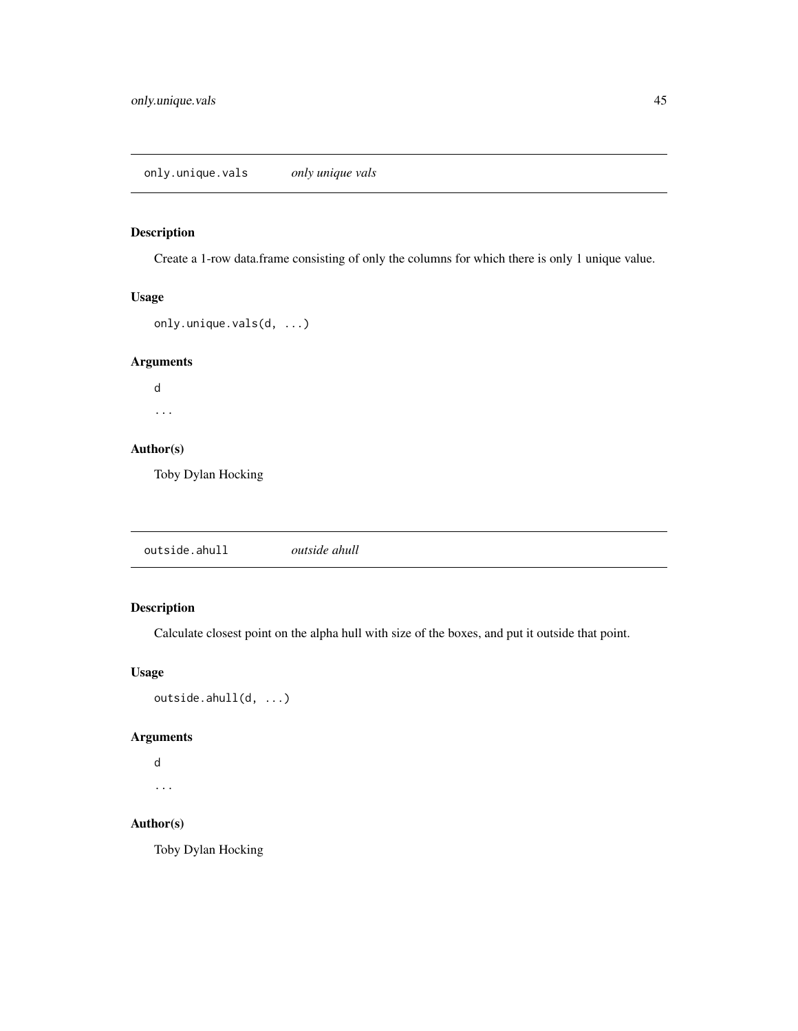## only.unique.vals *only unique vals*

### Description

Create a 1-row data.frame consisting of only the columns for which there is only 1 unique value.

### Usage

```
only.unique.vals(d, ...)
```

### Arguments

`d`

`...`

### Author(s)

Toby Dylan Hocking

## outside.ahull *outside ahull*

### Description

Calculate closest point on the alpha hull with size of the boxes, and put it outside that point.

### Usage

```
outside.ahull(d, ...)
```

### Arguments

`d`

`...`

### Author(s)

Toby Dylan Hocking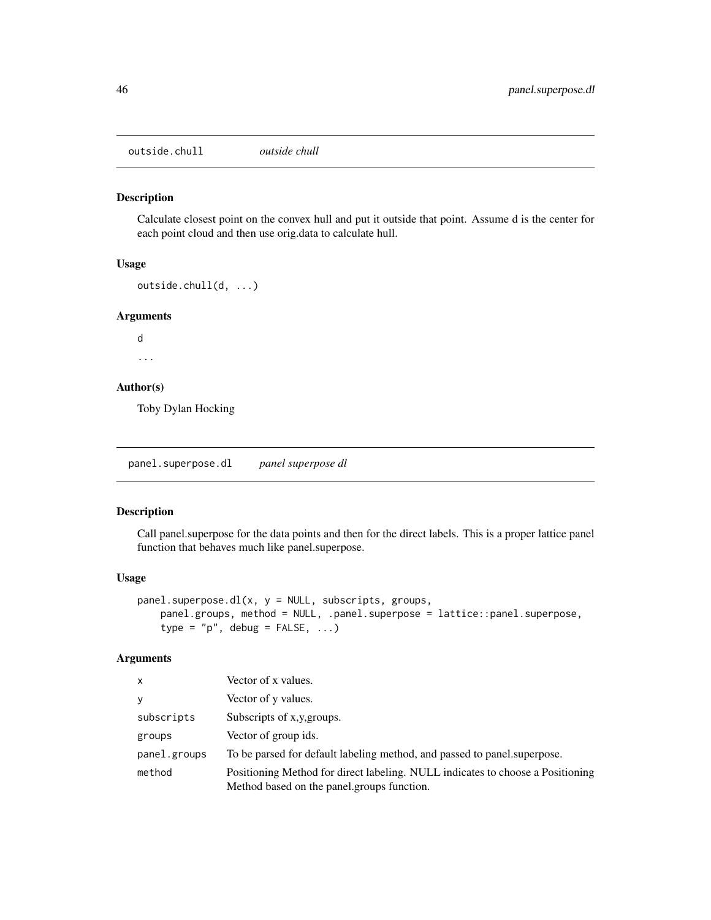## outside.chull *outside chull*

### Description

Calculate closest point on the convex hull and put it outside that point. Assume d is the center for each point cloud and then use orig.data to calculate hull.

### Usage

```
outside.chull(d, ...)
```

### Arguments

d

...

### Author(s)

Toby Dylan Hocking

## panel.superpose.dl *panel superpose dl*

### Description

Call panel.superpose for the data points and then for the direct labels. This is a proper lattice panel function that behaves much like panel.superpose.

### Usage

```
panel.superpose.dl(x, y = NULL, subscripts, groups,
    panel.groups, method = NULL, .panel.superpose = lattice::panel.superpose,
    type = "p", debug = FALSE, ...)
```

### Arguments

| | |
|---|---|
| x | Vector of x values. |
| y | Vector of y values. |
| subscripts | Subscripts of x,y,groups. |
| groups | Vector of group ids. |
| panel.groups | To be parsed for default labeling method, and passed to panel.superpose. |
| method | Positioning Method for direct labeling. NULL indicates to choose a Positioning Method based on the panel.groups function. |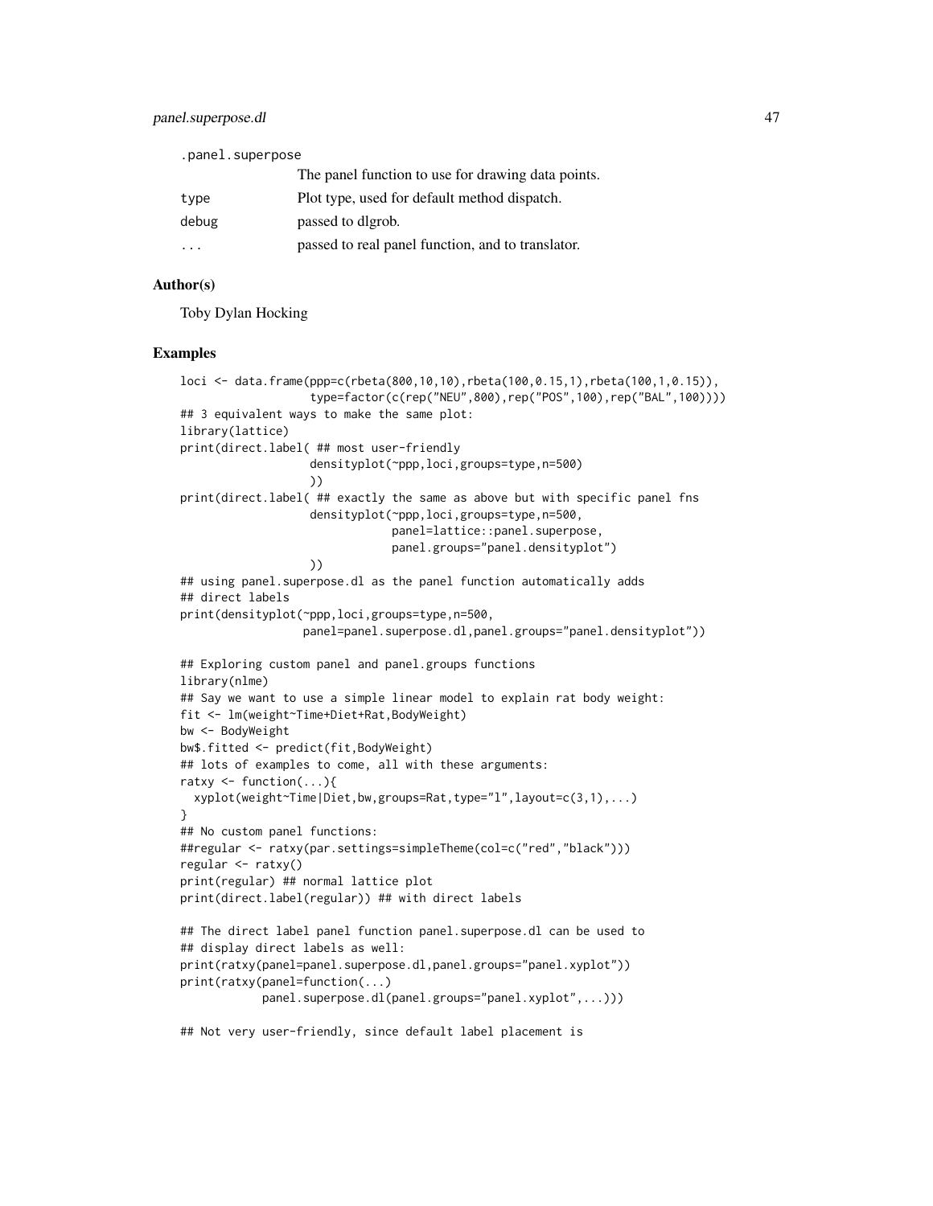| | |
|---|---|
| `.panel.superpose` | The panel function to use for drawing data points. |
| `type` | Plot type, used for default method dispatch. |
| `debug` | passed to dlgrob. |
| `...` | passed to real panel function, and to translator. |

### Author(s)

Toby Dylan Hocking

### Examples

```
loci <- data.frame(ppp=c(rbeta(800,10,10),rbeta(100,0.15,1),rbeta(100,1,0.15)),
                   type=factor(c(rep("NEU",800),rep("POS",100),rep("BAL",100))))
## 3 equivalent ways to make the same plot:
library(lattice)
print(direct.label( ## most user-friendly
                   densityplot(~ppp,loci,groups=type,n=500)
                   ))
print(direct.label( ## exactly the same as above but with specific panel fns
                   densityplot(~ppp,loci,groups=type,n=500,
                               panel=lattice::panel.superpose,
                               panel.groups="panel.densityplot")
                   ))
## using panel.superpose.dl as the panel function automatically adds
## direct labels
print(densityplot(~ppp,loci,groups=type,n=500,
                  panel=panel.superpose.dl,panel.groups="panel.densityplot"))

## Exploring custom panel and panel.groups functions
library(nlme)
## Say we want to use a simple linear model to explain rat body weight:
fit <- lm(weight~Time+Diet+Rat,BodyWeight)
bw <- BodyWeight
bw$.fitted <- predict(fit,BodyWeight)
## lots of examples to come, all with these arguments:
ratxy <- function(...){
  xyplot(weight~Time|Diet,bw,groups=Rat,type="l",layout=c(3,1),...)
}
## No custom panel functions:
##regular <- ratxy(par.settings=simpleTheme(col=c("red","black")))
regular <- ratxy()
print(regular) ## normal lattice plot
print(direct.label(regular)) ## with direct labels

## The direct label panel function panel.superpose.dl can be used to
## display direct labels as well:
print(ratxy(panel=panel.superpose.dl,panel.groups="panel.xyplot"))
print(ratxy(panel=function(...)
            panel.superpose.dl(panel.groups="panel.xyplot",...)))

## Not very user-friendly, since default label placement is
```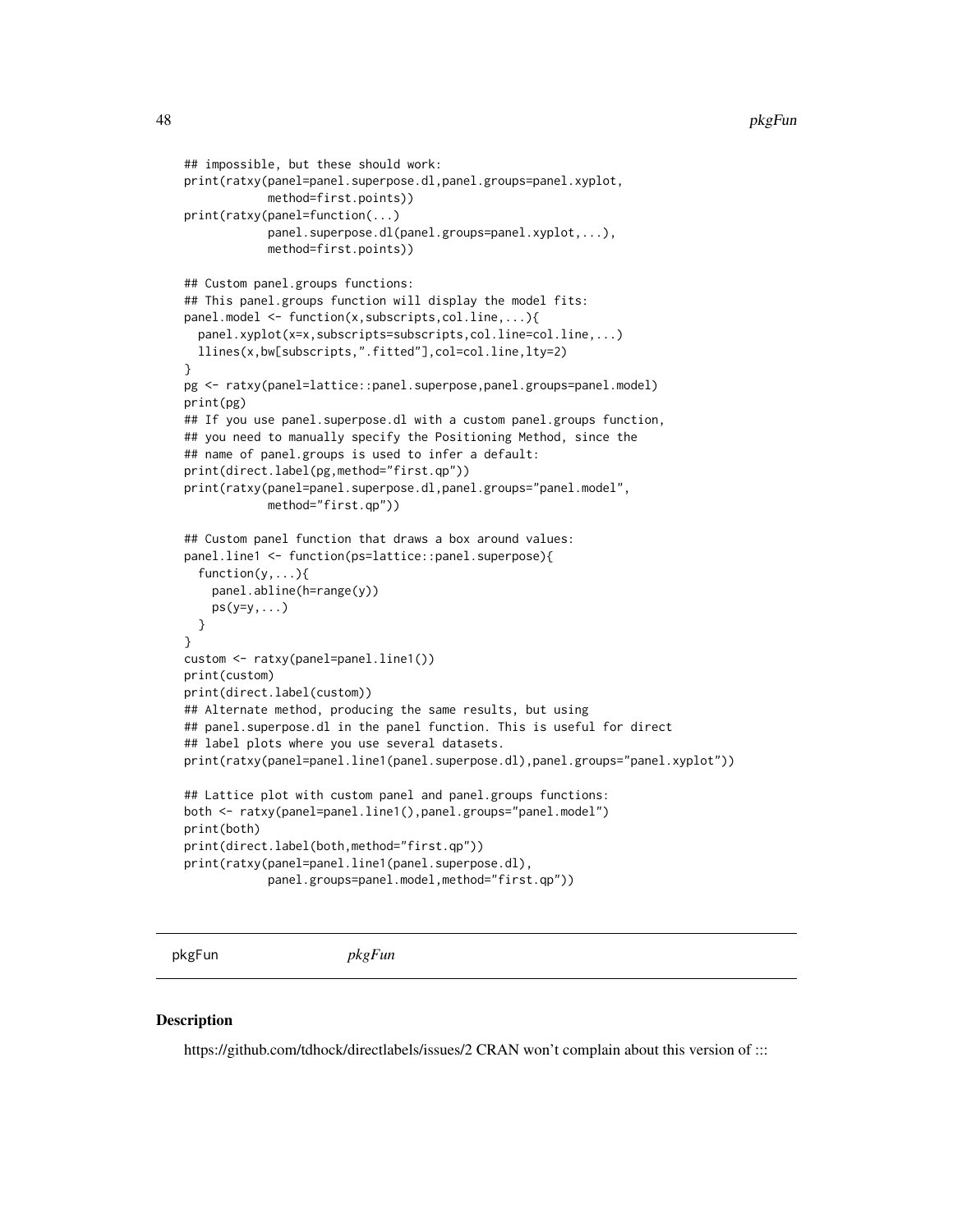```
## impossible, but these should work:
print(ratxy(panel=panel.superpose.dl,panel.groups=panel.xyplot,
            method=first.points))
print(ratxy(panel=function(...)
            panel.superpose.dl(panel.groups=panel.xyplot,...),
            method=first.points))

## Custom panel.groups functions:
## This panel.groups function will display the model fits:
panel.model <- function(x,subscripts,col.line,...){
  panel.xyplot(x=x,subscripts=subscripts,col.line=col.line,...)
  llines(x,bw[subscripts,".fitted"],col=col.line,lty=2)
}
pg <- ratxy(panel=lattice::panel.superpose,panel.groups=panel.model)
print(pg)
## If you use panel.superpose.dl with a custom panel.groups function,
## you need to manually specify the Positioning Method, since the
## name of panel.groups is used to infer a default:
print(direct.label(pg,method="first.qp"))
print(ratxy(panel=panel.superpose.dl,panel.groups="panel.model",
            method="first.qp"))

## Custom panel function that draws a box around values:
panel.line1 <- function(ps=lattice::panel.superpose){
  function(y,...){
    panel.abline(h=range(y))
    ps(y=y,...)
  }
}
custom <- ratxy(panel=panel.line1())
print(custom)
print(direct.label(custom))
## Alternate method, producing the same results, but using
## panel.superpose.dl in the panel function. This is useful for direct
## label plots where you use several datasets.
print(ratxy(panel=panel.line1(panel.superpose.dl),panel.groups="panel.xyplot"))

## Lattice plot with custom panel and panel.groups functions:
both <- ratxy(panel=panel.line1(),panel.groups="panel.model")
print(both)
print(direct.label(both,method="first.qp"))
print(ratxy(panel=panel.line1(panel.superpose.dl),
            panel.groups=panel.model,method="first.qp"))
```

---

pkgFun *pkgFun*

---

## Description

https://github.com/tdhock/directlabels/issues/2 CRAN won't complain about this version of :::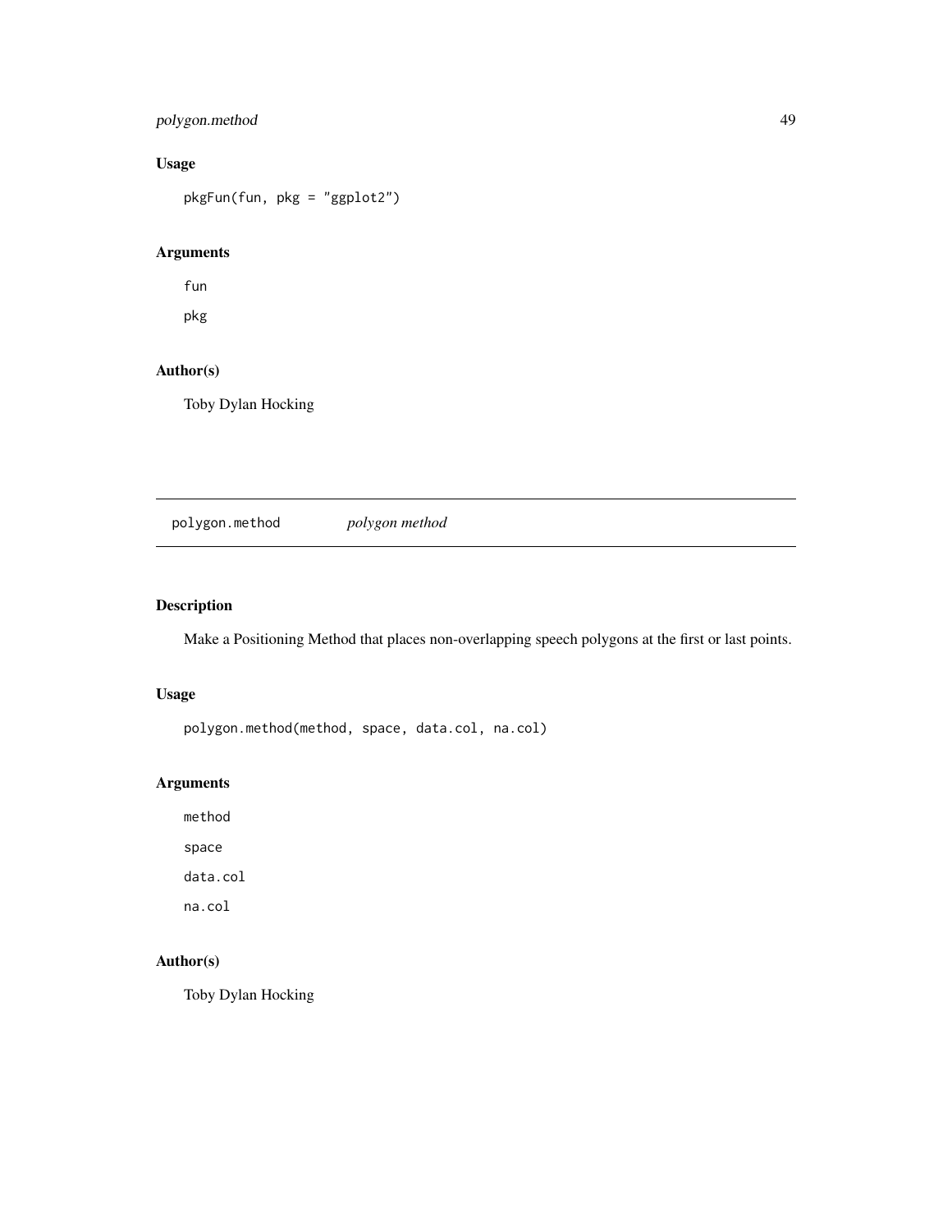## Usage

```
pkgFun(fun, pkg = "ggplot2")
```

## Arguments

`fun`

`pkg`

## Author(s)

Toby Dylan Hocking

---

# `polygon.method` *polygon method*

---

## Description

Make a Positioning Method that places non-overlapping speech polygons at the first or last points.

## Usage

```
polygon.method(method, space, data.col, na.col)
```

## Arguments

`method`

`space`

`data.col`

`na.col`

## Author(s)

Toby Dylan Hocking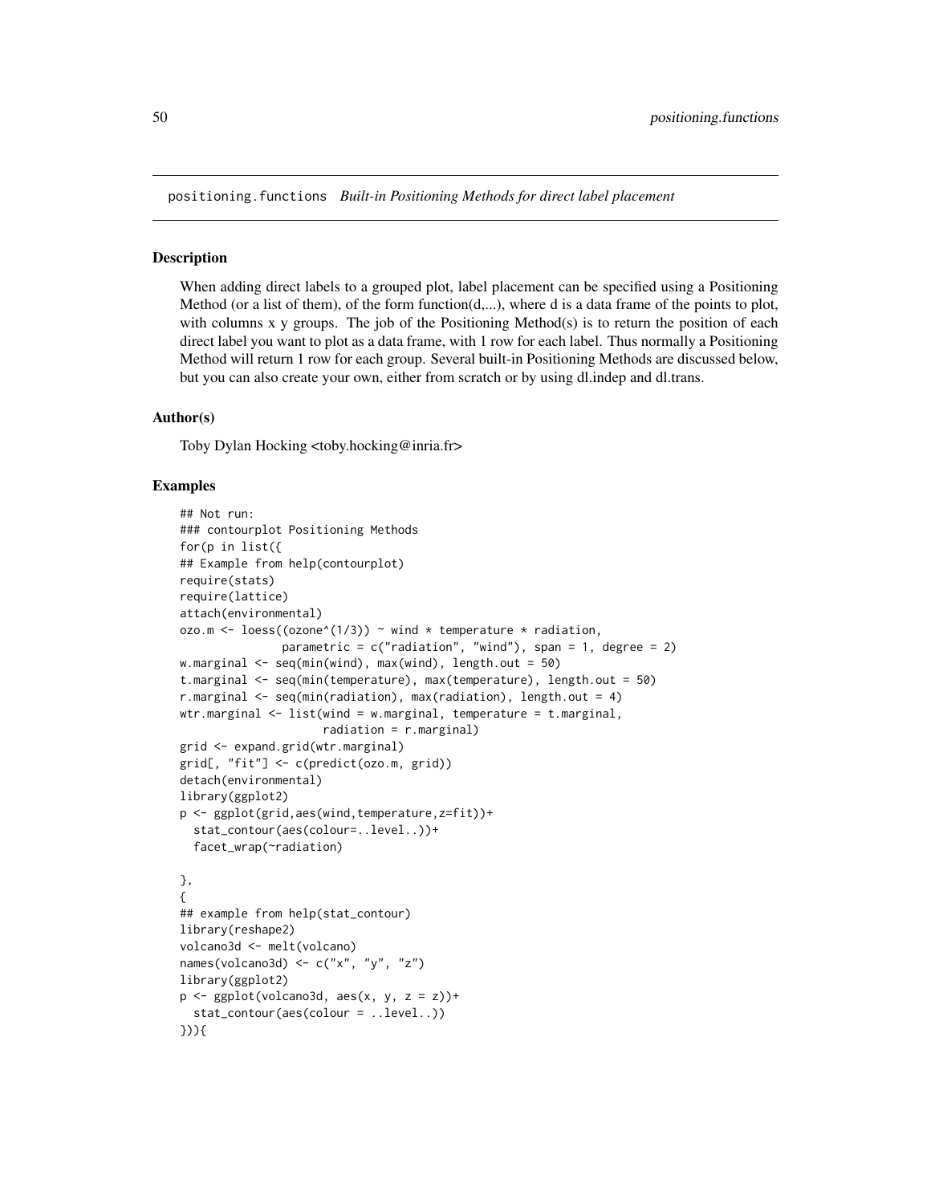positioning.functions *Built-in Positioning Methods for direct label placement*

## Description

When adding direct labels to a grouped plot, label placement can be specified using a Positioning Method (or a list of them), of the form function(d,...), where d is a data frame of the points to plot, with columns x y groups. The job of the Positioning Method(s) is to return the position of each direct label you want to plot as a data frame, with 1 row for each label. Thus normally a Positioning Method will return 1 row for each group. Several built-in Positioning Methods are discussed below, but you can also create your own, either from scratch or by using dl.indep and dl.trans.

## Author(s)

Toby Dylan Hocking <toby.hocking@inria.fr>

## Examples

```
## Not run:
### contourplot Positioning Methods
for(p in list({
## Example from help(contourplot)
require(stats)
require(lattice)
attach(environmental)
ozo.m <- loess((ozone^(1/3)) ~ wind * temperature * radiation,
               parametric = c("radiation", "wind"), span = 1, degree = 2)
w.marginal <- seq(min(wind), max(wind), length.out = 50)
t.marginal <- seq(min(temperature), max(temperature), length.out = 50)
r.marginal <- seq(min(radiation), max(radiation), length.out = 4)
wtr.marginal <- list(wind = w.marginal, temperature = t.marginal,
                     radiation = r.marginal)
grid <- expand.grid(wtr.marginal)
grid[, "fit"] <- c(predict(ozo.m, grid))
detach(environmental)
library(ggplot2)
p <- ggplot(grid,aes(wind,temperature,z=fit))+
  stat_contour(aes(colour=..level..))+
  facet_wrap(~radiation)

},
{
## example from help(stat_contour)
library(reshape2)
volcano3d <- melt(volcano)
names(volcano3d) <- c("x", "y", "z")
library(ggplot2)
p <- ggplot(volcano3d, aes(x, y, z = z))+
  stat_contour(aes(colour = ..level..))
})){
```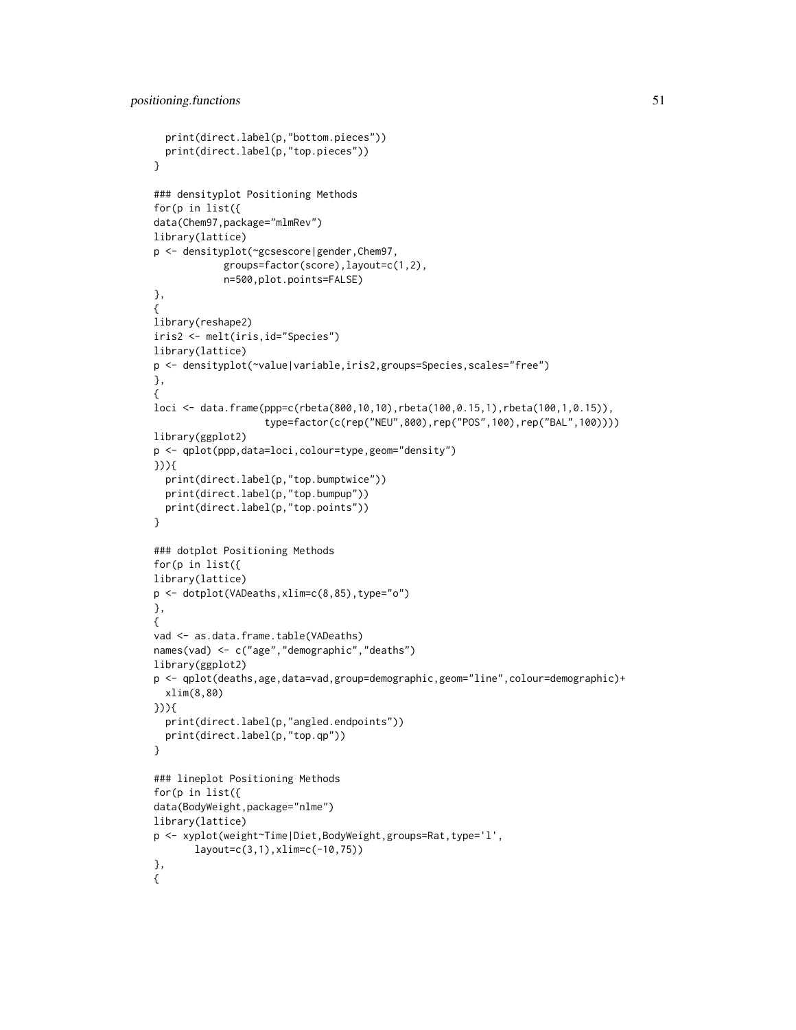```
  print(direct.label(p,"bottom.pieces"))
  print(direct.label(p,"top.pieces"))
}

### densityplot Positioning Methods
for(p in list({
data(Chem97,package="mlmRev")
library(lattice)
p <- densityplot(~gcsescore|gender,Chem97,
            groups=factor(score),layout=c(1,2),
            n=500,plot.points=FALSE)
},
{
library(reshape2)
iris2 <- melt(iris,id="Species")
library(lattice)
p <- densityplot(~value|variable,iris2,groups=Species,scales="free")
},
{
loci <- data.frame(ppp=c(rbeta(800,10,10),rbeta(100,0.15,1),rbeta(100,1,0.15)),
                   type=factor(c(rep("NEU",800),rep("POS",100),rep("BAL",100))))
library(ggplot2)
p <- qplot(ppp,data=loci,colour=type,geom="density")
})){
  print(direct.label(p,"top.bumptwice"))
  print(direct.label(p,"top.bumpup"))
  print(direct.label(p,"top.points"))
}

### dotplot Positioning Methods
for(p in list({
library(lattice)
p <- dotplot(VADeaths,xlim=c(8,85),type="o")
},
{
vad <- as.data.frame.table(VADeaths)
names(vad) <- c("age","demographic","deaths")
library(ggplot2)
p <- qplot(deaths,age,data=vad,group=demographic,geom="line",colour=demographic)+
  xlim(8,80)
})){
  print(direct.label(p,"angled.endpoints"))
  print(direct.label(p,"top.qp"))
}

### lineplot Positioning Methods
for(p in list({
data(BodyWeight,package="nlme")
library(lattice)
p <- xyplot(weight~Time|Diet,BodyWeight,groups=Rat,type='l',
       layout=c(3,1),xlim=c(-10,75))
},
{
```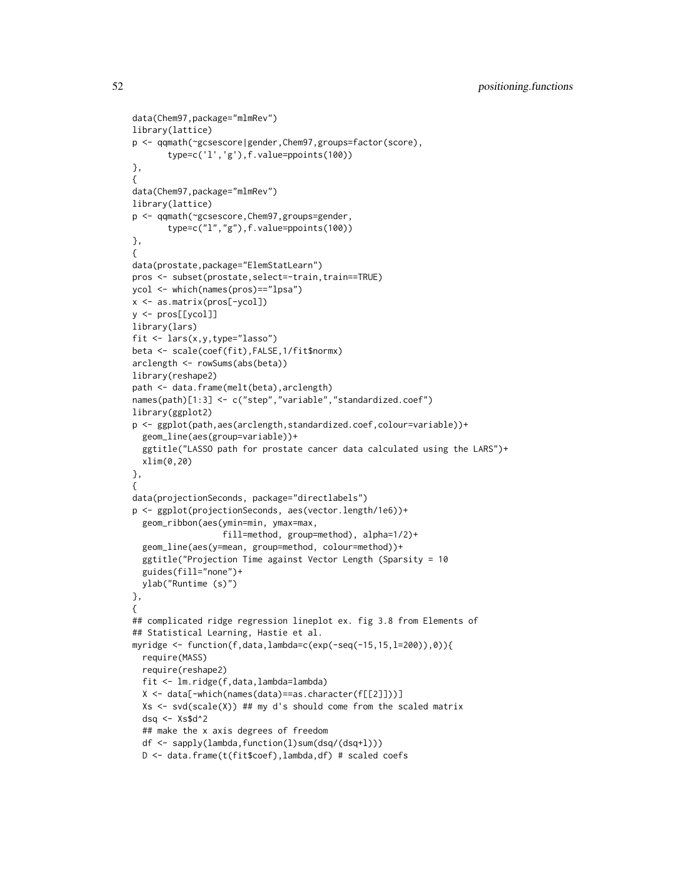```
data(Chem97,package="mlmRev")
library(lattice)
p <- qqmath(~gcsescore|gender,Chem97,groups=factor(score),
       type=c('l','g'),f.value=ppoints(100))
},
{
data(Chem97,package="mlmRev")
library(lattice)
p <- qqmath(~gcsescore,Chem97,groups=gender,
       type=c("l","g"),f.value=ppoints(100))
},
{
data(prostate,package="ElemStatLearn")
pros <- subset(prostate,select=-train,train==TRUE)
ycol <- which(names(pros)=="lpsa")
x <- as.matrix(pros[-ycol])
y <- pros[[ycol]]
library(lars)
fit <- lars(x,y,type="lasso")
beta <- scale(coef(fit),FALSE,1/fit$normx)
arclength <- rowSums(abs(beta))
library(reshape2)
path <- data.frame(melt(beta),arclength)
names(path)[1:3] <- c("step","variable","standardized.coef")
library(ggplot2)
p <- ggplot(path,aes(arclength,standardized.coef,colour=variable))+
  geom_line(aes(group=variable))+
  ggtitle("LASSO path for prostate cancer data calculated using the LARS")+
  xlim(0,20)
},
{
data(projectionSeconds, package="directlabels")
p <- ggplot(projectionSeconds, aes(vector.length/1e6))+
  geom_ribbon(aes(ymin=min, ymax=max,
                  fill=method, group=method), alpha=1/2)+
  geom_line(aes(y=mean, group=method, colour=method))+
  ggtitle("Projection Time against Vector Length (Sparsity = 10
  guides(fill="none")+
  ylab("Runtime (s)")
},
{
## complicated ridge regression lineplot ex. fig 3.8 from Elements of
## Statistical Learning, Hastie et al.
myridge <- function(f,data,lambda=c(exp(-seq(-15,15,l=200)),0)){
  require(MASS)
  require(reshape2)
  fit <- lm.ridge(f,data,lambda=lambda)
  X <- data[-which(names(data)==as.character(f[[2]]))]
  Xs <- svd(scale(X)) ## my d's should come from the scaled matrix
  dsq <- Xs$d^2
  ## make the x axis degrees of freedom
  df <- sapply(lambda,function(l)sum(dsq/(dsq+l)))
  D <- data.frame(t(fit$coef),lambda,df) # scaled coefs
```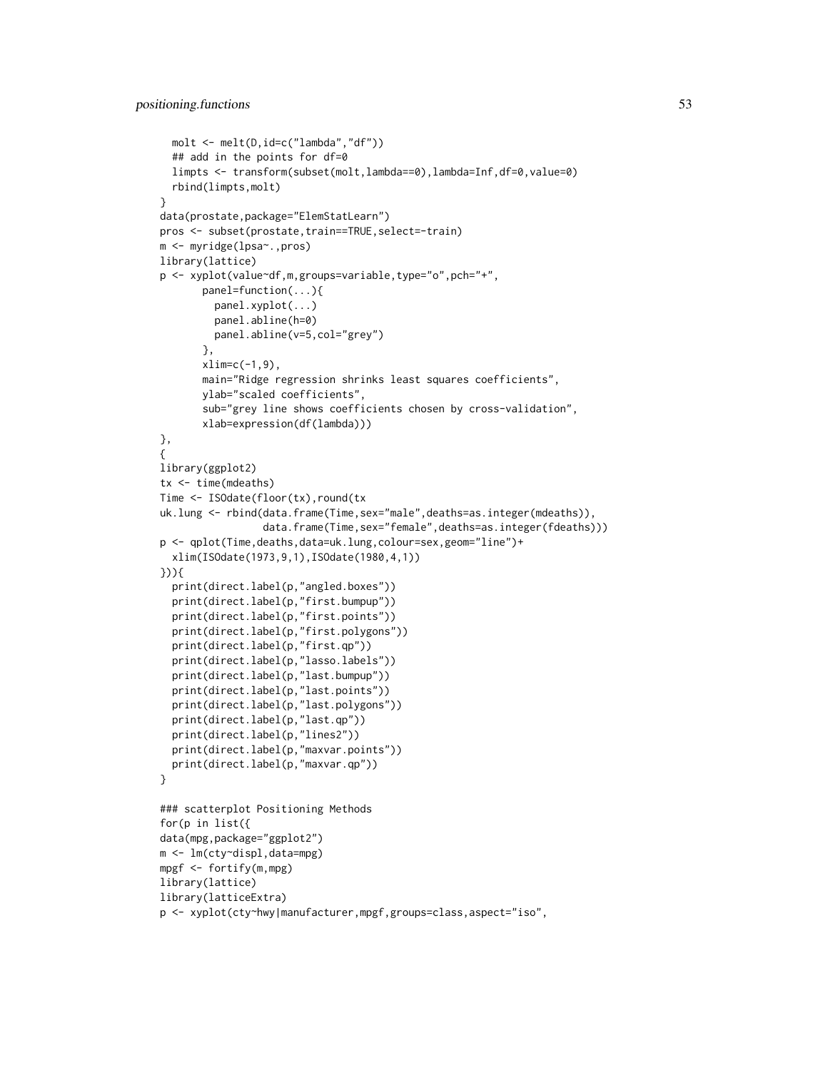```
  molt <- melt(D,id=c("lambda","df"))
  ## add in the points for df=0
  limpts <- transform(subset(molt,lambda==0),lambda=Inf,df=0,value=0)
  rbind(limpts,molt)
}
data(prostate,package="ElemStatLearn")
pros <- subset(prostate,train==TRUE,select=-train)
m <- myridge(lpsa~.,pros)
library(lattice)
p <- xyplot(value~df,m,groups=variable,type="o",pch="+",
       panel=function(...){
         panel.xyplot(...)
         panel.abline(h=0)
         panel.abline(v=5,col="grey")
       },
       xlim=c(-1,9),
       main="Ridge regression shrinks least squares coefficients",
       ylab="scaled coefficients",
       sub="grey line shows coefficients chosen by cross-validation",
       xlab=expression(df(lambda)))
},
{
library(ggplot2)
tx <- time(mdeaths)
Time <- ISOdate(floor(tx),round(tx
uk.lung <- rbind(data.frame(Time,sex="male",deaths=as.integer(mdeaths)),
                 data.frame(Time,sex="female",deaths=as.integer(fdeaths)))
p <- qplot(Time,deaths,data=uk.lung,colour=sex,geom="line")+
  xlim(ISOdate(1973,9,1),ISOdate(1980,4,1))
})){
  print(direct.label(p,"angled.boxes"))
  print(direct.label(p,"first.bumpup"))
  print(direct.label(p,"first.points"))
  print(direct.label(p,"first.polygons"))
  print(direct.label(p,"first.qp"))
  print(direct.label(p,"lasso.labels"))
  print(direct.label(p,"last.bumpup"))
  print(direct.label(p,"last.points"))
  print(direct.label(p,"last.polygons"))
  print(direct.label(p,"last.qp"))
  print(direct.label(p,"lines2"))
  print(direct.label(p,"maxvar.points"))
  print(direct.label(p,"maxvar.qp"))
}

### scatterplot Positioning Methods
for(p in list({
data(mpg,package="ggplot2")
m <- lm(cty~displ,data=mpg)
mpgf <- fortify(m,mpg)
library(lattice)
library(latticeExtra)
p <- xyplot(cty~hwy|manufacturer,mpgf,groups=class,aspect="iso",
```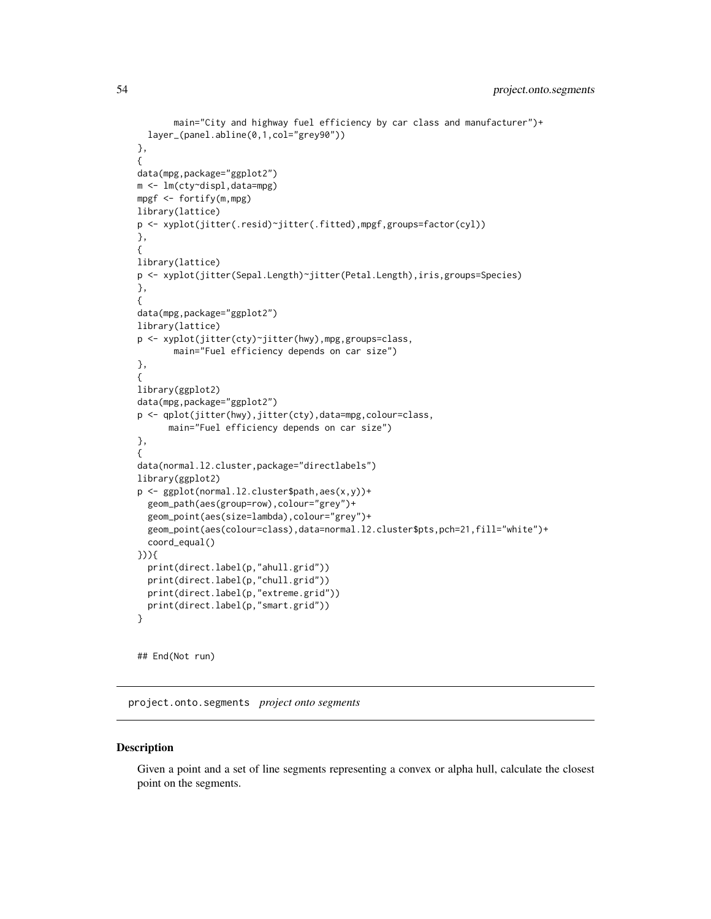```
       main="City and highway fuel efficiency by car class and manufacturer")+
  layer_(panel.abline(0,1,col="grey90"))
},
{
data(mpg,package="ggplot2")
m <- lm(cty~displ,data=mpg)
mpgf <- fortify(m,mpg)
library(lattice)
p <- xyplot(jitter(.resid)~jitter(.fitted),mpgf,groups=factor(cyl))
},
{
library(lattice)
p <- xyplot(jitter(Sepal.Length)~jitter(Petal.Length),iris,groups=Species)
},
{
data(mpg,package="ggplot2")
library(lattice)
p <- xyplot(jitter(cty)~jitter(hwy),mpg,groups=class,
       main="Fuel efficiency depends on car size")
},
{
library(ggplot2)
data(mpg,package="ggplot2")
p <- qplot(jitter(hwy),jitter(cty),data=mpg,colour=class,
      main="Fuel efficiency depends on car size")
},
{
data(normal.l2.cluster,package="directlabels")
library(ggplot2)
p <- ggplot(normal.l2.cluster$path,aes(x,y))+
  geom_path(aes(group=row),colour="grey")+
  geom_point(aes(size=lambda),colour="grey")+
  geom_point(aes(colour=class),data=normal.l2.cluster$pts,pch=21,fill="white")+
  coord_equal()
})){
  print(direct.label(p,"ahull.grid"))
  print(direct.label(p,"chull.grid"))
  print(direct.label(p,"extreme.grid"))
  print(direct.label(p,"smart.grid"))
}


## End(Not run)
```

## project.onto.segments *project onto segments*

### Description

Given a point and a set of line segments representing a convex or alpha hull, calculate the closest point on the segments.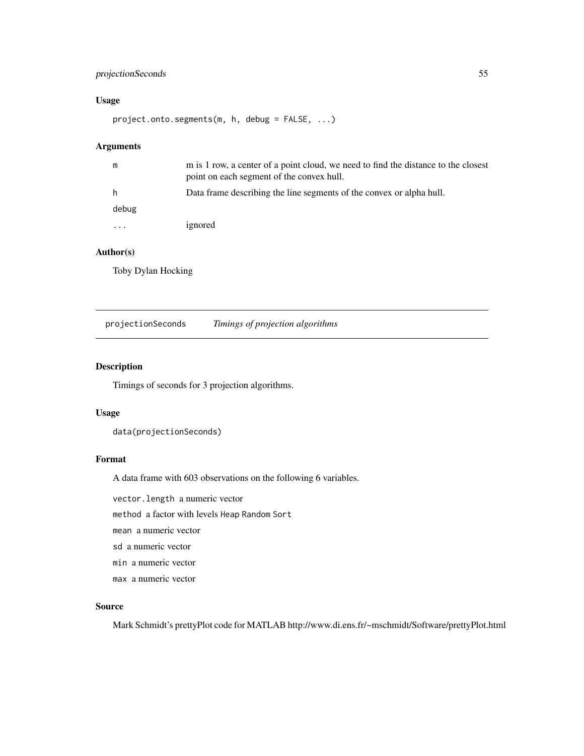### Usage

```
project.onto.segments(m, h, debug = FALSE, ...)
```

### Arguments

| | |
|---|---|
| m | m is 1 row, a center of a point cloud, we need to find the distance to the closest point on each segment of the convex hull. |
| h | Data frame describing the line segments of the convex or alpha hull. |
| debug | |
| ... | ignored |

### Author(s)

Toby Dylan Hocking

---

## projectionSeconds — *Timings of projection algorithms*

### Description

Timings of seconds for 3 projection algorithms.

### Usage

```
data(projectionSeconds)
```

### Format

A data frame with 603 observations on the following 6 variables.

`vector.length` a numeric vector

`method` a factor with levels `Heap` `Random` `Sort`

`mean` a numeric vector

`sd` a numeric vector

`min` a numeric vector

`max` a numeric vector

### Source

Mark Schmidt's prettyPlot code for MATLAB http://www.di.ens.fr/~mschmidt/Software/prettyPlot.html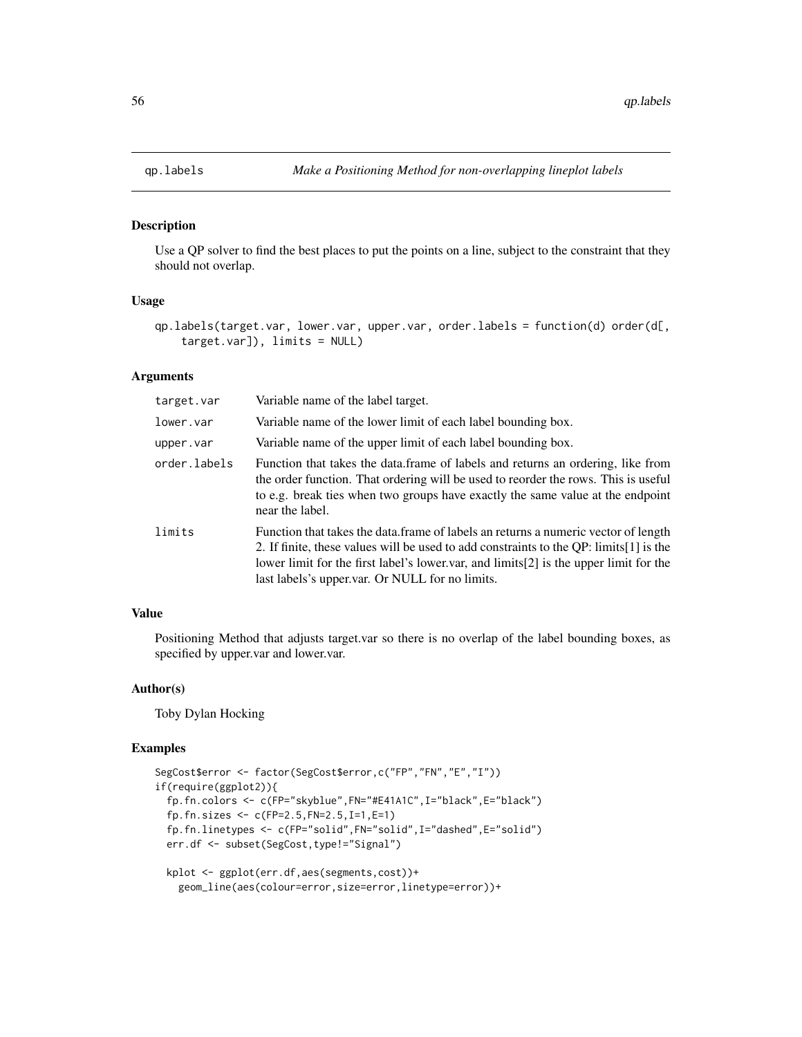# qp.labels — *Make a Positioning Method for non-overlapping lineplot labels*

## Description

Use a QP solver to find the best places to put the points on a line, subject to the constraint that they should not overlap.

## Usage

```
qp.labels(target.var, lower.var, upper.var, order.labels = function(d) order(d[,
    target.var]), limits = NULL)
```

## Arguments

| Argument | Description |
|---|---|
| `target.var` | Variable name of the label target. |
| `lower.var` | Variable name of the lower limit of each label bounding box. |
| `upper.var` | Variable name of the upper limit of each label bounding box. |
| `order.labels` | Function that takes the data.frame of labels and returns an ordering, like from the order function. That ordering will be used to reorder the rows. This is useful to e.g. break ties when two groups have exactly the same value at the endpoint near the label. |
| `limits` | Function that takes the data.frame of labels an returns a numeric vector of length 2. If finite, these values will be used to add constraints to the QP: limits[1] is the lower limit for the first label's lower.var, and limits[2] is the upper limit for the last labels's upper.var. Or NULL for no limits. |

## Value

Positioning Method that adjusts target.var so there is no overlap of the label bounding boxes, as specified by upper.var and lower.var.

## Author(s)

Toby Dylan Hocking

## Examples

```
SegCost$error <- factor(SegCost$error,c("FP","FN","E","I"))
if(require(ggplot2)){
  fp.fn.colors <- c(FP="skyblue",FN="#E41A1C",I="black",E="black")
  fp.fn.sizes <- c(FP=2.5,FN=2.5,I=1,E=1)
  fp.fn.linetypes <- c(FP="solid",FN="solid",I="dashed",E="solid")
  err.df <- subset(SegCost,type!="Signal")

  kplot <- ggplot(err.df,aes(segments,cost))+
    geom_line(aes(colour=error,size=error,linetype=error))+
```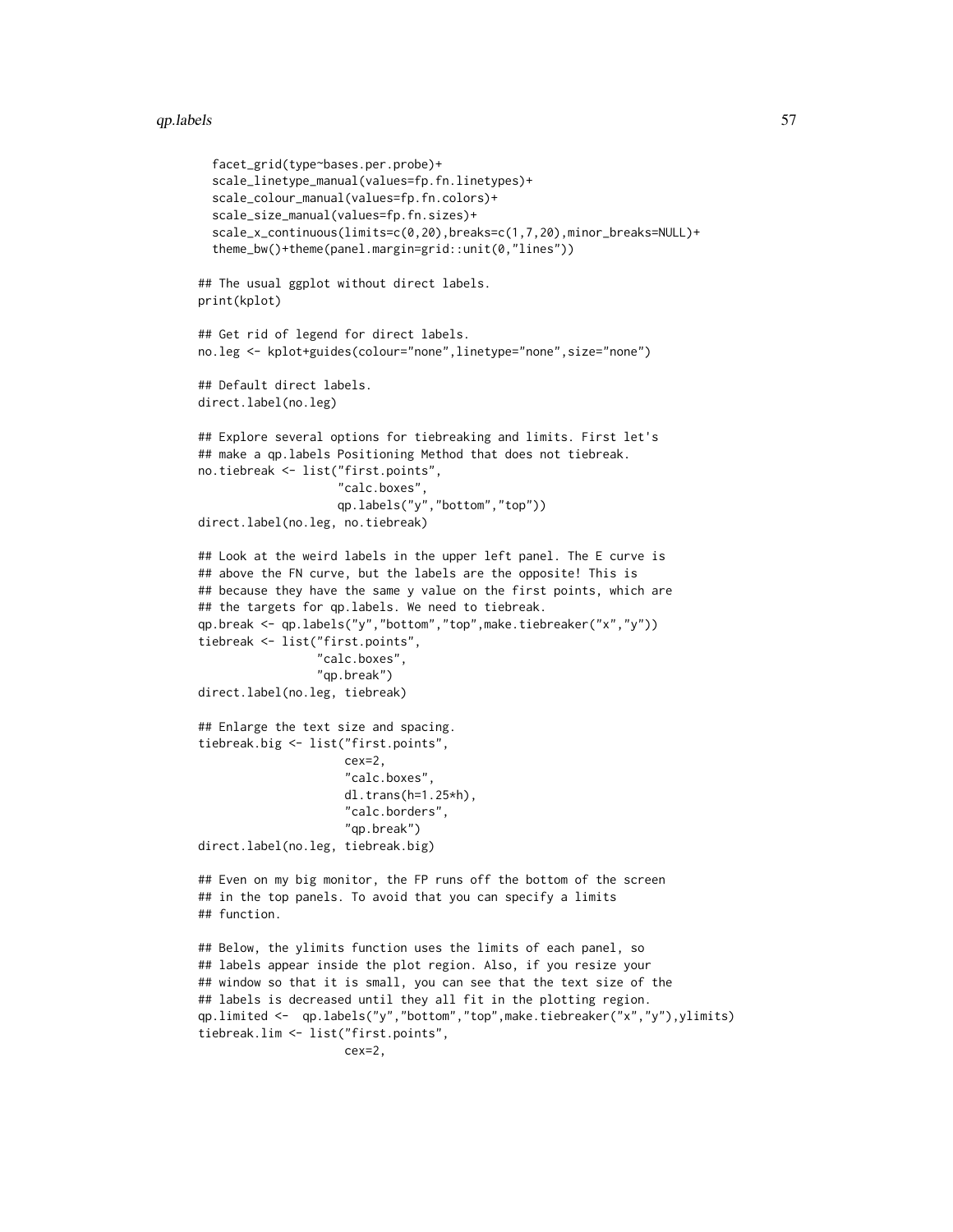```
  facet_grid(type~bases.per.probe)+
  scale_linetype_manual(values=fp.fn.linetypes)+
  scale_colour_manual(values=fp.fn.colors)+
  scale_size_manual(values=fp.fn.sizes)+
  scale_x_continuous(limits=c(0,20),breaks=c(1,7,20),minor_breaks=NULL)+
  theme_bw()+theme(panel.margin=grid::unit(0,"lines"))

## The usual ggplot without direct labels.
print(kplot)

## Get rid of legend for direct labels.
no.leg <- kplot+guides(colour="none",linetype="none",size="none")

## Default direct labels.
direct.label(no.leg)

## Explore several options for tiebreaking and limits. First let's
## make a qp.labels Positioning Method that does not tiebreak.
no.tiebreak <- list("first.points",
                    "calc.boxes",
                    qp.labels("y","bottom","top"))
direct.label(no.leg, no.tiebreak)

## Look at the weird labels in the upper left panel. The E curve is
## above the FN curve, but the labels are the opposite! This is
## because they have the same y value on the first points, which are
## the targets for qp.labels. We need to tiebreak.
qp.break <- qp.labels("y","bottom","top",make.tiebreaker("x","y"))
tiebreak <- list("first.points",
                 "calc.boxes",
                 "qp.break")
direct.label(no.leg, tiebreak)

## Enlarge the text size and spacing.
tiebreak.big <- list("first.points",
                     cex=2,
                     "calc.boxes",
                     dl.trans(h=1.25*h),
                     "calc.borders",
                     "qp.break")
direct.label(no.leg, tiebreak.big)

## Even on my big monitor, the FP runs off the bottom of the screen
## in the top panels. To avoid that you can specify a limits
## function.

## Below, the ylimits function uses the limits of each panel, so
## labels appear inside the plot region. Also, if you resize your
## window so that it is small, you can see that the text size of the
## labels is decreased until they all fit in the plotting region.
qp.limited <-  qp.labels("y","bottom","top",make.tiebreaker("x","y"),ylimits)
tiebreak.lim <- list("first.points",
                     cex=2,
```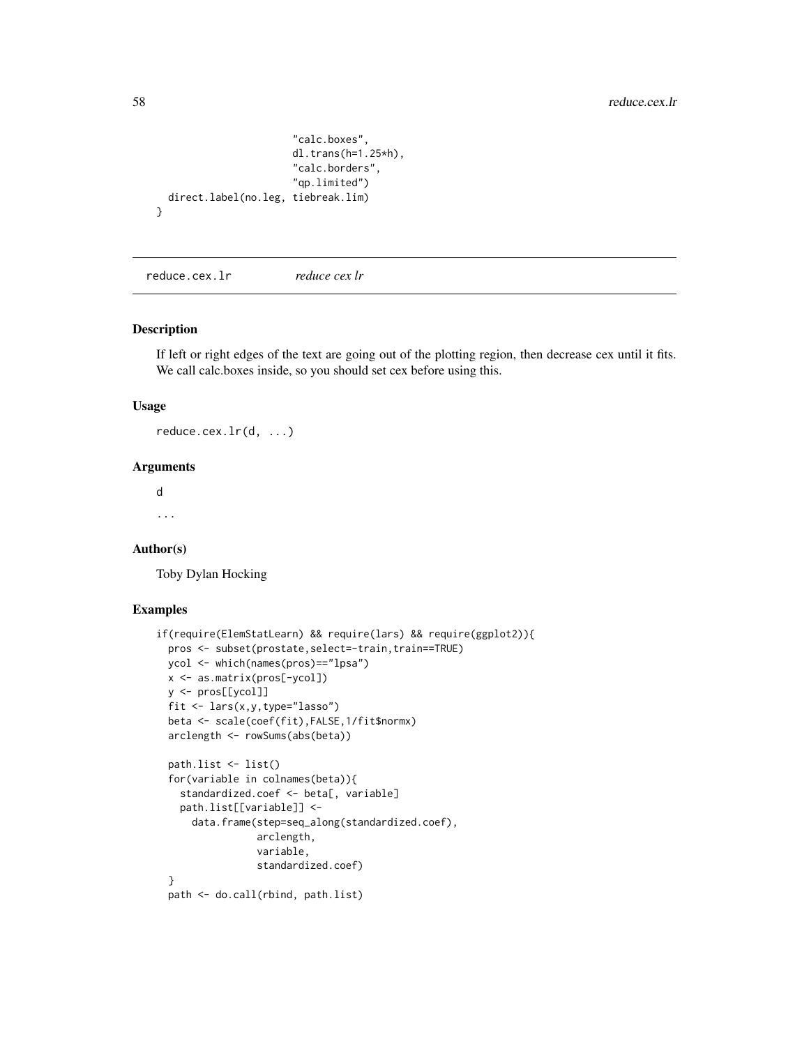```
                        "calc.boxes",
                        dl.trans(h=1.25*h),
                        "calc.borders",
                        "qp.limited")
  direct.label(no.leg, tiebreak.lim)
}
```

## reduce.cex.lr *reduce cex lr*

### Description

If left or right edges of the text are going out of the plotting region, then decrease cex until it fits. We call calc.boxes inside, so you should set cex before using this.

### Usage

```
reduce.cex.lr(d, ...)
```

### Arguments

d

...

### Author(s)

Toby Dylan Hocking

### Examples

```
if(require(ElemStatLearn) && require(lars) && require(ggplot2)){
  pros <- subset(prostate,select=-train,train==TRUE)
  ycol <- which(names(pros)=="lpsa")
  x <- as.matrix(pros[-ycol])
  y <- pros[[ycol]]
  fit <- lars(x,y,type="lasso")
  beta <- scale(coef(fit),FALSE,1/fit$normx)
  arclength <- rowSums(abs(beta))

  path.list <- list()
  for(variable in colnames(beta)){
    standardized.coef <- beta[, variable]
    path.list[[variable]] <-
      data.frame(step=seq_along(standardized.coef),
                 arclength,
                 variable,
                 standardized.coef)
  }
  path <- do.call(rbind, path.list)
```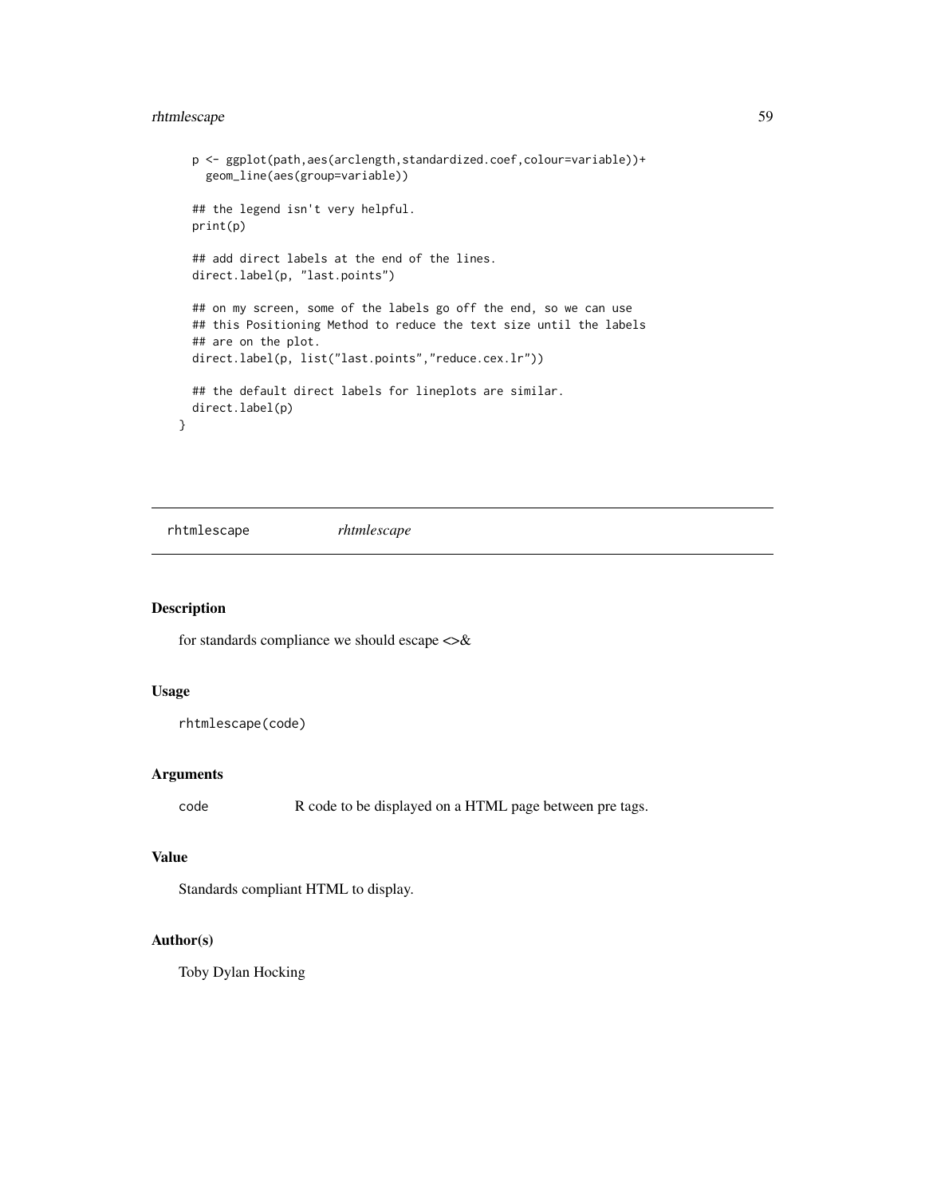```
  p <- ggplot(path,aes(arclength,standardized.coef,colour=variable))+
    geom_line(aes(group=variable))

  ## the legend isn't very helpful.
  print(p)

  ## add direct labels at the end of the lines.
  direct.label(p, "last.points")

  ## on my screen, some of the labels go off the end, so we can use
  ## this Positioning Method to reduce the text size until the labels
  ## are on the plot.
  direct.label(p, list("last.points","reduce.cex.lr"))

  ## the default direct labels for lineplots are similar.
  direct.label(p)
}
```

---

`rhtmlescape` *rhtmlescape*

---

## Description

for standards compliance we should escape <>&

## Usage

```
rhtmlescape(code)
```

## Arguments

`code` R code to be displayed on a HTML page between pre tags.

## Value

Standards compliant HTML to display.

## Author(s)

Toby Dylan Hocking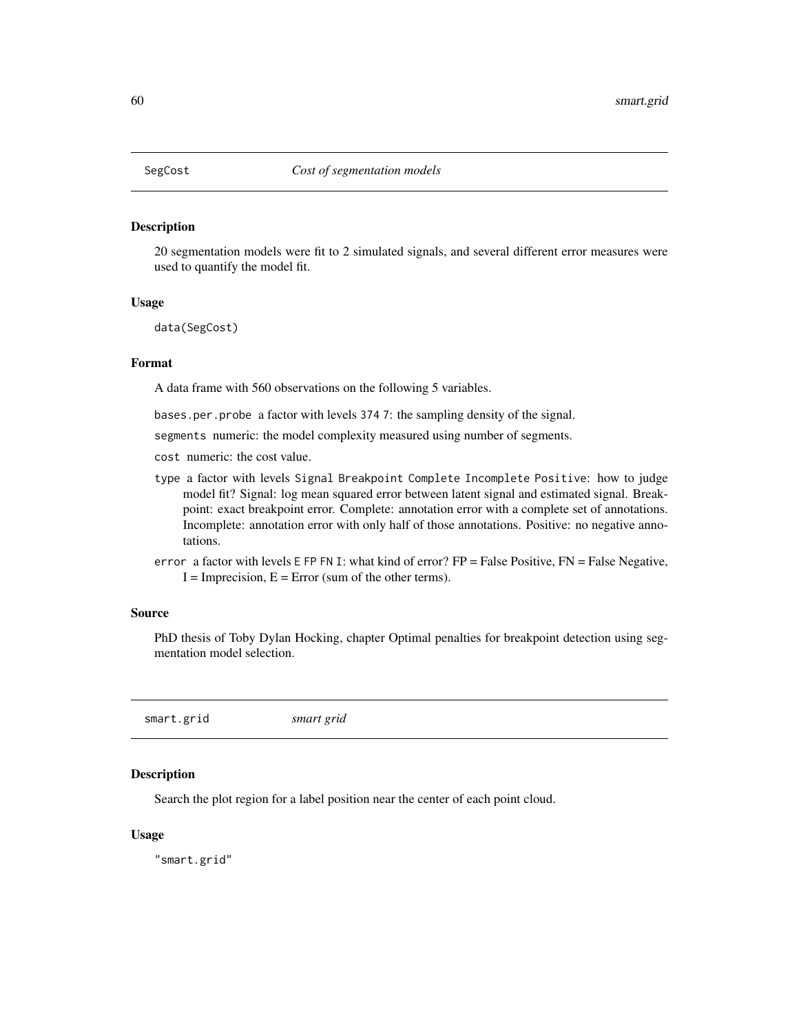## SegCost *Cost of segmentation models*

### Description

20 segmentation models were fit to 2 simulated signals, and several different error measures were used to quantify the model fit.

### Usage

```
data(SegCost)
```

### Format

A data frame with 560 observations on the following 5 variables.

`bases.per.probe` a factor with levels `374` `7`: the sampling density of the signal.

`segments` numeric: the model complexity measured using number of segments.

`cost` numeric: the cost value.

`type` a factor with levels `Signal` `Breakpoint` `Complete` `Incomplete` `Positive`: how to judge model fit? Signal: log mean squared error between latent signal and estimated signal. Breakpoint: exact breakpoint error. Complete: annotation error with a complete set of annotations. Incomplete: annotation error with only half of those annotations. Positive: no negative annotations.

`error` a factor with levels `E` `FP` `FN` `I`: what kind of error? FP = False Positive, FN = False Negative, I = Imprecision, E = Error (sum of the other terms).

### Source

PhD thesis of Toby Dylan Hocking, chapter Optimal penalties for breakpoint detection using segmentation model selection.

## smart.grid *smart grid*

### Description

Search the plot region for a label position near the center of each point cloud.

### Usage

```
"smart.grid"
```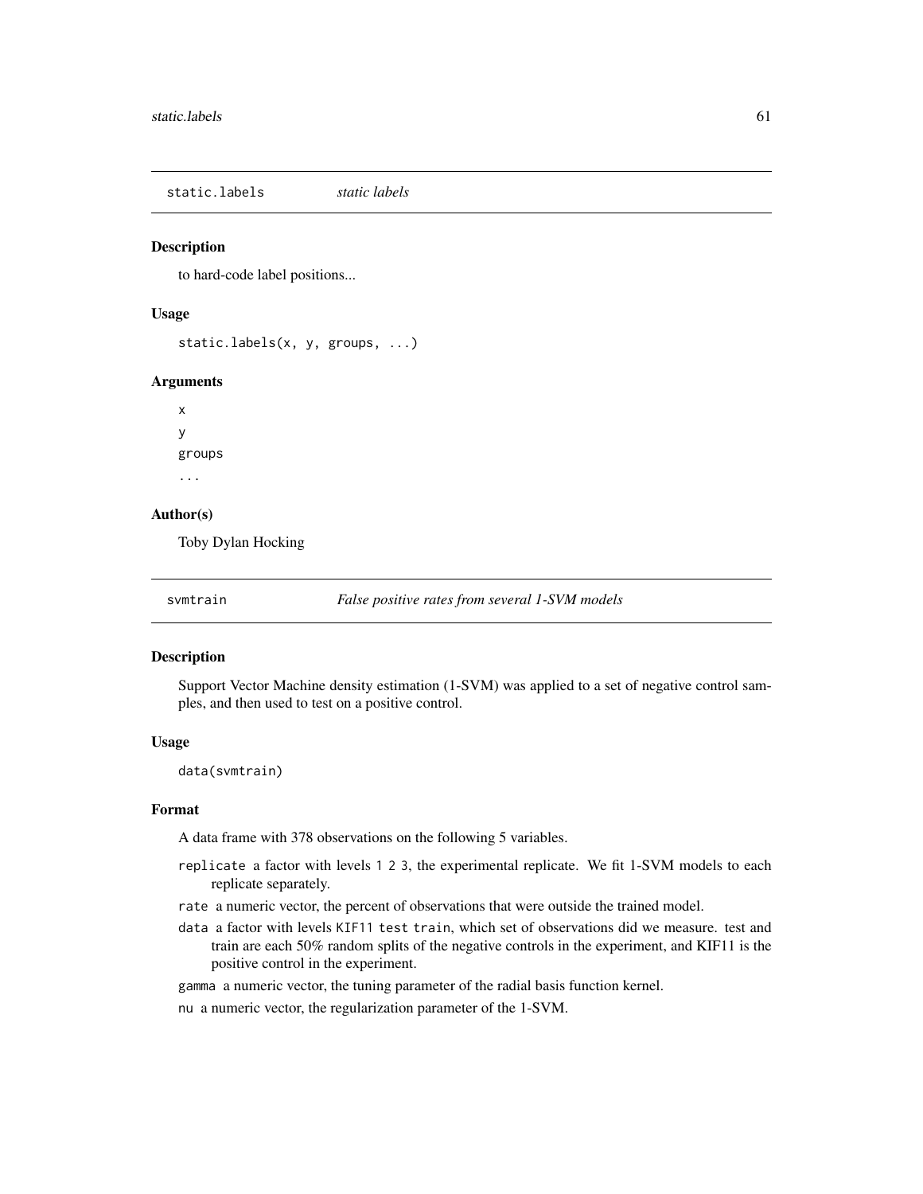## static.labels *static labels*

### Description

to hard-code label positions...

### Usage

```
static.labels(x, y, groups, ...)
```

### Arguments

x

y

groups

...

### Author(s)

Toby Dylan Hocking

## svmtrain *False positive rates from several 1-SVM models*

### Description

Support Vector Machine density estimation (1-SVM) was applied to a set of negative control samples, and then used to test on a positive control.

### Usage

```
data(svmtrain)
```

### Format

A data frame with 378 observations on the following 5 variables.

- `replicate` a factor with levels `1 2 3`, the experimental replicate. We fit 1-SVM models to each replicate separately.
- `rate` a numeric vector, the percent of observations that were outside the trained model.
- `data` a factor with levels `KIF11 test train`, which set of observations did we measure. test and train are each 50% random splits of the negative controls in the experiment, and KIF11 is the positive control in the experiment.
- `gamma` a numeric vector, the tuning parameter of the radial basis function kernel.
- `nu` a numeric vector, the regularization parameter of the 1-SVM.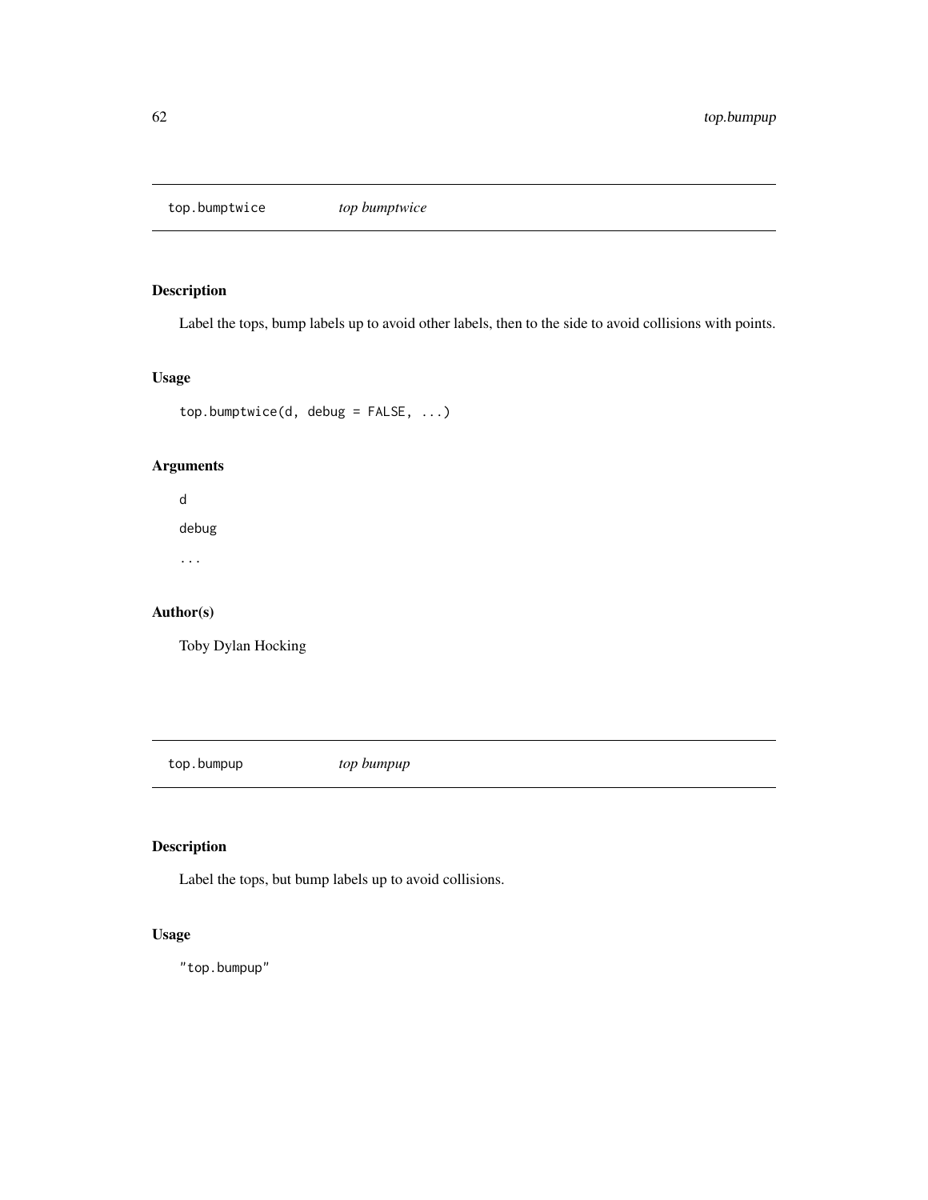## top.bumptwice &nbsp;&nbsp;&nbsp; *top bumptwice*

### Description

Label the tops, bump labels up to avoid other labels, then to the side to avoid collisions with points.

### Usage

```
top.bumptwice(d, debug = FALSE, ...)
```

### Arguments

`d`

`debug`

`...`

### Author(s)

Toby Dylan Hocking

## top.bumpup &nbsp;&nbsp;&nbsp; *top bumpup*

### Description

Label the tops, but bump labels up to avoid collisions.

### Usage

```
"top.bumpup"
```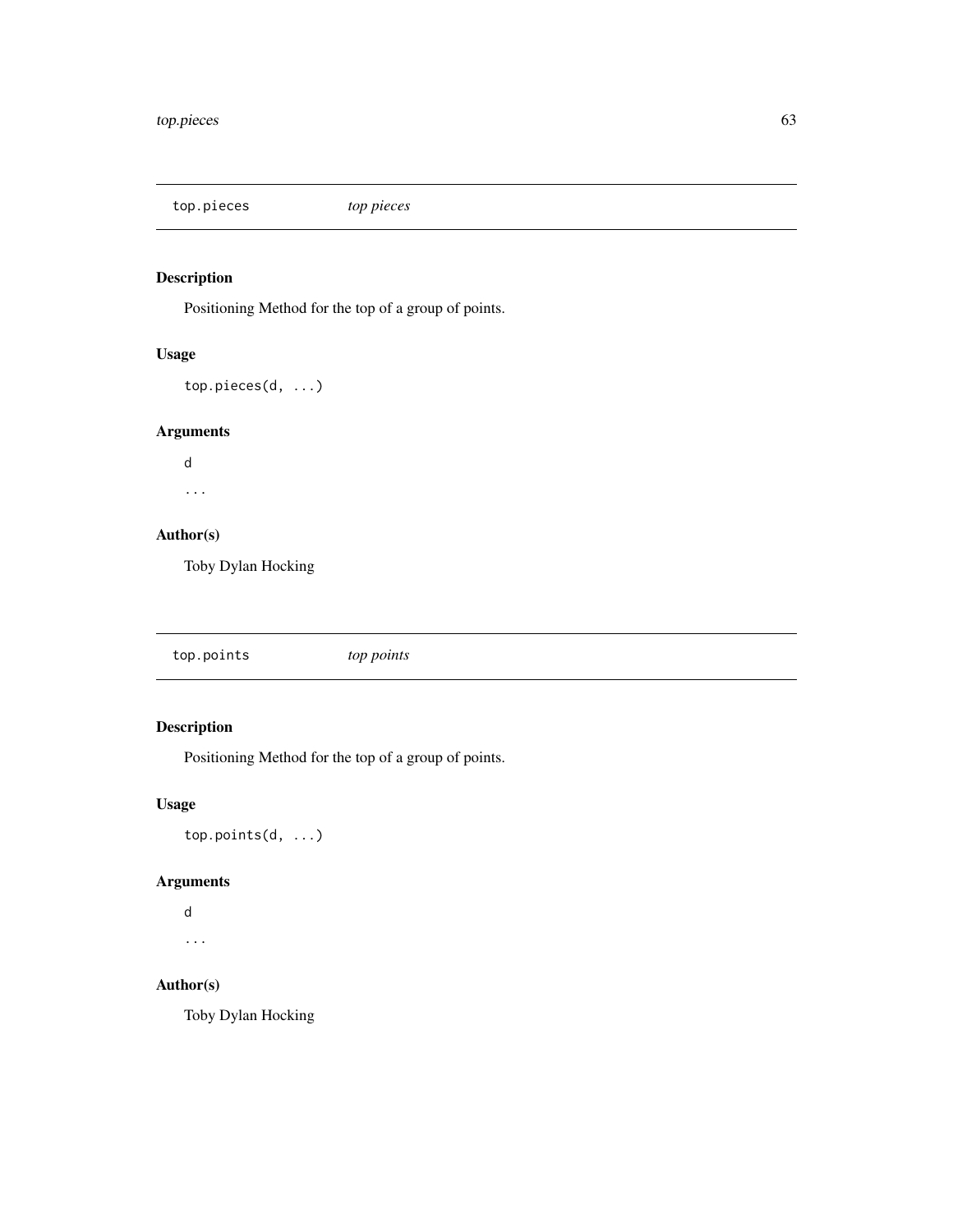## top.pieces *top pieces*

### Description

Positioning Method for the top of a group of points.

### Usage

```
top.pieces(d, ...)
```

### Arguments

`d`

`...`

### Author(s)

Toby Dylan Hocking

## top.points *top points*

### Description

Positioning Method for the top of a group of points.

### Usage

```
top.points(d, ...)
```

### Arguments

`d`

`...`

### Author(s)

Toby Dylan Hocking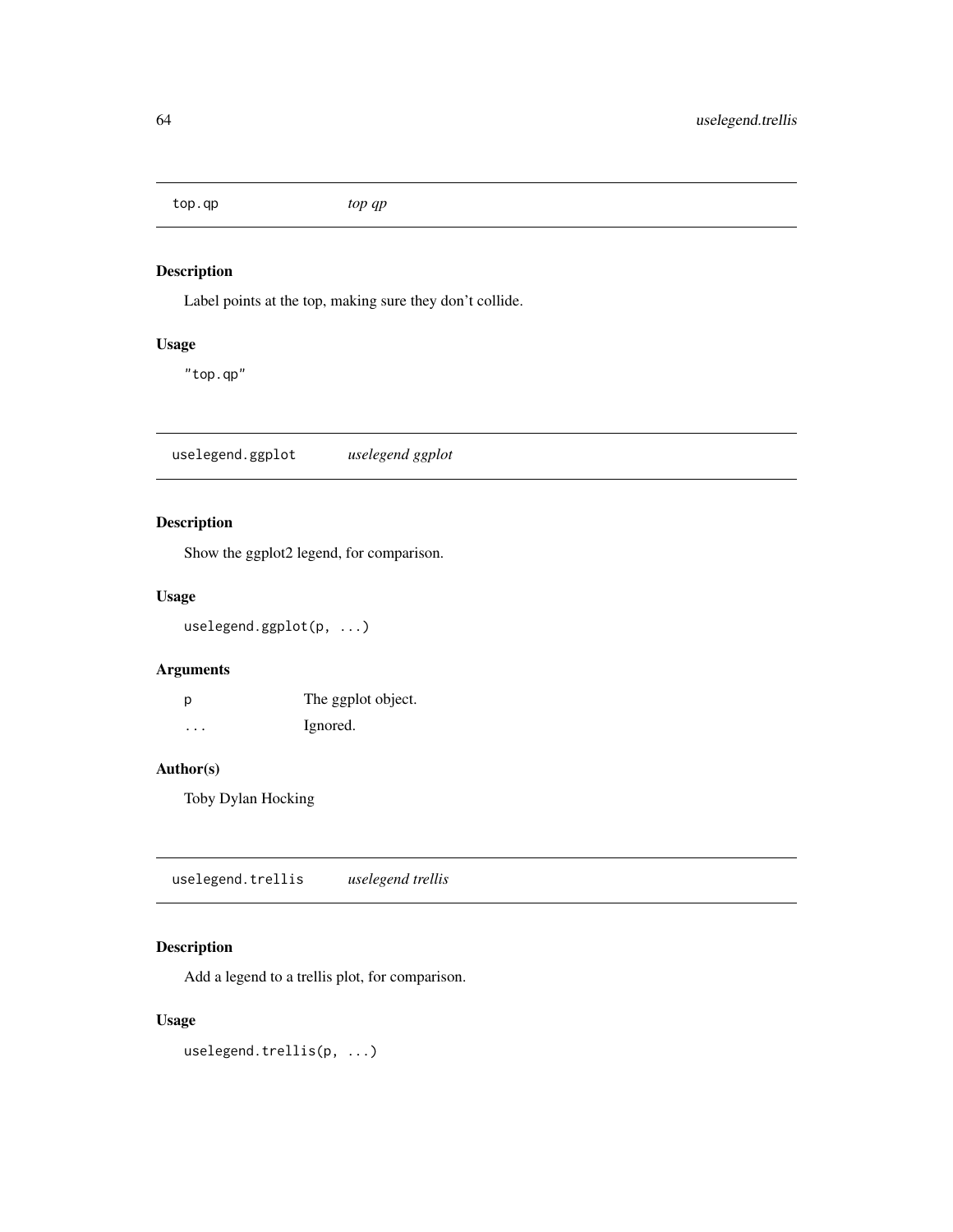## top.qp *top qp*

### Description

Label points at the top, making sure they don't collide.

### Usage

```
"top.qp"
```

## uselegend.ggplot *uselegend ggplot*

### Description

Show the ggplot2 legend, for comparison.

### Usage

```
uselegend.ggplot(p, ...)
```

### Arguments

| | |
|---|---|
| p | The ggplot object. |
| ... | Ignored. |

### Author(s)

Toby Dylan Hocking

## uselegend.trellis *uselegend trellis*

### Description

Add a legend to a trellis plot, for comparison.

### Usage

```
uselegend.trellis(p, ...)
```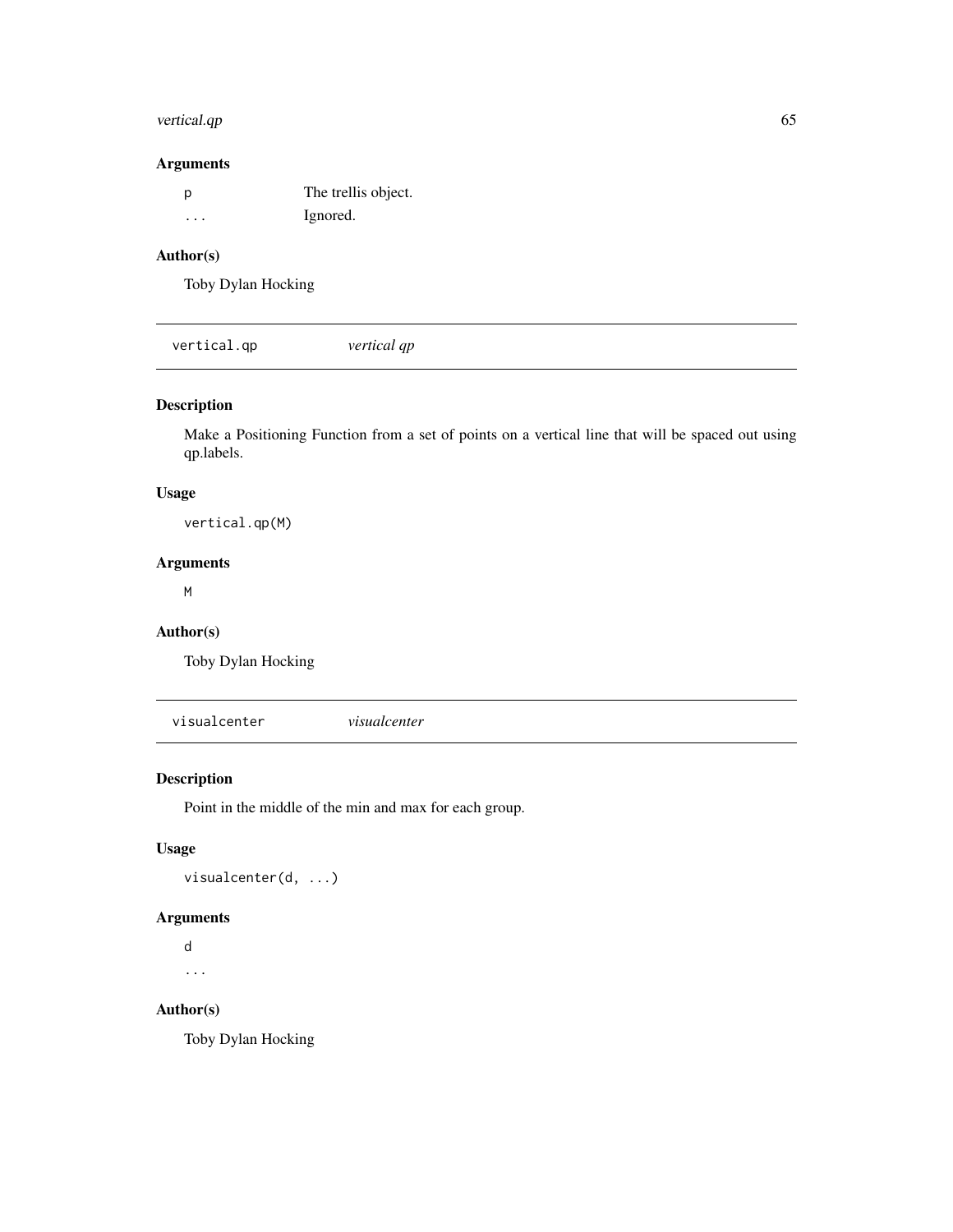### Arguments

| | |
|---|---|
| `p` | The trellis object. |
| `...` | Ignored. |

### Author(s)

Toby Dylan Hocking

---

## `vertical.qp` *vertical qp*

### Description

Make a Positioning Function from a set of points on a vertical line that will be spaced out using qp.labels.

### Usage

```
vertical.qp(M)
```

### Arguments

`M`

### Author(s)

Toby Dylan Hocking

---

## `visualcenter` *visualcenter*

### Description

Point in the middle of the min and max for each group.

### Usage

```
visualcenter(d, ...)
```

### Arguments

`d`

`...`

### Author(s)

Toby Dylan Hocking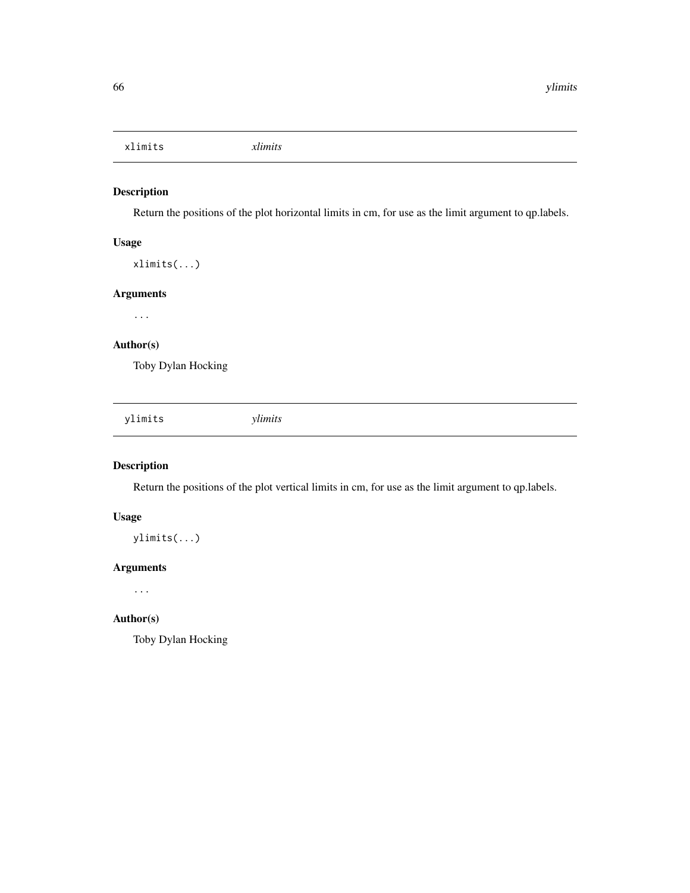## xlimits *xlimits*

### Description

Return the positions of the plot horizontal limits in cm, for use as the limit argument to qp.labels.

### Usage

```
xlimits(...)
```

### Arguments

...

### Author(s)

Toby Dylan Hocking

## ylimits *ylimits*

### Description

Return the positions of the plot vertical limits in cm, for use as the limit argument to qp.labels.

### Usage

```
ylimits(...)
```

### Arguments

...

### Author(s)

Toby Dylan Hocking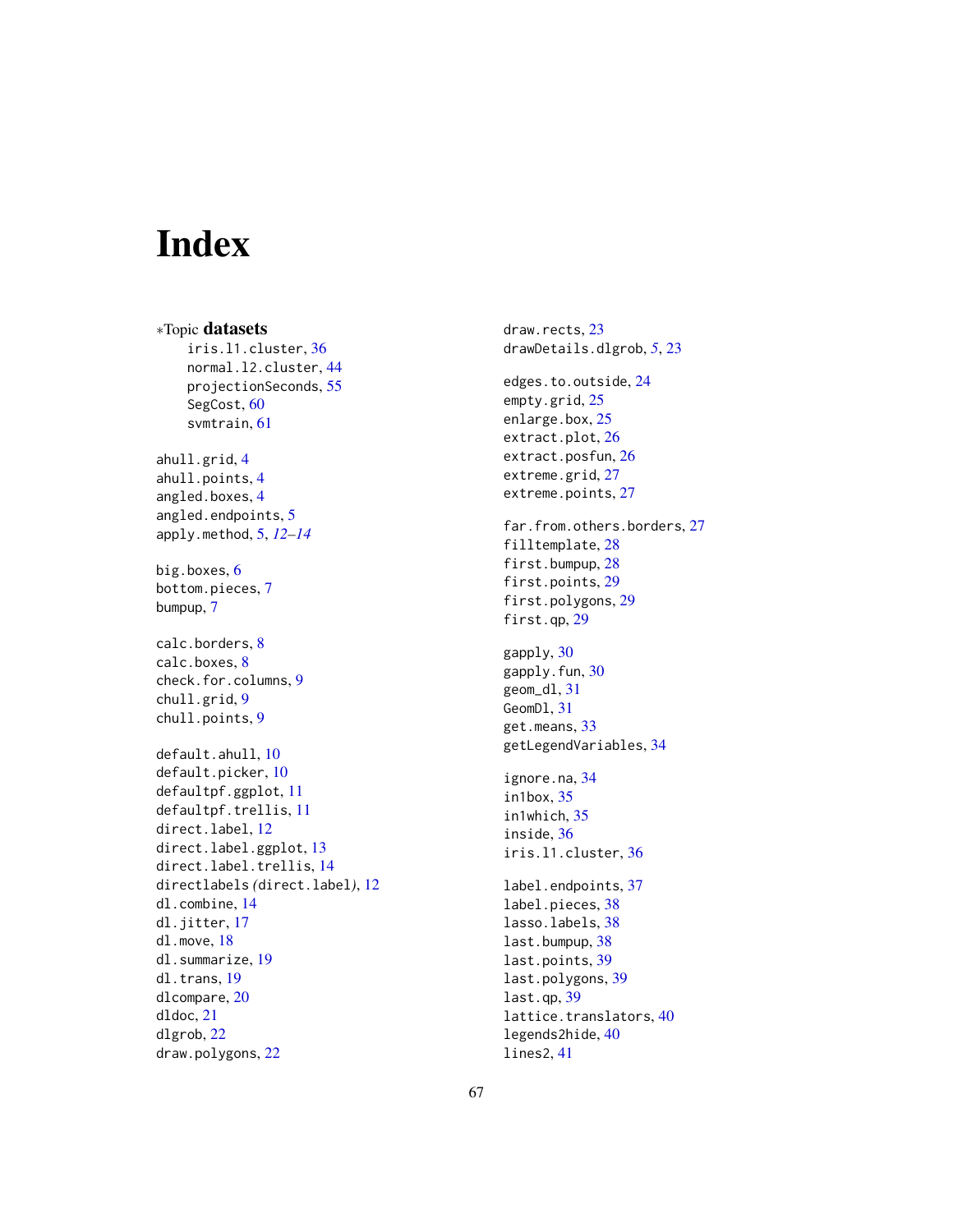# Index

∗Topic **datasets**
- iris.l1.cluster, 36
- normal.l2.cluster, 44
- projectionSeconds, 55
- SegCost, 60
- svmtrain, 61

ahull.grid, 4
ahull.points, 4
angled.boxes, 4
angled.endpoints, 5
apply.method, 5, *12–14*

big.boxes, 6
bottom.pieces, 7
bumpup, 7

calc.borders, 8
calc.boxes, 8
check.for.columns, 9
chull.grid, 9
chull.points, 9

default.ahull, 10
default.picker, 10
defaultpf.ggplot, 11
defaultpf.trellis, 11
direct.label, 12
direct.label.ggplot, 13
direct.label.trellis, 14
directlabels *(*direct.label*)*, 12
dl.combine, 14
dl.jitter, 17
dl.move, 18
dl.summarize, 19
dl.trans, 19
dlcompare, 20
dldoc, 21
dlgrob, 22
draw.polygons, 22
draw.rects, 23
drawDetails.dlgrob, *5*, 23

edges.to.outside, 24
empty.grid, 25
enlarge.box, 25
extract.plot, 26
extract.posfun, 26
extreme.grid, 27
extreme.points, 27

far.from.others.borders, 27
filltemplate, 28
first.bumpup, 28
first.points, 29
first.polygons, 29
first.qp, 29

gapply, 30
gapply.fun, 30
geom_dl, 31
GeomDl, 31
get.means, 33
getLegendVariables, 34

ignore.na, 34
in1box, 35
in1which, 35
inside, 36
iris.l1.cluster, 36

label.endpoints, 37
label.pieces, 38
lasso.labels, 38
last.bumpup, 38
last.points, 39
last.polygons, 39
last.qp, 39
lattice.translators, 40
legends2hide, 40
lines2, 41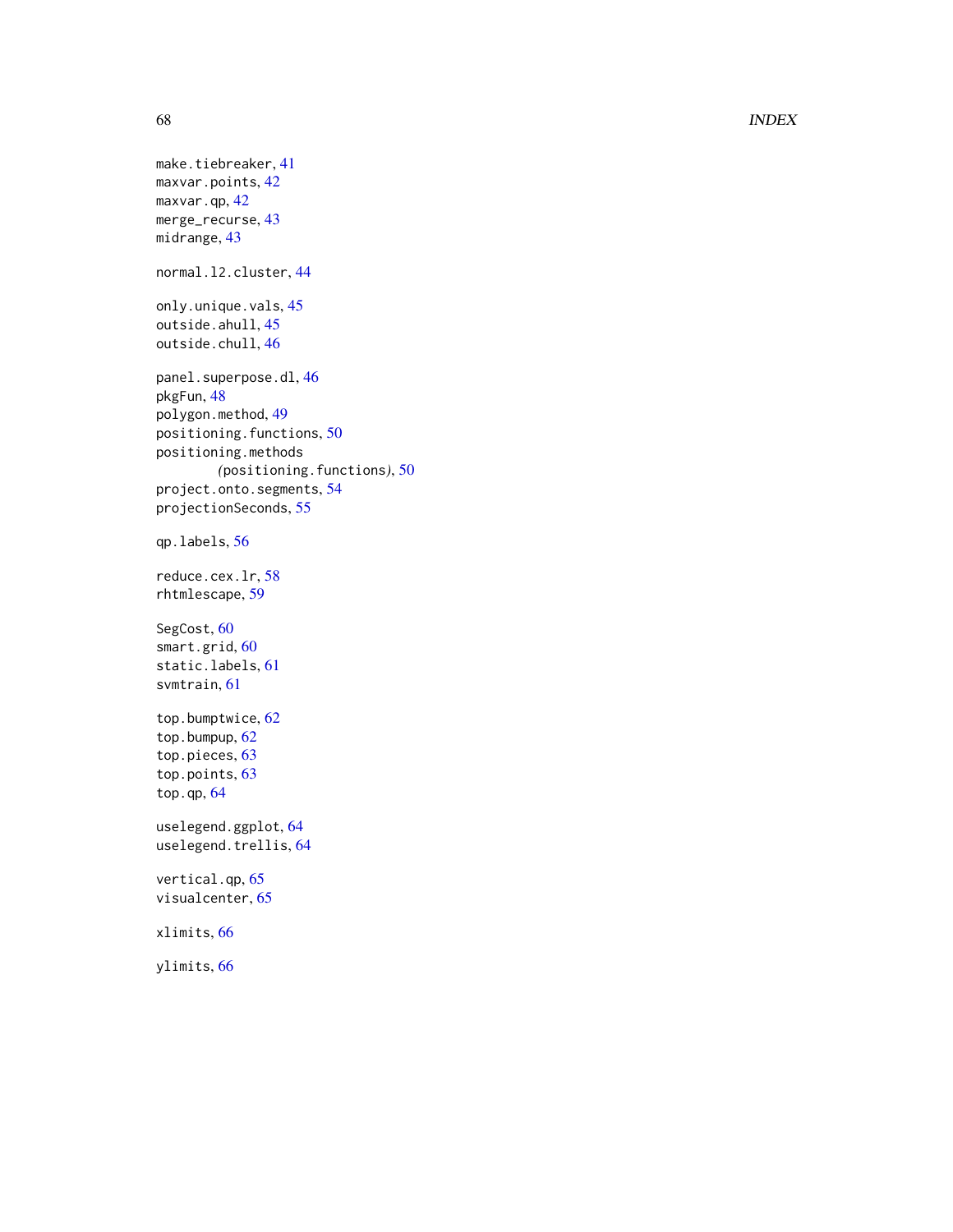make.tiebreaker, 41
maxvar.points, 42
maxvar.qp, 42
merge_recurse, 43
midrange, 43

normal.l2.cluster, 44

only.unique.vals, 45
outside.ahull, 45
outside.chull, 46

panel.superpose.dl, 46
pkgFun, 48
polygon.method, 49
positioning.functions, 50
positioning.methods
    *(*positioning.functions*)*, 50
project.onto.segments, 54
projectionSeconds, 55

qp.labels, 56

reduce.cex.lr, 58
rhtmlescape, 59

SegCost, 60
smart.grid, 60
static.labels, 61
svmtrain, 61

top.bumptwice, 62
top.bumpup, 62
top.pieces, 63
top.points, 63
top.qp, 64

uselegend.ggplot, 64
uselegend.trellis, 64

vertical.qp, 65
visualcenter, 65

xlimits, 66

ylimits, 66